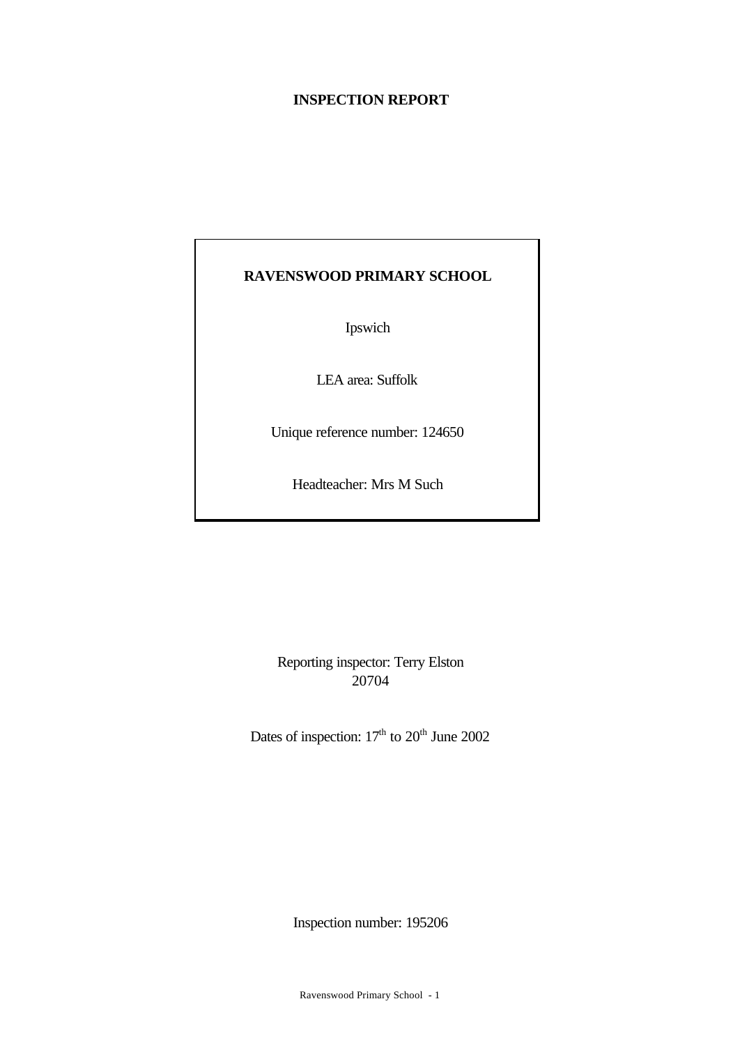# INSPECTION REPORT

**RAVENSWOOD PRIMARY SCHOOL**

Ipswich

LEA area: Suffolk

Unique reference number: 124650

Headteacher: Mrs M Such

Reporting inspector: Terry Elston
20704

Dates of inspection: 17th to 20th June 2002

Inspection number: 195206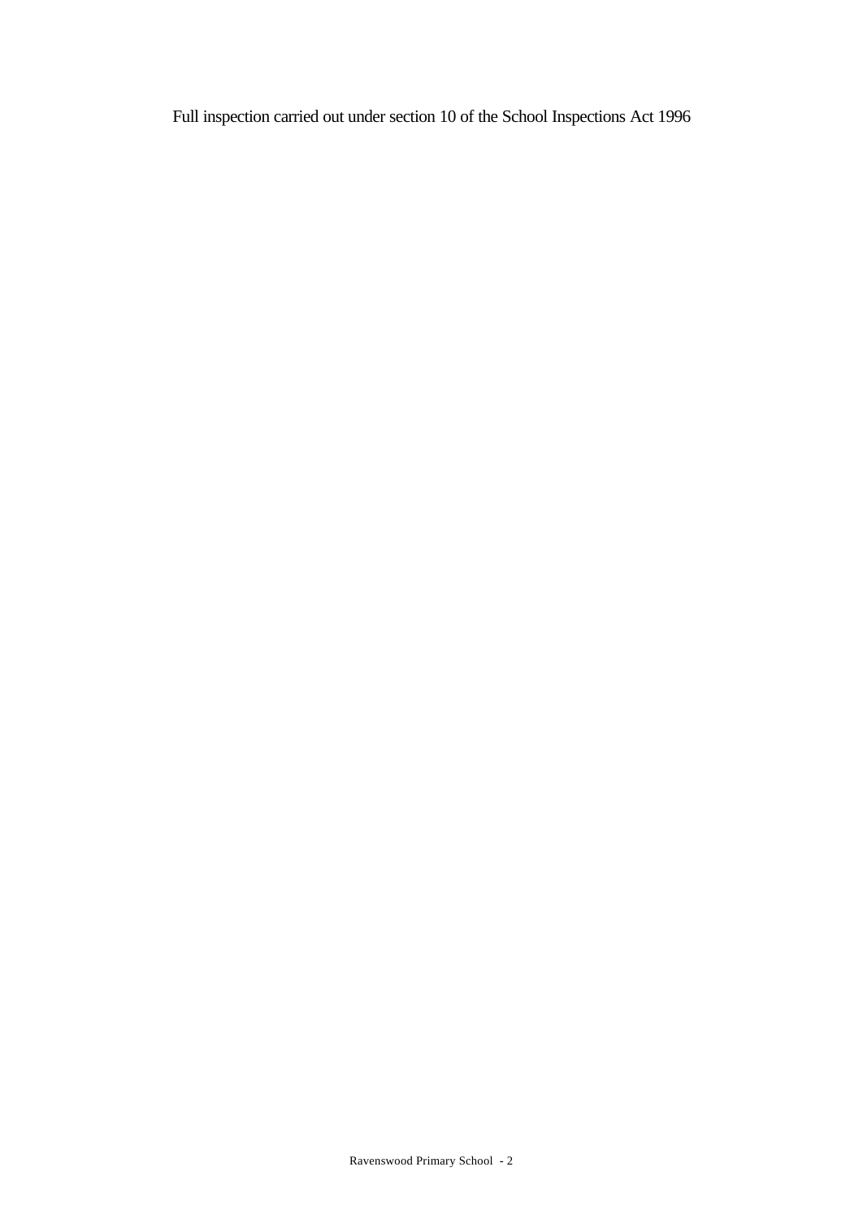Full inspection carried out under section 10 of the School Inspections Act 1996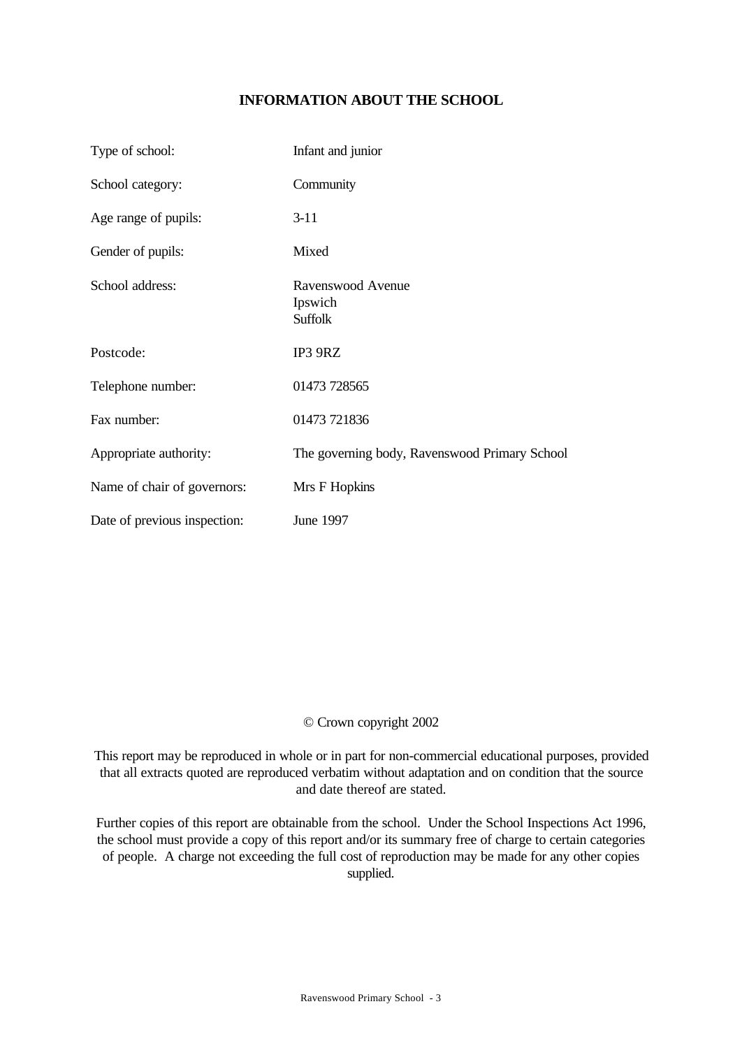# INFORMATION ABOUT THE SCHOOL

| | |
|---|---|
| Type of school: | Infant and junior |
| School category: | Community |
| Age range of pupils: | 3-11 |
| Gender of pupils: | Mixed |
| School address: | Ravenswood Avenue<br>Ipswich<br>Suffolk |
| Postcode: | IP3 9RZ |
| Telephone number: | 01473 728565 |
| Fax number: | 01473 721836 |
| Appropriate authority: | The governing body, Ravenswood Primary School |
| Name of chair of governors: | Mrs F Hopkins |
| Date of previous inspection: | June 1997 |

© Crown copyright 2002

This report may be reproduced in whole or in part for non-commercial educational purposes, provided that all extracts quoted are reproduced verbatim without adaptation and on condition that the source and date thereof are stated.

Further copies of this report are obtainable from the school. Under the School Inspections Act 1996, the school must provide a copy of this report and/or its summary free of charge to certain categories of people. A charge not exceeding the full cost of reproduction may be made for any other copies supplied.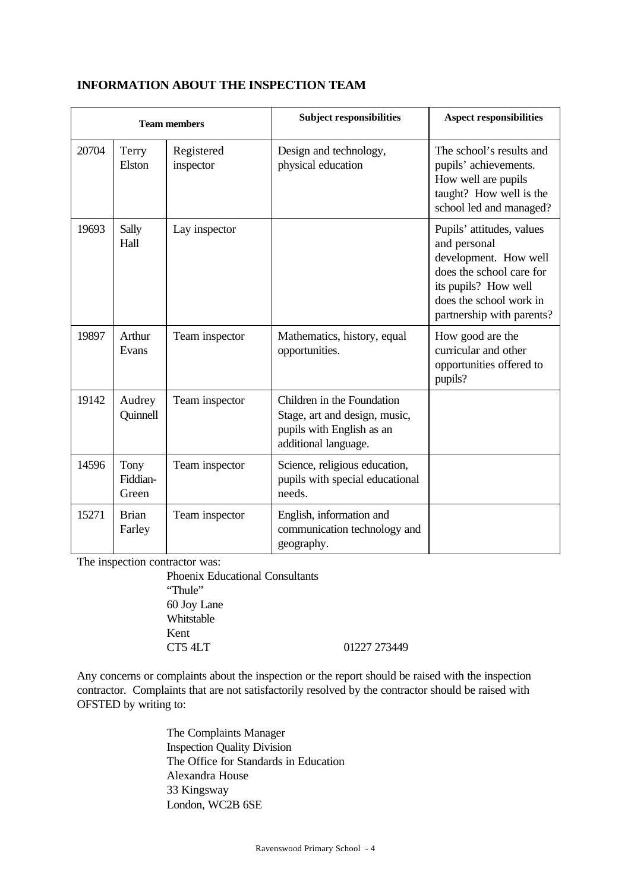## INFORMATION ABOUT THE INSPECTION TEAM

| Team members | | | Subject responsibilities | Aspect responsibilities |
|---|---|---|---|---|
| 20704 | Terry Elston | Registered inspector | Design and technology, physical education | The school's results and pupils' achievements. How well are pupils taught? How well is the school led and managed? |
| 19693 | Sally Hall | Lay inspector | | Pupils' attitudes, values and personal development. How well does the school care for its pupils? How well does the school work in partnership with parents? |
| 19897 | Arthur Evans | Team inspector | Mathematics, history, equal opportunities. | How good are the curricular and other opportunities offered to pupils? |
| 19142 | Audrey Quinnell | Team inspector | Children in the Foundation Stage, art and design, music, pupils with English as an additional language. | |
| 14596 | Tony Fiddian-Green | Team inspector | Science, religious education, pupils with special educational needs. | |
| 15271 | Brian Farley | Team inspector | English, information and communication technology and geography. | |

The inspection contractor was:

Phoenix Educational Consultants
"Thule"
60 Joy Lane
Whitstable
Kent
CT5 4LT 01227 273449

Any concerns or complaints about the inspection or the report should be raised with the inspection contractor. Complaints that are not satisfactorily resolved by the contractor should be raised with OFSTED by writing to:

The Complaints Manager
Inspection Quality Division
The Office for Standards in Education
Alexandra House
33 Kingsway
London, WC2B 6SE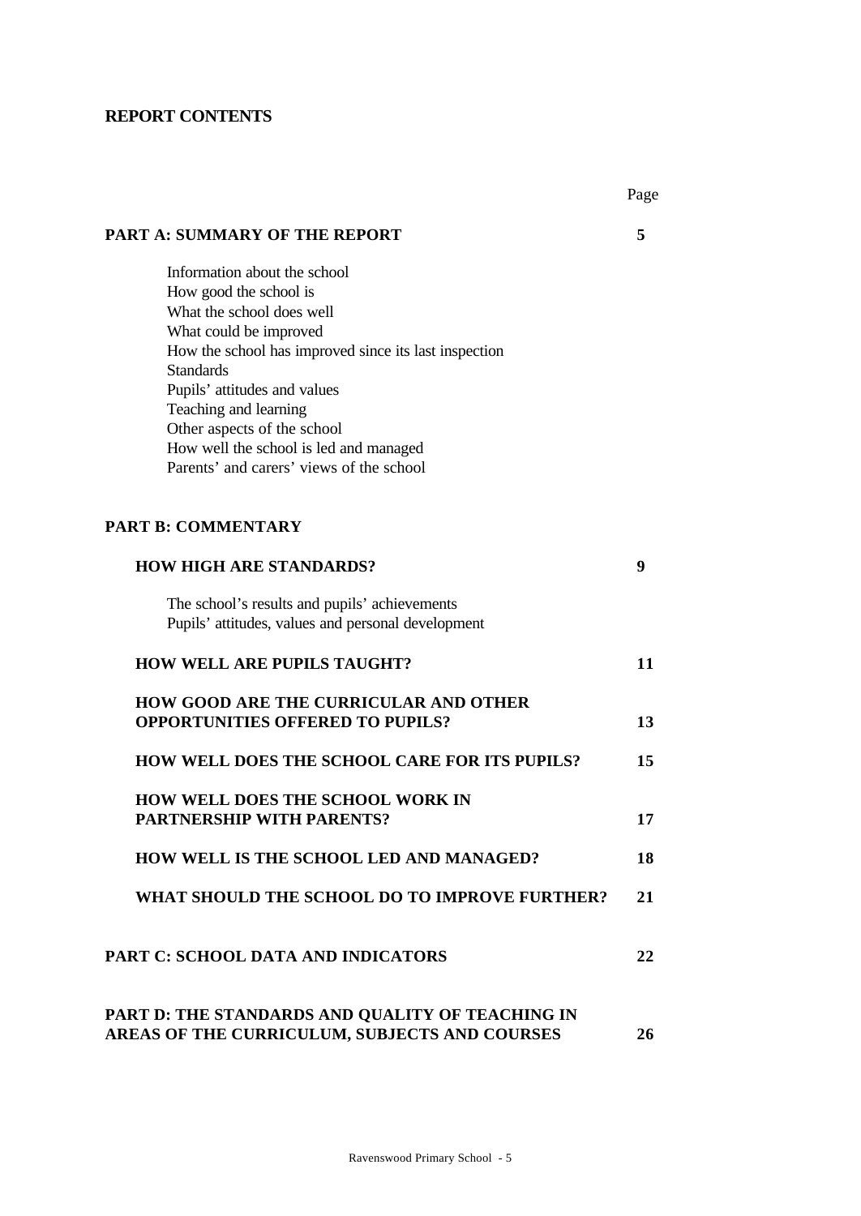**REPORT CONTENTS**

| | Page |
|---|---|
| **PART A: SUMMARY OF THE REPORT** | **5** |
| Information about the school<br>How good the school is<br>What the school does well<br>What could be improved<br>How the school has improved since its last inspection<br>Standards<br>Pupils' attitudes and values<br>Teaching and learning<br>Other aspects of the school<br>How well the school is led and managed<br>Parents' and carers' views of the school | |
| **PART B: COMMENTARY** | |
| **HOW HIGH ARE STANDARDS?** | **9** |
| The school's results and pupils' achievements<br>Pupils' attitudes, values and personal development | |
| **HOW WELL ARE PUPILS TAUGHT?** | **11** |
| **HOW GOOD ARE THE CURRICULAR AND OTHER OPPORTUNITIES OFFERED TO PUPILS?** | **13** |
| **HOW WELL DOES THE SCHOOL CARE FOR ITS PUPILS?** | **15** |
| **HOW WELL DOES THE SCHOOL WORK IN PARTNERSHIP WITH PARENTS?** | **17** |
| **HOW WELL IS THE SCHOOL LED AND MANAGED?** | **18** |
| **WHAT SHOULD THE SCHOOL DO TO IMPROVE FURTHER?** | **21** |
| **PART C: SCHOOL DATA AND INDICATORS** | **22** |
| **PART D: THE STANDARDS AND QUALITY OF TEACHING IN AREAS OF THE CURRICULUM, SUBJECTS AND COURSES** | **26** |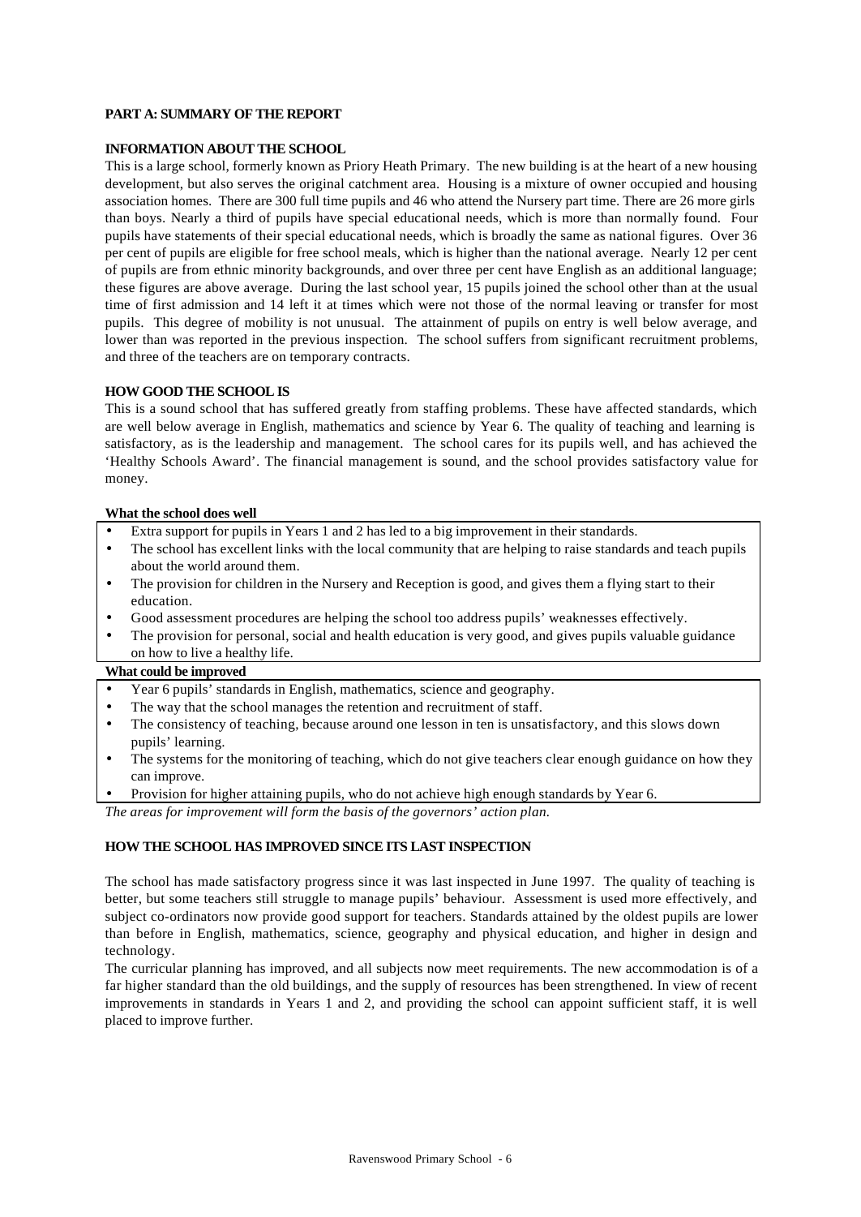## PART A: SUMMARY OF THE REPORT

### INFORMATION ABOUT THE SCHOOL

This is a large school, formerly known as Priory Heath Primary. The new building is at the heart of a new housing development, but also serves the original catchment area. Housing is a mixture of owner occupied and housing association homes. There are 300 full time pupils and 46 who attend the Nursery part time. There are 26 more girls than boys. Nearly a third of pupils have special educational needs, which is more than normally found. Four pupils have statements of their special educational needs, which is broadly the same as national figures. Over 36 per cent of pupils are eligible for free school meals, which is higher than the national average. Nearly 12 per cent of pupils are from ethnic minority backgrounds, and over three per cent have English as an additional language; these figures are above average. During the last school year, 15 pupils joined the school other than at the usual time of first admission and 14 left it at times which were not those of the normal leaving or transfer for most pupils. This degree of mobility is not unusual. The attainment of pupils on entry is well below average, and lower than was reported in the previous inspection. The school suffers from significant recruitment problems, and three of the teachers are on temporary contracts.

### HOW GOOD THE SCHOOL IS

This is a sound school that has suffered greatly from staffing problems. These have affected standards, which are well below average in English, mathematics and science by Year 6. The quality of teaching and learning is satisfactory, as is the leadership and management. The school cares for its pupils well, and has achieved the 'Healthy Schools Award'. The financial management is sound, and the school provides satisfactory value for money.

**What the school does well**

- Extra support for pupils in Years 1 and 2 has led to a big improvement in their standards.
- The school has excellent links with the local community that are helping to raise standards and teach pupils about the world around them.
- The provision for children in the Nursery and Reception is good, and gives them a flying start to their education.
- Good assessment procedures are helping the school too address pupils' weaknesses effectively.
- The provision for personal, social and health education is very good, and gives pupils valuable guidance on how to live a healthy life.

**What could be improved**

- Year 6 pupils' standards in English, mathematics, science and geography.
- The way that the school manages the retention and recruitment of staff.
- The consistency of teaching, because around one lesson in ten is unsatisfactory, and this slows down pupils' learning.
- The systems for the monitoring of teaching, which do not give teachers clear enough guidance on how they can improve.
- Provision for higher attaining pupils, who do not achieve high enough standards by Year 6.

*The areas for improvement will form the basis of the governors' action plan.*

### HOW THE SCHOOL HAS IMPROVED SINCE ITS LAST INSPECTION

The school has made satisfactory progress since it was last inspected in June 1997. The quality of teaching is better, but some teachers still struggle to manage pupils' behaviour. Assessment is used more effectively, and subject co-ordinators now provide good support for teachers. Standards attained by the oldest pupils are lower than before in English, mathematics, science, geography and physical education, and higher in design and technology.

The curricular planning has improved, and all subjects now meet requirements. The new accommodation is of a far higher standard than the old buildings, and the supply of resources has been strengthened. In view of recent improvements in standards in Years 1 and 2, and providing the school can appoint sufficient staff, it is well placed to improve further.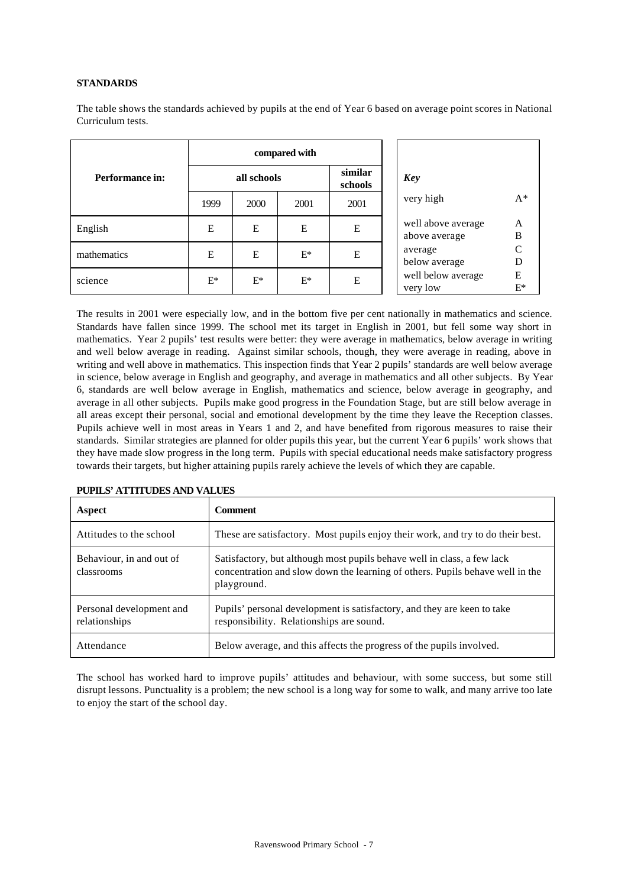**STANDARDS**

The table shows the standards achieved by pupils at the end of Year 6 based on average point scores in National Curriculum tests.

| Performance in: | compared with | | | |
|---|---|---|---|---|
| | all schools | | | similar schools |
| | 1999 | 2000 | 2001 | 2001 |
| English | E | E | E | E |
| mathematics | E | E | E* | E |
| science | E* | E* | E* | E |

| *Key* | |
|---|---|
| very high | A* |
| well above average | A |
| above average | B |
| average | C |
| below average | D |
| well below average | E |
| very low | E* |

The results in 2001 were especially low, and in the bottom five per cent nationally in mathematics and science. Standards have fallen since 1999. The school met its target in English in 2001, but fell some way short in mathematics. Year 2 pupils' test results were better: they were average in mathematics, below average in writing and well below average in reading. Against similar schools, though, they were average in reading, above in writing and well above in mathematics. This inspection finds that Year 2 pupils' standards are well below average in science, below average in English and geography, and average in mathematics and all other subjects. By Year 6, standards are well below average in English, mathematics and science, below average in geography, and average in all other subjects. Pupils make good progress in the Foundation Stage, but are still below average in all areas except their personal, social and emotional development by the time they leave the Reception classes. Pupils achieve well in most areas in Years 1 and 2, and have benefited from rigorous measures to raise their standards. Similar strategies are planned for older pupils this year, but the current Year 6 pupils' work shows that they have made slow progress in the long term. Pupils with special educational needs make satisfactory progress towards their targets, but higher attaining pupils rarely achieve the levels of which they are capable.

**PUPILS' ATTITUDES AND VALUES**

| Aspect | Comment |
|---|---|
| Attitudes to the school | These are satisfactory. Most pupils enjoy their work, and try to do their best. |
| Behaviour, in and out of classrooms | Satisfactory, but although most pupils behave well in class, a few lack concentration and slow down the learning of others. Pupils behave well in the playground. |
| Personal development and relationships | Pupils' personal development is satisfactory, and they are keen to take responsibility. Relationships are sound. |
| Attendance | Below average, and this affects the progress of the pupils involved. |

The school has worked hard to improve pupils' attitudes and behaviour, with some success, but some still disrupt lessons. Punctuality is a problem; the new school is a long way for some to walk, and many arrive too late to enjoy the start of the school day.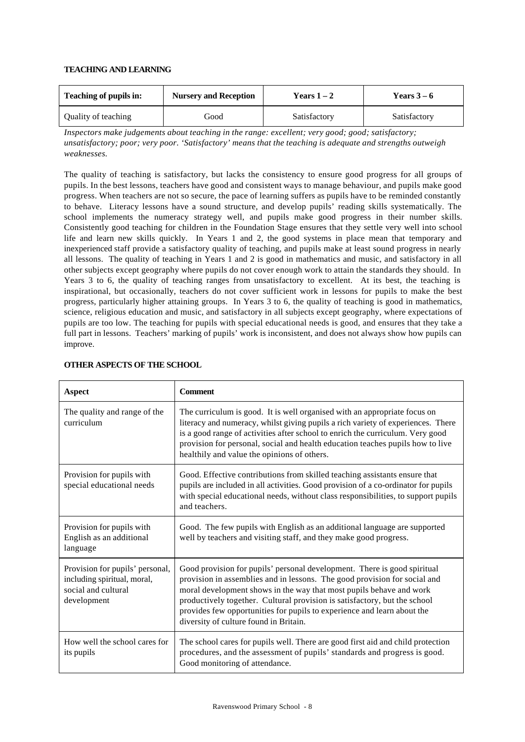**TEACHING AND LEARNING**

| Teaching of pupils in: | Nursery and Reception | Years 1 – 2 | Years 3 – 6 |
|---|---|---|---|
| Quality of teaching | Good | Satisfactory | Satisfactory |

*Inspectors make judgements about teaching in the range: excellent; very good; good; satisfactory; unsatisfactory; poor; very poor. 'Satisfactory' means that the teaching is adequate and strengths outweigh weaknesses.*

The quality of teaching is satisfactory, but lacks the consistency to ensure good progress for all groups of pupils. In the best lessons, teachers have good and consistent ways to manage behaviour, and pupils make good progress. When teachers are not so secure, the pace of learning suffers as pupils have to be reminded constantly to behave. Literacy lessons have a sound structure, and develop pupils' reading skills systematically. The school implements the numeracy strategy well, and pupils make good progress in their number skills. Consistently good teaching for children in the Foundation Stage ensures that they settle very well into school life and learn new skills quickly. In Years 1 and 2, the good systems in place mean that temporary and inexperienced staff provide a satisfactory quality of teaching, and pupils make at least sound progress in nearly all lessons. The quality of teaching in Years 1 and 2 is good in mathematics and music, and satisfactory in all other subjects except geography where pupils do not cover enough work to attain the standards they should. In Years 3 to 6, the quality of teaching ranges from unsatisfactory to excellent. At its best, the teaching is inspirational, but occasionally, teachers do not cover sufficient work in lessons for pupils to make the best progress, particularly higher attaining groups. In Years 3 to 6, the quality of teaching is good in mathematics, science, religious education and music, and satisfactory in all subjects except geography, where expectations of pupils are too low. The teaching for pupils with special educational needs is good, and ensures that they take a full part in lessons. Teachers' marking of pupils' work is inconsistent, and does not always show how pupils can improve.

**OTHER ASPECTS OF THE SCHOOL**

| Aspect | Comment |
|---|---|
| The quality and range of the curriculum | The curriculum is good. It is well organised with an appropriate focus on literacy and numeracy, whilst giving pupils a rich variety of experiences. There is a good range of activities after school to enrich the curriculum. Very good provision for personal, social and health education teaches pupils how to live healthily and value the opinions of others. |
| Provision for pupils with special educational needs | Good. Effective contributions from skilled teaching assistants ensure that pupils are included in all activities. Good provision of a co-ordinator for pupils with special educational needs, without class responsibilities, to support pupils and teachers. |
| Provision for pupils with English as an additional language | Good. The few pupils with English as an additional language are supported well by teachers and visiting staff, and they make good progress. |
| Provision for pupils' personal, including spiritual, moral, social and cultural development | Good provision for pupils' personal development. There is good spiritual provision in assemblies and in lessons. The good provision for social and moral development shows in the way that most pupils behave and work productively together. Cultural provision is satisfactory, but the school provides few opportunities for pupils to experience and learn about the diversity of culture found in Britain. |
| How well the school cares for its pupils | The school cares for pupils well. There are good first aid and child protection procedures, and the assessment of pupils' standards and progress is good. Good monitoring of attendance. |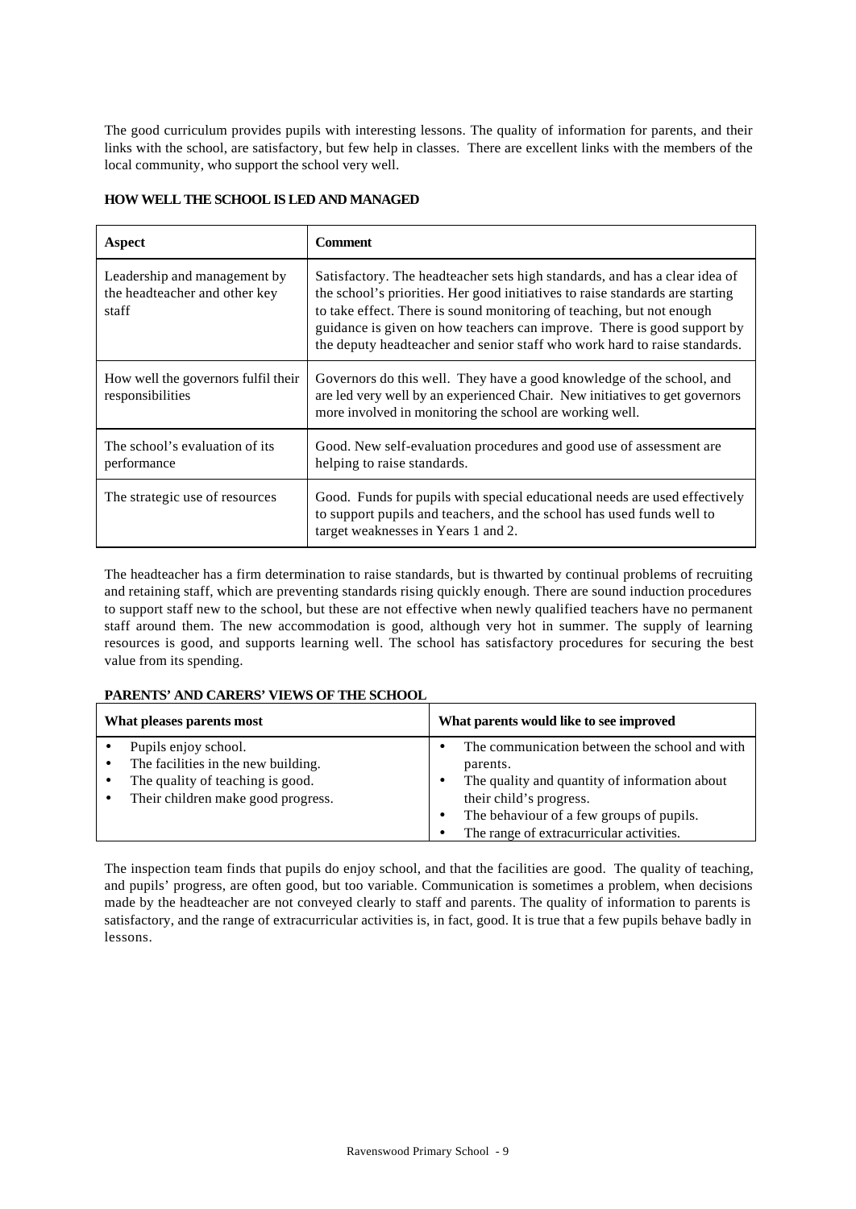The good curriculum provides pupils with interesting lessons. The quality of information for parents, and their links with the school, are satisfactory, but few help in classes. There are excellent links with the members of the local community, who support the school very well.

**HOW WELL THE SCHOOL IS LED AND MANAGED**

| Aspect | Comment |
|---|---|
| Leadership and management by the headteacher and other key staff | Satisfactory. The headteacher sets high standards, and has a clear idea of the school's priorities. Her good initiatives to raise standards are starting to take effect. There is sound monitoring of teaching, but not enough guidance is given on how teachers can improve. There is good support by the deputy headteacher and senior staff who work hard to raise standards. |
| How well the governors fulfil their responsibilities | Governors do this well. They have a good knowledge of the school, and are led very well by an experienced Chair. New initiatives to get governors more involved in monitoring the school are working well. |
| The school's evaluation of its performance | Good. New self-evaluation procedures and good use of assessment are helping to raise standards. |
| The strategic use of resources | Good. Funds for pupils with special educational needs are used effectively to support pupils and teachers, and the school has used funds well to target weaknesses in Years 1 and 2. |

The headteacher has a firm determination to raise standards, but is thwarted by continual problems of recruiting and retaining staff, which are preventing standards rising quickly enough. There are sound induction procedures to support staff new to the school, but these are not effective when newly qualified teachers have no permanent staff around them. The new accommodation is good, although very hot in summer. The supply of learning resources is good, and supports learning well. The school has satisfactory procedures for securing the best value from its spending.

**PARENTS' AND CARERS' VIEWS OF THE SCHOOL**

| What pleases parents most | What parents would like to see improved |
|---|---|
| • Pupils enjoy school.<br>• The facilities in the new building.<br>• The quality of teaching is good.<br>• Their children make good progress. | • The communication between the school and with parents.<br>• The quality and quantity of information about their child's progress.<br>• The behaviour of a few groups of pupils.<br>• The range of extracurricular activities. |

The inspection team finds that pupils do enjoy school, and that the facilities are good. The quality of teaching, and pupils' progress, are often good, but too variable. Communication is sometimes a problem, when decisions made by the headteacher are not conveyed clearly to staff and parents. The quality of information to parents is satisfactory, and the range of extracurricular activities is, in fact, good. It is true that a few pupils behave badly in lessons.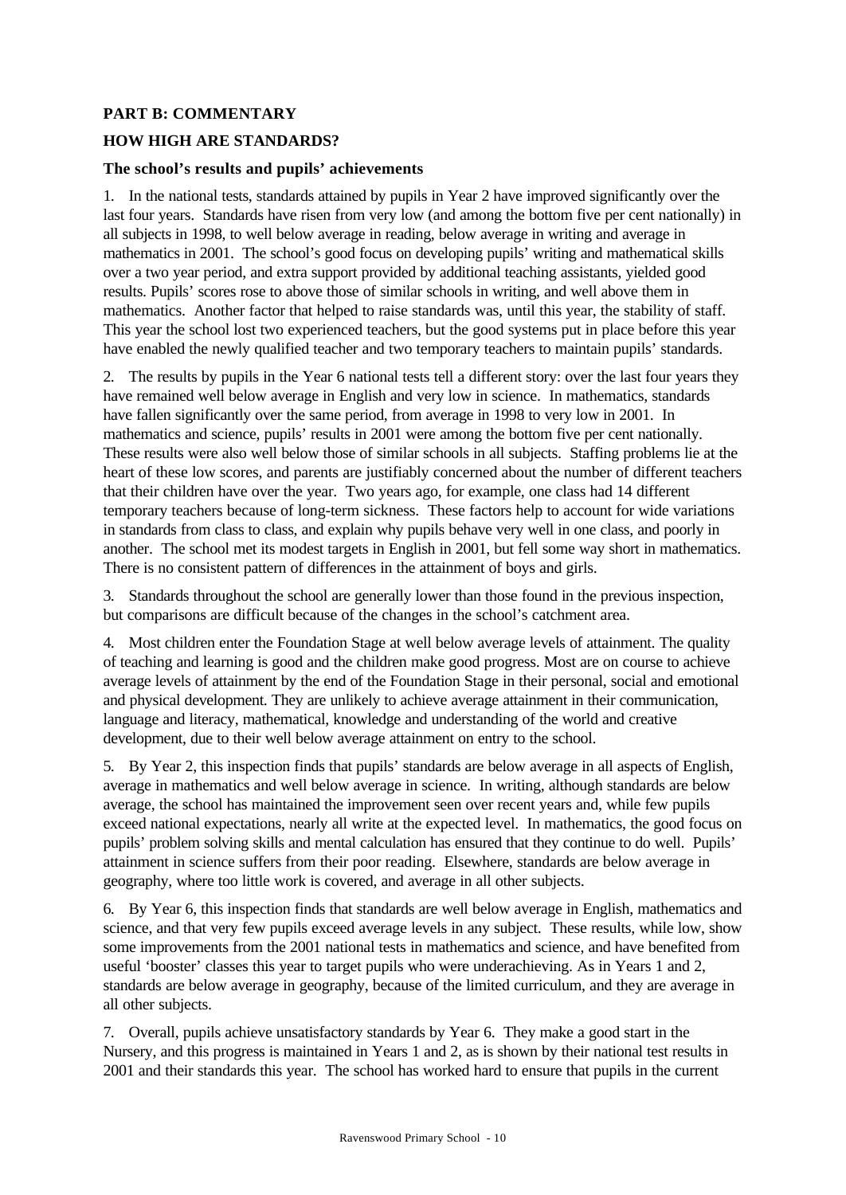## PART B: COMMENTARY

## HOW HIGH ARE STANDARDS?

### The school's results and pupils' achievements

1. In the national tests, standards attained by pupils in Year 2 have improved significantly over the last four years. Standards have risen from very low (and among the bottom five per cent nationally) in all subjects in 1998, to well below average in reading, below average in writing and average in mathematics in 2001. The school's good focus on developing pupils' writing and mathematical skills over a two year period, and extra support provided by additional teaching assistants, yielded good results. Pupils' scores rose to above those of similar schools in writing, and well above them in mathematics. Another factor that helped to raise standards was, until this year, the stability of staff. This year the school lost two experienced teachers, but the good systems put in place before this year have enabled the newly qualified teacher and two temporary teachers to maintain pupils' standards.

2. The results by pupils in the Year 6 national tests tell a different story: over the last four years they have remained well below average in English and very low in science. In mathematics, standards have fallen significantly over the same period, from average in 1998 to very low in 2001. In mathematics and science, pupils' results in 2001 were among the bottom five per cent nationally. These results were also well below those of similar schools in all subjects. Staffing problems lie at the heart of these low scores, and parents are justifiably concerned about the number of different teachers that their children have over the year. Two years ago, for example, one class had 14 different temporary teachers because of long-term sickness. These factors help to account for wide variations in standards from class to class, and explain why pupils behave very well in one class, and poorly in another. The school met its modest targets in English in 2001, but fell some way short in mathematics. There is no consistent pattern of differences in the attainment of boys and girls.

3. Standards throughout the school are generally lower than those found in the previous inspection, but comparisons are difficult because of the changes in the school's catchment area.

4. Most children enter the Foundation Stage at well below average levels of attainment. The quality of teaching and learning is good and the children make good progress. Most are on course to achieve average levels of attainment by the end of the Foundation Stage in their personal, social and emotional and physical development. They are unlikely to achieve average attainment in their communication, language and literacy, mathematical, knowledge and understanding of the world and creative development, due to their well below average attainment on entry to the school.

5. By Year 2, this inspection finds that pupils' standards are below average in all aspects of English, average in mathematics and well below average in science. In writing, although standards are below average, the school has maintained the improvement seen over recent years and, while few pupils exceed national expectations, nearly all write at the expected level. In mathematics, the good focus on pupils' problem solving skills and mental calculation has ensured that they continue to do well. Pupils' attainment in science suffers from their poor reading. Elsewhere, standards are below average in geography, where too little work is covered, and average in all other subjects.

6. By Year 6, this inspection finds that standards are well below average in English, mathematics and science, and that very few pupils exceed average levels in any subject. These results, while low, show some improvements from the 2001 national tests in mathematics and science, and have benefited from useful 'booster' classes this year to target pupils who were underachieving. As in Years 1 and 2, standards are below average in geography, because of the limited curriculum, and they are average in all other subjects.

7. Overall, pupils achieve unsatisfactory standards by Year 6. They make a good start in the Nursery, and this progress is maintained in Years 1 and 2, as is shown by their national test results in 2001 and their standards this year. The school has worked hard to ensure that pupils in the current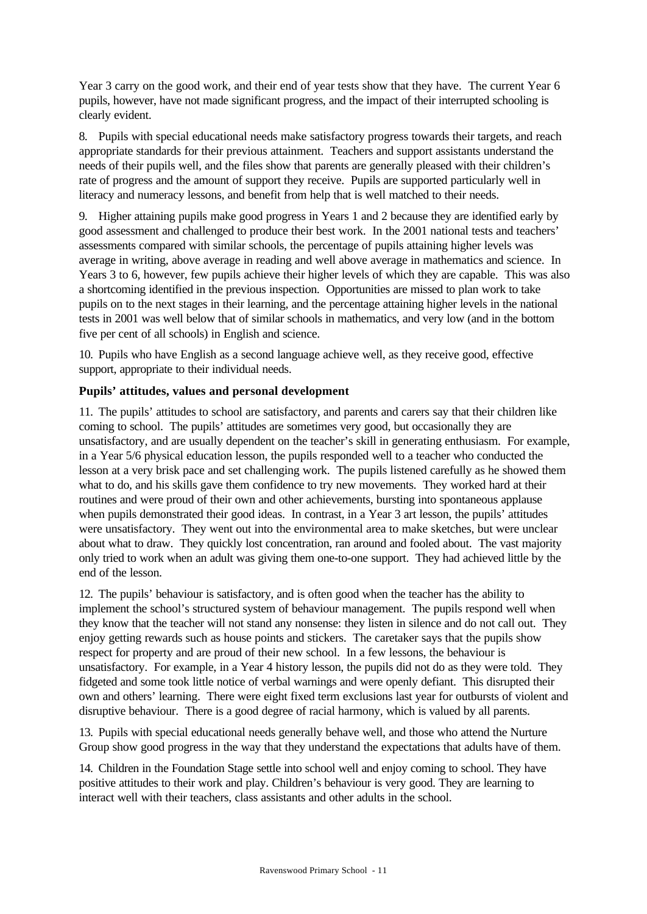Year 3 carry on the good work, and their end of year tests show that they have. The current Year 6 pupils, however, have not made significant progress, and the impact of their interrupted schooling is clearly evident.

8. Pupils with special educational needs make satisfactory progress towards their targets, and reach appropriate standards for their previous attainment. Teachers and support assistants understand the needs of their pupils well, and the files show that parents are generally pleased with their children's rate of progress and the amount of support they receive. Pupils are supported particularly well in literacy and numeracy lessons, and benefit from help that is well matched to their needs.

9. Higher attaining pupils make good progress in Years 1 and 2 because they are identified early by good assessment and challenged to produce their best work. In the 2001 national tests and teachers' assessments compared with similar schools, the percentage of pupils attaining higher levels was average in writing, above average in reading and well above average in mathematics and science. In Years 3 to 6, however, few pupils achieve their higher levels of which they are capable. This was also a shortcoming identified in the previous inspection. Opportunities are missed to plan work to take pupils on to the next stages in their learning, and the percentage attaining higher levels in the national tests in 2001 was well below that of similar schools in mathematics, and very low (and in the bottom five per cent of all schools) in English and science.

10. Pupils who have English as a second language achieve well, as they receive good, effective support, appropriate to their individual needs.

**Pupils' attitudes, values and personal development**

11. The pupils' attitudes to school are satisfactory, and parents and carers say that their children like coming to school. The pupils' attitudes are sometimes very good, but occasionally they are unsatisfactory, and are usually dependent on the teacher's skill in generating enthusiasm. For example, in a Year 5/6 physical education lesson, the pupils responded well to a teacher who conducted the lesson at a very brisk pace and set challenging work. The pupils listened carefully as he showed them what to do, and his skills gave them confidence to try new movements. They worked hard at their routines and were proud of their own and other achievements, bursting into spontaneous applause when pupils demonstrated their good ideas. In contrast, in a Year 3 art lesson, the pupils' attitudes were unsatisfactory. They went out into the environmental area to make sketches, but were unclear about what to draw. They quickly lost concentration, ran around and fooled about. The vast majority only tried to work when an adult was giving them one-to-one support. They had achieved little by the end of the lesson.

12. The pupils' behaviour is satisfactory, and is often good when the teacher has the ability to implement the school's structured system of behaviour management. The pupils respond well when they know that the teacher will not stand any nonsense: they listen in silence and do not call out. They enjoy getting rewards such as house points and stickers. The caretaker says that the pupils show respect for property and are proud of their new school. In a few lessons, the behaviour is unsatisfactory. For example, in a Year 4 history lesson, the pupils did not do as they were told. They fidgeted and some took little notice of verbal warnings and were openly defiant. This disrupted their own and others' learning. There were eight fixed term exclusions last year for outbursts of violent and disruptive behaviour. There is a good degree of racial harmony, which is valued by all parents.

13. Pupils with special educational needs generally behave well, and those who attend the Nurture Group show good progress in the way that they understand the expectations that adults have of them.

14. Children in the Foundation Stage settle into school well and enjoy coming to school. They have positive attitudes to their work and play. Children's behaviour is very good. They are learning to interact well with their teachers, class assistants and other adults in the school.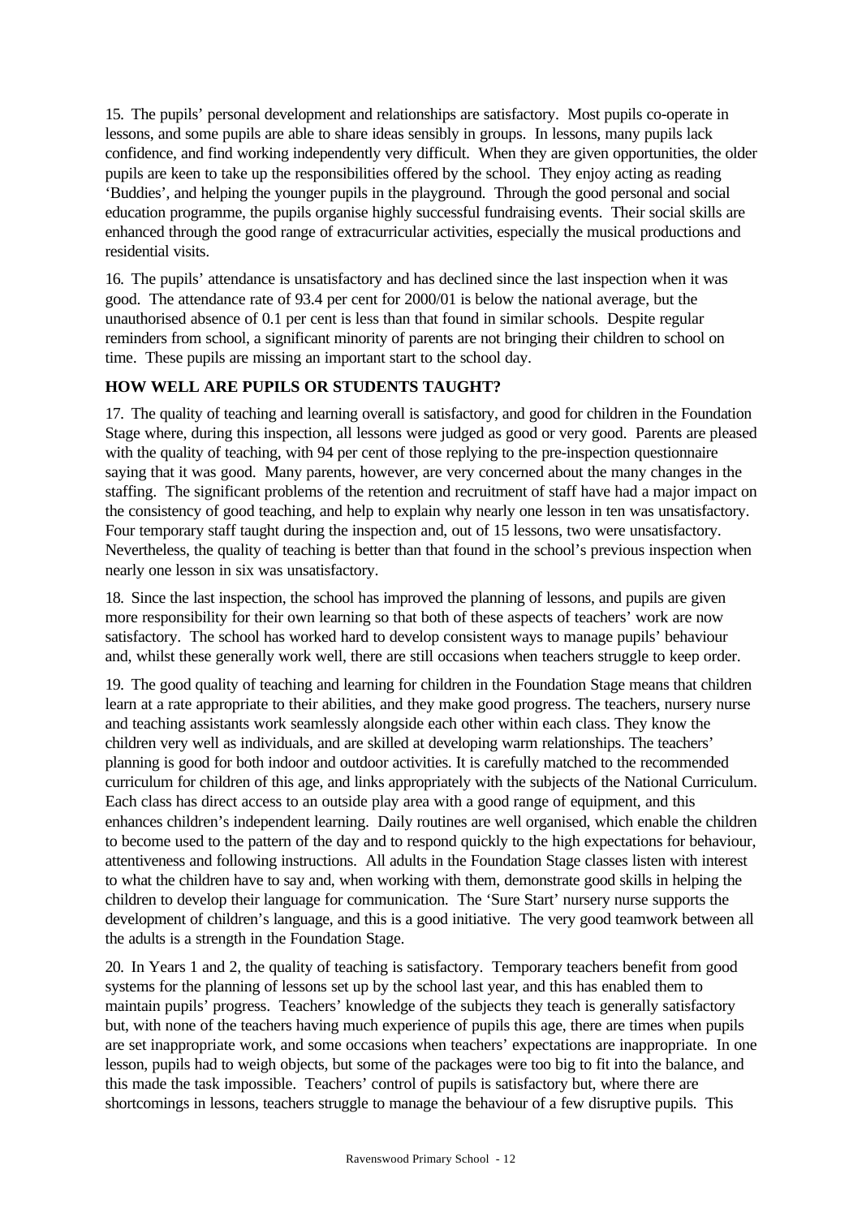15. The pupils' personal development and relationships are satisfactory. Most pupils co-operate in lessons, and some pupils are able to share ideas sensibly in groups. In lessons, many pupils lack confidence, and find working independently very difficult. When they are given opportunities, the older pupils are keen to take up the responsibilities offered by the school. They enjoy acting as reading 'Buddies', and helping the younger pupils in the playground. Through the good personal and social education programme, the pupils organise highly successful fundraising events. Their social skills are enhanced through the good range of extracurricular activities, especially the musical productions and residential visits.

16. The pupils' attendance is unsatisfactory and has declined since the last inspection when it was good. The attendance rate of 93.4 per cent for 2000/01 is below the national average, but the unauthorised absence of 0.1 per cent is less than that found in similar schools. Despite regular reminders from school, a significant minority of parents are not bringing their children to school on time. These pupils are missing an important start to the school day.

## HOW WELL ARE PUPILS OR STUDENTS TAUGHT?

17. The quality of teaching and learning overall is satisfactory, and good for children in the Foundation Stage where, during this inspection, all lessons were judged as good or very good. Parents are pleased with the quality of teaching, with 94 per cent of those replying to the pre-inspection questionnaire saying that it was good. Many parents, however, are very concerned about the many changes in the staffing. The significant problems of the retention and recruitment of staff have had a major impact on the consistency of good teaching, and help to explain why nearly one lesson in ten was unsatisfactory. Four temporary staff taught during the inspection and, out of 15 lessons, two were unsatisfactory. Nevertheless, the quality of teaching is better than that found in the school's previous inspection when nearly one lesson in six was unsatisfactory.

18. Since the last inspection, the school has improved the planning of lessons, and pupils are given more responsibility for their own learning so that both of these aspects of teachers' work are now satisfactory. The school has worked hard to develop consistent ways to manage pupils' behaviour and, whilst these generally work well, there are still occasions when teachers struggle to keep order.

19. The good quality of teaching and learning for children in the Foundation Stage means that children learn at a rate appropriate to their abilities, and they make good progress. The teachers, nursery nurse and teaching assistants work seamlessly alongside each other within each class. They know the children very well as individuals, and are skilled at developing warm relationships. The teachers' planning is good for both indoor and outdoor activities. It is carefully matched to the recommended curriculum for children of this age, and links appropriately with the subjects of the National Curriculum. Each class has direct access to an outside play area with a good range of equipment, and this enhances children's independent learning. Daily routines are well organised, which enable the children to become used to the pattern of the day and to respond quickly to the high expectations for behaviour, attentiveness and following instructions. All adults in the Foundation Stage classes listen with interest to what the children have to say and, when working with them, demonstrate good skills in helping the children to develop their language for communication. The 'Sure Start' nursery nurse supports the development of children's language, and this is a good initiative. The very good teamwork between all the adults is a strength in the Foundation Stage.

20. In Years 1 and 2, the quality of teaching is satisfactory. Temporary teachers benefit from good systems for the planning of lessons set up by the school last year, and this has enabled them to maintain pupils' progress. Teachers' knowledge of the subjects they teach is generally satisfactory but, with none of the teachers having much experience of pupils this age, there are times when pupils are set inappropriate work, and some occasions when teachers' expectations are inappropriate. In one lesson, pupils had to weigh objects, but some of the packages were too big to fit into the balance, and this made the task impossible. Teachers' control of pupils is satisfactory but, where there are shortcomings in lessons, teachers struggle to manage the behaviour of a few disruptive pupils. This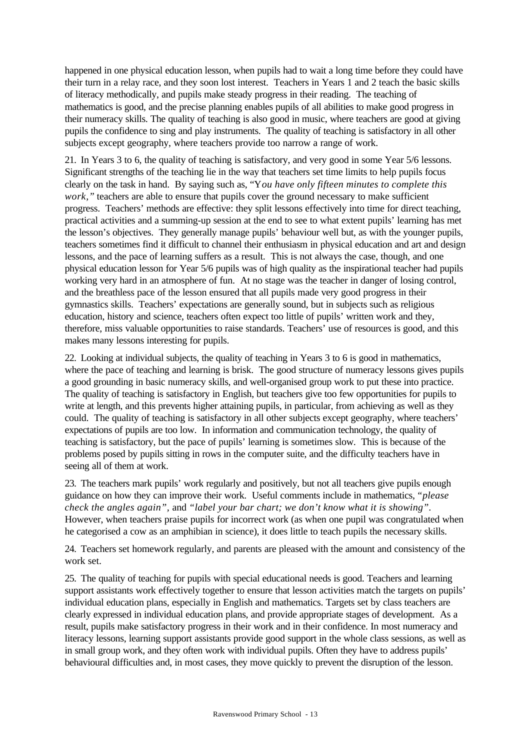happened in one physical education lesson, when pupils had to wait a long time before they could have their turn in a relay race, and they soon lost interest. Teachers in Years 1 and 2 teach the basic skills of literacy methodically, and pupils make steady progress in their reading. The teaching of mathematics is good, and the precise planning enables pupils of all abilities to make good progress in their numeracy skills. The quality of teaching is also good in music, where teachers are good at giving pupils the confidence to sing and play instruments. The quality of teaching is satisfactory in all other subjects except geography, where teachers provide too narrow a range of work.

21. In Years 3 to 6, the quality of teaching is satisfactory, and very good in some Year 5/6 lessons. Significant strengths of the teaching lie in the way that teachers set time limits to help pupils focus clearly on the task in hand. By saying such as, "*You have only fifteen minutes to complete this work,*" teachers are able to ensure that pupils cover the ground necessary to make sufficient progress. Teachers' methods are effective: they split lessons effectively into time for direct teaching, practical activities and a summing-up session at the end to see to what extent pupils' learning has met the lesson's objectives. They generally manage pupils' behaviour well but, as with the younger pupils, teachers sometimes find it difficult to channel their enthusiasm in physical education and art and design lessons, and the pace of learning suffers as a result. This is not always the case, though, and one physical education lesson for Year 5/6 pupils was of high quality as the inspirational teacher had pupils working very hard in an atmosphere of fun. At no stage was the teacher in danger of losing control, and the breathless pace of the lesson ensured that all pupils made very good progress in their gymnastics skills. Teachers' expectations are generally sound, but in subjects such as religious education, history and science, teachers often expect too little of pupils' written work and they, therefore, miss valuable opportunities to raise standards. Teachers' use of resources is good, and this makes many lessons interesting for pupils.

22. Looking at individual subjects, the quality of teaching in Years 3 to 6 is good in mathematics, where the pace of teaching and learning is brisk. The good structure of numeracy lessons gives pupils a good grounding in basic numeracy skills, and well-organised group work to put these into practice. The quality of teaching is satisfactory in English, but teachers give too few opportunities for pupils to write at length, and this prevents higher attaining pupils, in particular, from achieving as well as they could. The quality of teaching is satisfactory in all other subjects except geography, where teachers' expectations of pupils are too low. In information and communication technology, the quality of teaching is satisfactory, but the pace of pupils' learning is sometimes slow. This is because of the problems posed by pupils sitting in rows in the computer suite, and the difficulty teachers have in seeing all of them at work.

23. The teachers mark pupils' work regularly and positively, but not all teachers give pupils enough guidance on how they can improve their work. Useful comments include in mathematics, "*please check the angles again*", and "*label your bar chart; we don't know what it is showing*". However, when teachers praise pupils for incorrect work (as when one pupil was congratulated when he categorised a cow as an amphibian in science), it does little to teach pupils the necessary skills.

24. Teachers set homework regularly, and parents are pleased with the amount and consistency of the work set.

25. The quality of teaching for pupils with special educational needs is good. Teachers and learning support assistants work effectively together to ensure that lesson activities match the targets on pupils' individual education plans, especially in English and mathematics. Targets set by class teachers are clearly expressed in individual education plans, and provide appropriate stages of development. As a result, pupils make satisfactory progress in their work and in their confidence. In most numeracy and literacy lessons, learning support assistants provide good support in the whole class sessions, as well as in small group work, and they often work with individual pupils. Often they have to address pupils' behavioural difficulties and, in most cases, they move quickly to prevent the disruption of the lesson.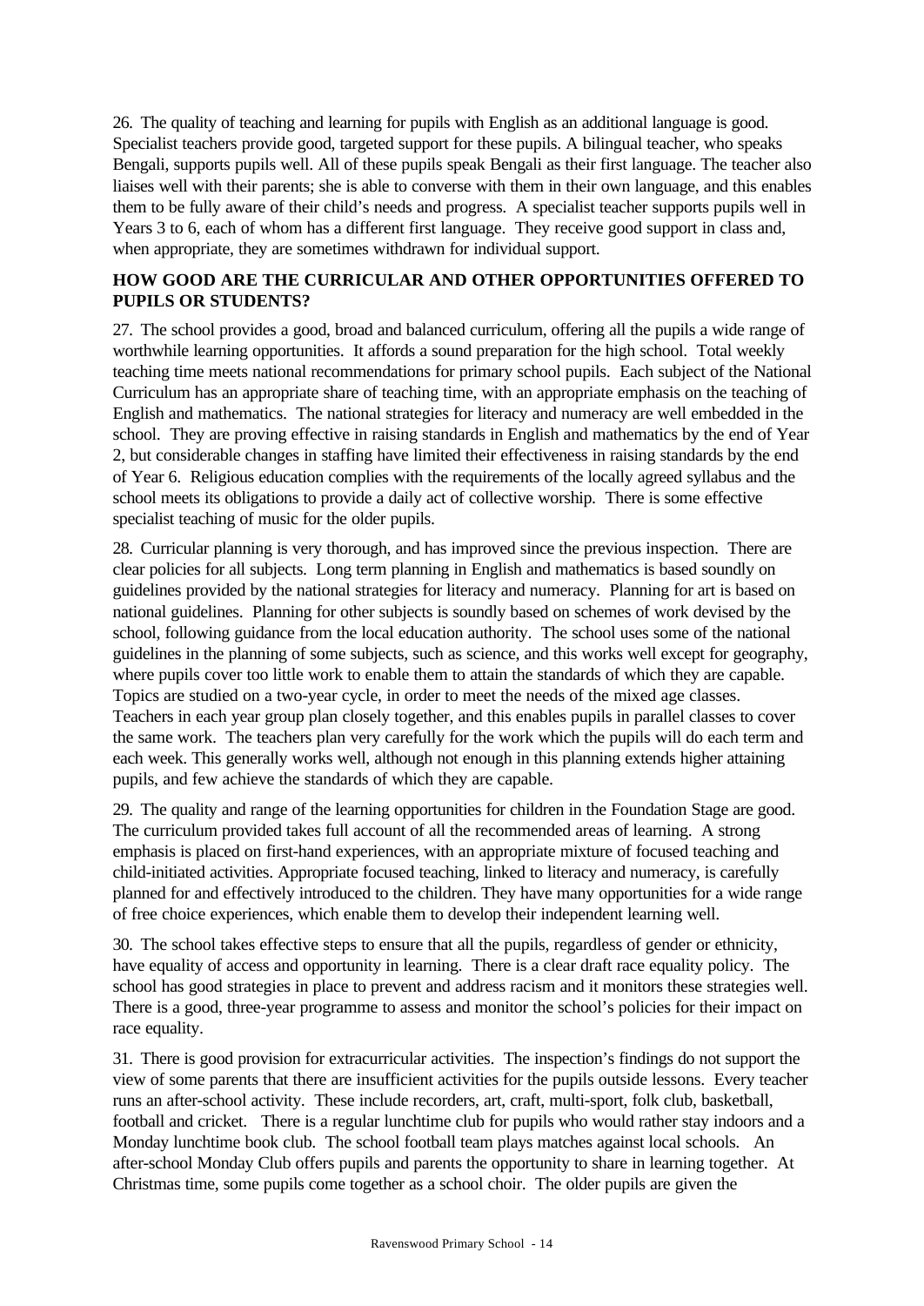26. The quality of teaching and learning for pupils with English as an additional language is good. Specialist teachers provide good, targeted support for these pupils. A bilingual teacher, who speaks Bengali, supports pupils well. All of these pupils speak Bengali as their first language. The teacher also liaises well with their parents; she is able to converse with them in their own language, and this enables them to be fully aware of their child's needs and progress. A specialist teacher supports pupils well in Years 3 to 6, each of whom has a different first language. They receive good support in class and, when appropriate, they are sometimes withdrawn for individual support.

**HOW GOOD ARE THE CURRICULAR AND OTHER OPPORTUNITIES OFFERED TO PUPILS OR STUDENTS?**

27. The school provides a good, broad and balanced curriculum, offering all the pupils a wide range of worthwhile learning opportunities. It affords a sound preparation for the high school. Total weekly teaching time meets national recommendations for primary school pupils. Each subject of the National Curriculum has an appropriate share of teaching time, with an appropriate emphasis on the teaching of English and mathematics. The national strategies for literacy and numeracy are well embedded in the school. They are proving effective in raising standards in English and mathematics by the end of Year 2, but considerable changes in staffing have limited their effectiveness in raising standards by the end of Year 6. Religious education complies with the requirements of the locally agreed syllabus and the school meets its obligations to provide a daily act of collective worship. There is some effective specialist teaching of music for the older pupils.

28. Curricular planning is very thorough, and has improved since the previous inspection. There are clear policies for all subjects. Long term planning in English and mathematics is based soundly on guidelines provided by the national strategies for literacy and numeracy. Planning for art is based on national guidelines. Planning for other subjects is soundly based on schemes of work devised by the school, following guidance from the local education authority. The school uses some of the national guidelines in the planning of some subjects, such as science, and this works well except for geography, where pupils cover too little work to enable them to attain the standards of which they are capable. Topics are studied on a two-year cycle, in order to meet the needs of the mixed age classes. Teachers in each year group plan closely together, and this enables pupils in parallel classes to cover the same work. The teachers plan very carefully for the work which the pupils will do each term and each week. This generally works well, although not enough in this planning extends higher attaining pupils, and few achieve the standards of which they are capable.

29. The quality and range of the learning opportunities for children in the Foundation Stage are good. The curriculum provided takes full account of all the recommended areas of learning. A strong emphasis is placed on first-hand experiences, with an appropriate mixture of focused teaching and child-initiated activities. Appropriate focused teaching, linked to literacy and numeracy, is carefully planned for and effectively introduced to the children. They have many opportunities for a wide range of free choice experiences, which enable them to develop their independent learning well.

30. The school takes effective steps to ensure that all the pupils, regardless of gender or ethnicity, have equality of access and opportunity in learning. There is a clear draft race equality policy. The school has good strategies in place to prevent and address racism and it monitors these strategies well. There is a good, three-year programme to assess and monitor the school's policies for their impact on race equality.

31. There is good provision for extracurricular activities. The inspection's findings do not support the view of some parents that there are insufficient activities for the pupils outside lessons. Every teacher runs an after-school activity. These include recorders, art, craft, multi-sport, folk club, basketball, football and cricket. There is a regular lunchtime club for pupils who would rather stay indoors and a Monday lunchtime book club. The school football team plays matches against local schools. An after-school Monday Club offers pupils and parents the opportunity to share in learning together. At Christmas time, some pupils come together as a school choir. The older pupils are given the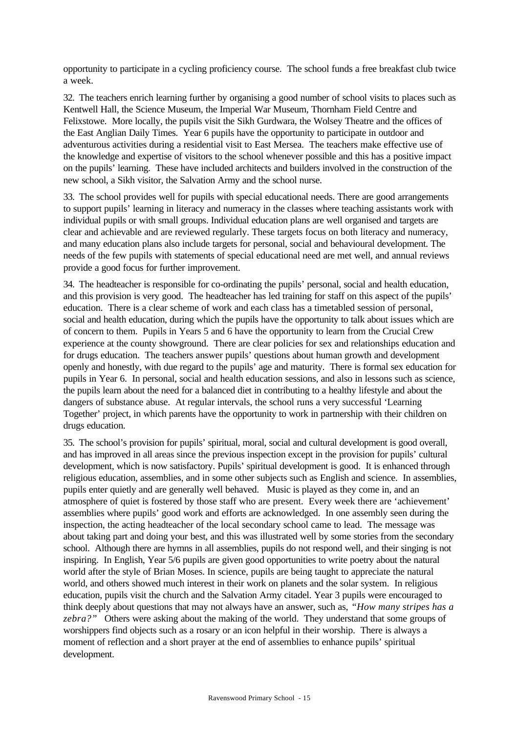opportunity to participate in a cycling proficiency course. The school funds a free breakfast club twice a week.

32. The teachers enrich learning further by organising a good number of school visits to places such as Kentwell Hall, the Science Museum, the Imperial War Museum, Thornham Field Centre and Felixstowe. More locally, the pupils visit the Sikh Gurdwara, the Wolsey Theatre and the offices of the East Anglian Daily Times. Year 6 pupils have the opportunity to participate in outdoor and adventurous activities during a residential visit to East Mersea. The teachers make effective use of the knowledge and expertise of visitors to the school whenever possible and this has a positive impact on the pupils' learning. These have included architects and builders involved in the construction of the new school, a Sikh visitor, the Salvation Army and the school nurse.

33. The school provides well for pupils with special educational needs. There are good arrangements to support pupils' learning in literacy and numeracy in the classes where teaching assistants work with individual pupils or with small groups. Individual education plans are well organised and targets are clear and achievable and are reviewed regularly. These targets focus on both literacy and numeracy, and many education plans also include targets for personal, social and behavioural development. The needs of the few pupils with statements of special educational need are met well, and annual reviews provide a good focus for further improvement.

34. The headteacher is responsible for co-ordinating the pupils' personal, social and health education, and this provision is very good. The headteacher has led training for staff on this aspect of the pupils' education. There is a clear scheme of work and each class has a timetabled session of personal, social and health education, during which the pupils have the opportunity to talk about issues which are of concern to them. Pupils in Years 5 and 6 have the opportunity to learn from the Crucial Crew experience at the county showground. There are clear policies for sex and relationships education and for drugs education. The teachers answer pupils' questions about human growth and development openly and honestly, with due regard to the pupils' age and maturity. There is formal sex education for pupils in Year 6. In personal, social and health education sessions, and also in lessons such as science, the pupils learn about the need for a balanced diet in contributing to a healthy lifestyle and about the dangers of substance abuse. At regular intervals, the school runs a very successful 'Learning Together' project, in which parents have the opportunity to work in partnership with their children on drugs education.

35. The school's provision for pupils' spiritual, moral, social and cultural development is good overall, and has improved in all areas since the previous inspection except in the provision for pupils' cultural development, which is now satisfactory. Pupils' spiritual development is good. It is enhanced through religious education, assemblies, and in some other subjects such as English and science. In assemblies, pupils enter quietly and are generally well behaved. Music is played as they come in, and an atmosphere of quiet is fostered by those staff who are present. Every week there are 'achievement' assemblies where pupils' good work and efforts are acknowledged. In one assembly seen during the inspection, the acting headteacher of the local secondary school came to lead. The message was about taking part and doing your best, and this was illustrated well by some stories from the secondary school. Although there are hymns in all assemblies, pupils do not respond well, and their singing is not inspiring. In English, Year 5/6 pupils are given good opportunities to write poetry about the natural world after the style of Brian Moses. In science, pupils are being taught to appreciate the natural world, and others showed much interest in their work on planets and the solar system. In religious education, pupils visit the church and the Salvation Army citadel. Year 3 pupils were encouraged to think deeply about questions that may not always have an answer, such as, *"How many stripes has a zebra?"* Others were asking about the making of the world. They understand that some groups of worshippers find objects such as a rosary or an icon helpful in their worship. There is always a moment of reflection and a short prayer at the end of assemblies to enhance pupils' spiritual development.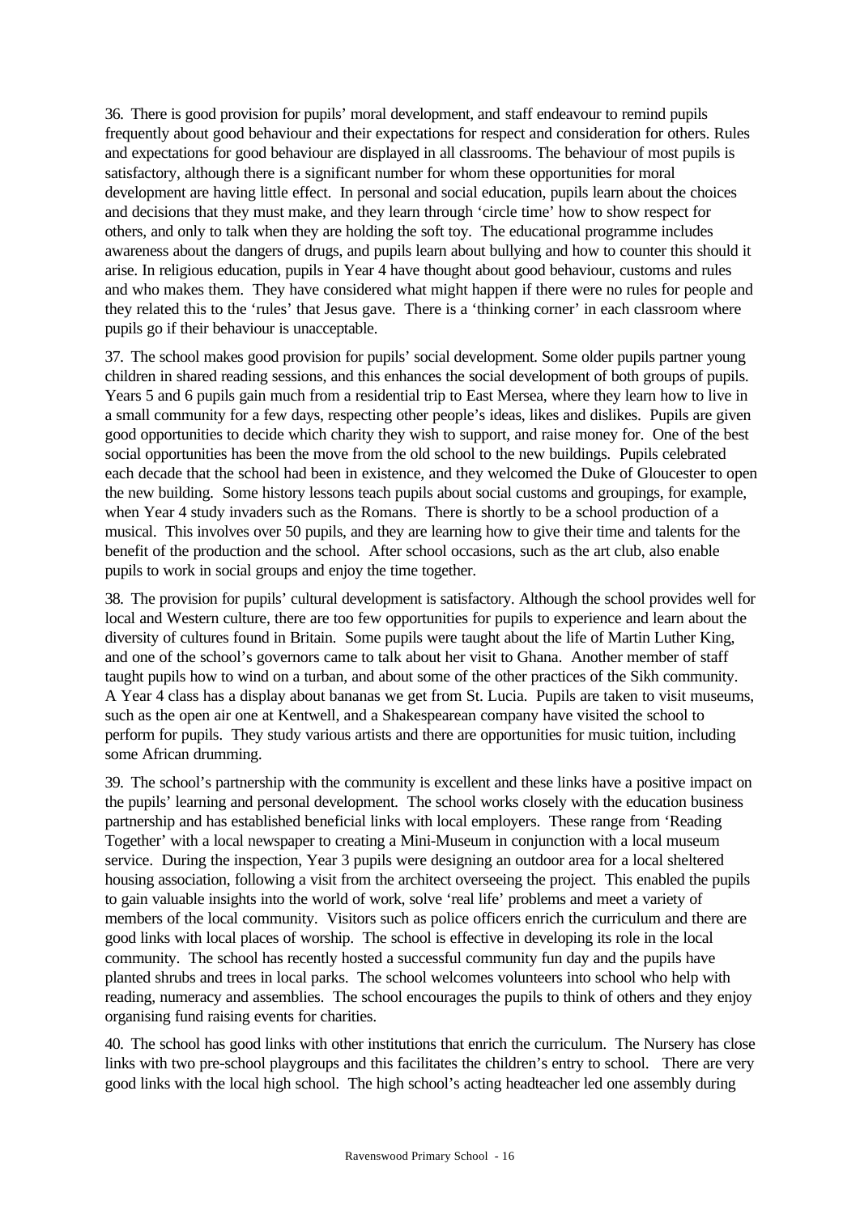36. There is good provision for pupils' moral development, and staff endeavour to remind pupils frequently about good behaviour and their expectations for respect and consideration for others. Rules and expectations for good behaviour are displayed in all classrooms. The behaviour of most pupils is satisfactory, although there is a significant number for whom these opportunities for moral development are having little effect. In personal and social education, pupils learn about the choices and decisions that they must make, and they learn through 'circle time' how to show respect for others, and only to talk when they are holding the soft toy. The educational programme includes awareness about the dangers of drugs, and pupils learn about bullying and how to counter this should it arise. In religious education, pupils in Year 4 have thought about good behaviour, customs and rules and who makes them. They have considered what might happen if there were no rules for people and they related this to the 'rules' that Jesus gave. There is a 'thinking corner' in each classroom where pupils go if their behaviour is unacceptable.

37. The school makes good provision for pupils' social development. Some older pupils partner young children in shared reading sessions, and this enhances the social development of both groups of pupils. Years 5 and 6 pupils gain much from a residential trip to East Mersea, where they learn how to live in a small community for a few days, respecting other people's ideas, likes and dislikes. Pupils are given good opportunities to decide which charity they wish to support, and raise money for. One of the best social opportunities has been the move from the old school to the new buildings. Pupils celebrated each decade that the school had been in existence, and they welcomed the Duke of Gloucester to open the new building. Some history lessons teach pupils about social customs and groupings, for example, when Year 4 study invaders such as the Romans. There is shortly to be a school production of a musical. This involves over 50 pupils, and they are learning how to give their time and talents for the benefit of the production and the school. After school occasions, such as the art club, also enable pupils to work in social groups and enjoy the time together.

38. The provision for pupils' cultural development is satisfactory. Although the school provides well for local and Western culture, there are too few opportunities for pupils to experience and learn about the diversity of cultures found in Britain. Some pupils were taught about the life of Martin Luther King, and one of the school's governors came to talk about her visit to Ghana. Another member of staff taught pupils how to wind on a turban, and about some of the other practices of the Sikh community. A Year 4 class has a display about bananas we get from St. Lucia. Pupils are taken to visit museums, such as the open air one at Kentwell, and a Shakespearean company have visited the school to perform for pupils. They study various artists and there are opportunities for music tuition, including some African drumming.

39. The school's partnership with the community is excellent and these links have a positive impact on the pupils' learning and personal development. The school works closely with the education business partnership and has established beneficial links with local employers. These range from 'Reading Together' with a local newspaper to creating a Mini-Museum in conjunction with a local museum service. During the inspection, Year 3 pupils were designing an outdoor area for a local sheltered housing association, following a visit from the architect overseeing the project. This enabled the pupils to gain valuable insights into the world of work, solve 'real life' problems and meet a variety of members of the local community. Visitors such as police officers enrich the curriculum and there are good links with local places of worship. The school is effective in developing its role in the local community. The school has recently hosted a successful community fun day and the pupils have planted shrubs and trees in local parks. The school welcomes volunteers into school who help with reading, numeracy and assemblies. The school encourages the pupils to think of others and they enjoy organising fund raising events for charities.

40. The school has good links with other institutions that enrich the curriculum. The Nursery has close links with two pre-school playgroups and this facilitates the children's entry to school. There are very good links with the local high school. The high school's acting headteacher led one assembly during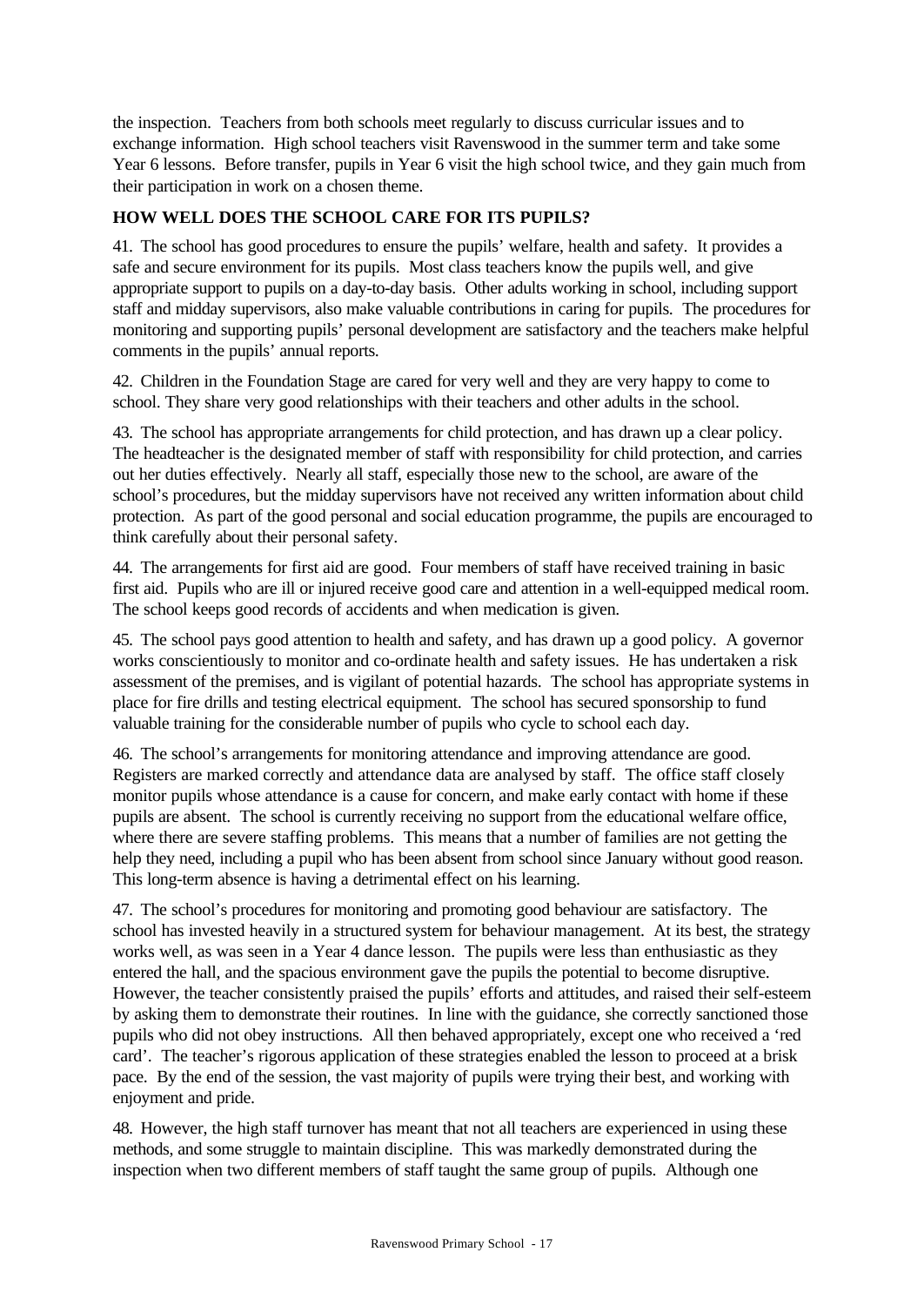the inspection. Teachers from both schools meet regularly to discuss curricular issues and to exchange information. High school teachers visit Ravenswood in the summer term and take some Year 6 lessons. Before transfer, pupils in Year 6 visit the high school twice, and they gain much from their participation in work on a chosen theme.

## HOW WELL DOES THE SCHOOL CARE FOR ITS PUPILS?

41. The school has good procedures to ensure the pupils' welfare, health and safety. It provides a safe and secure environment for its pupils. Most class teachers know the pupils well, and give appropriate support to pupils on a day-to-day basis. Other adults working in school, including support staff and midday supervisors, also make valuable contributions in caring for pupils. The procedures for monitoring and supporting pupils' personal development are satisfactory and the teachers make helpful comments in the pupils' annual reports.

42. Children in the Foundation Stage are cared for very well and they are very happy to come to school. They share very good relationships with their teachers and other adults in the school.

43. The school has appropriate arrangements for child protection, and has drawn up a clear policy. The headteacher is the designated member of staff with responsibility for child protection, and carries out her duties effectively. Nearly all staff, especially those new to the school, are aware of the school's procedures, but the midday supervisors have not received any written information about child protection. As part of the good personal and social education programme, the pupils are encouraged to think carefully about their personal safety.

44. The arrangements for first aid are good. Four members of staff have received training in basic first aid. Pupils who are ill or injured receive good care and attention in a well-equipped medical room. The school keeps good records of accidents and when medication is given.

45. The school pays good attention to health and safety, and has drawn up a good policy. A governor works conscientiously to monitor and co-ordinate health and safety issues. He has undertaken a risk assessment of the premises, and is vigilant of potential hazards. The school has appropriate systems in place for fire drills and testing electrical equipment. The school has secured sponsorship to fund valuable training for the considerable number of pupils who cycle to school each day.

46. The school's arrangements for monitoring attendance and improving attendance are good. Registers are marked correctly and attendance data are analysed by staff. The office staff closely monitor pupils whose attendance is a cause for concern, and make early contact with home if these pupils are absent. The school is currently receiving no support from the educational welfare office, where there are severe staffing problems. This means that a number of families are not getting the help they need, including a pupil who has been absent from school since January without good reason. This long-term absence is having a detrimental effect on his learning.

47. The school's procedures for monitoring and promoting good behaviour are satisfactory. The school has invested heavily in a structured system for behaviour management. At its best, the strategy works well, as was seen in a Year 4 dance lesson. The pupils were less than enthusiastic as they entered the hall, and the spacious environment gave the pupils the potential to become disruptive. However, the teacher consistently praised the pupils' efforts and attitudes, and raised their self-esteem by asking them to demonstrate their routines. In line with the guidance, she correctly sanctioned those pupils who did not obey instructions. All then behaved appropriately, except one who received a 'red card'. The teacher's rigorous application of these strategies enabled the lesson to proceed at a brisk pace. By the end of the session, the vast majority of pupils were trying their best, and working with enjoyment and pride.

48. However, the high staff turnover has meant that not all teachers are experienced in using these methods, and some struggle to maintain discipline. This was markedly demonstrated during the inspection when two different members of staff taught the same group of pupils. Although one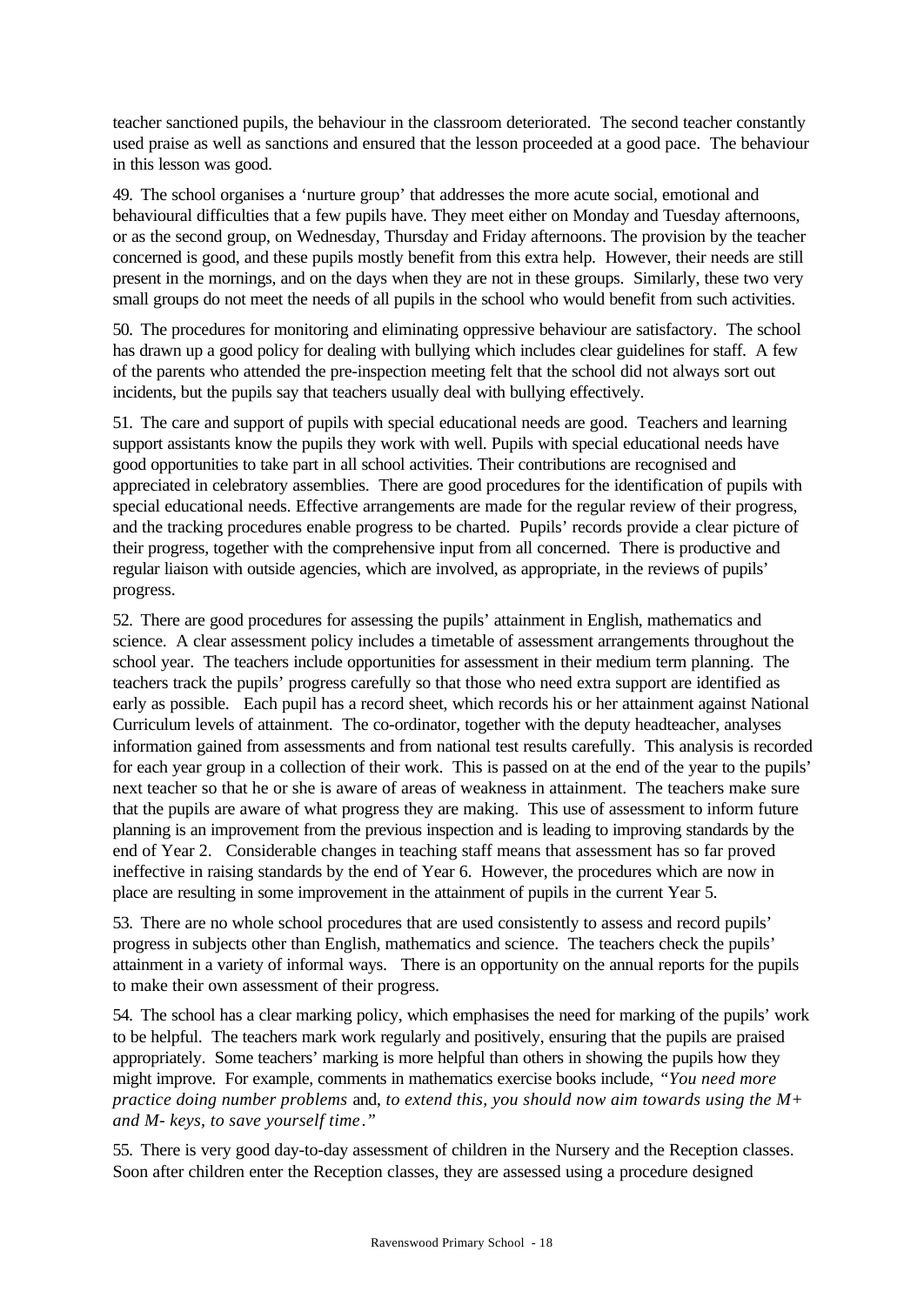teacher sanctioned pupils, the behaviour in the classroom deteriorated. The second teacher constantly used praise as well as sanctions and ensured that the lesson proceeded at a good pace. The behaviour in this lesson was good.

49. The school organises a 'nurture group' that addresses the more acute social, emotional and behavioural difficulties that a few pupils have. They meet either on Monday and Tuesday afternoons, or as the second group, on Wednesday, Thursday and Friday afternoons. The provision by the teacher concerned is good, and these pupils mostly benefit from this extra help. However, their needs are still present in the mornings, and on the days when they are not in these groups. Similarly, these two very small groups do not meet the needs of all pupils in the school who would benefit from such activities.

50. The procedures for monitoring and eliminating oppressive behaviour are satisfactory. The school has drawn up a good policy for dealing with bullying which includes clear guidelines for staff. A few of the parents who attended the pre-inspection meeting felt that the school did not always sort out incidents, but the pupils say that teachers usually deal with bullying effectively.

51. The care and support of pupils with special educational needs are good. Teachers and learning support assistants know the pupils they work with well. Pupils with special educational needs have good opportunities to take part in all school activities. Their contributions are recognised and appreciated in celebratory assemblies. There are good procedures for the identification of pupils with special educational needs. Effective arrangements are made for the regular review of their progress, and the tracking procedures enable progress to be charted. Pupils' records provide a clear picture of their progress, together with the comprehensive input from all concerned. There is productive and regular liaison with outside agencies, which are involved, as appropriate, in the reviews of pupils' progress.

52. There are good procedures for assessing the pupils' attainment in English, mathematics and science. A clear assessment policy includes a timetable of assessment arrangements throughout the school year. The teachers include opportunities for assessment in their medium term planning. The teachers track the pupils' progress carefully so that those who need extra support are identified as early as possible. Each pupil has a record sheet, which records his or her attainment against National Curriculum levels of attainment. The co-ordinator, together with the deputy headteacher, analyses information gained from assessments and from national test results carefully. This analysis is recorded for each year group in a collection of their work. This is passed on at the end of the year to the pupils' next teacher so that he or she is aware of areas of weakness in attainment. The teachers make sure that the pupils are aware of what progress they are making. This use of assessment to inform future planning is an improvement from the previous inspection and is leading to improving standards by the end of Year 2. Considerable changes in teaching staff means that assessment has so far proved ineffective in raising standards by the end of Year 6. However, the procedures which are now in place are resulting in some improvement in the attainment of pupils in the current Year 5.

53. There are no whole school procedures that are used consistently to assess and record pupils' progress in subjects other than English, mathematics and science. The teachers check the pupils' attainment in a variety of informal ways. There is an opportunity on the annual reports for the pupils to make their own assessment of their progress.

54. The school has a clear marking policy, which emphasises the need for marking of the pupils' work to be helpful. The teachers mark work regularly and positively, ensuring that the pupils are praised appropriately. Some teachers' marking is more helpful than others in showing the pupils how they might improve. For example, comments in mathematics exercise books include, *"You need more practice doing number problems* and, *to extend this, you should now aim towards using the M+ and M- keys, to save yourself time."*

55. There is very good day-to-day assessment of children in the Nursery and the Reception classes. Soon after children enter the Reception classes, they are assessed using a procedure designed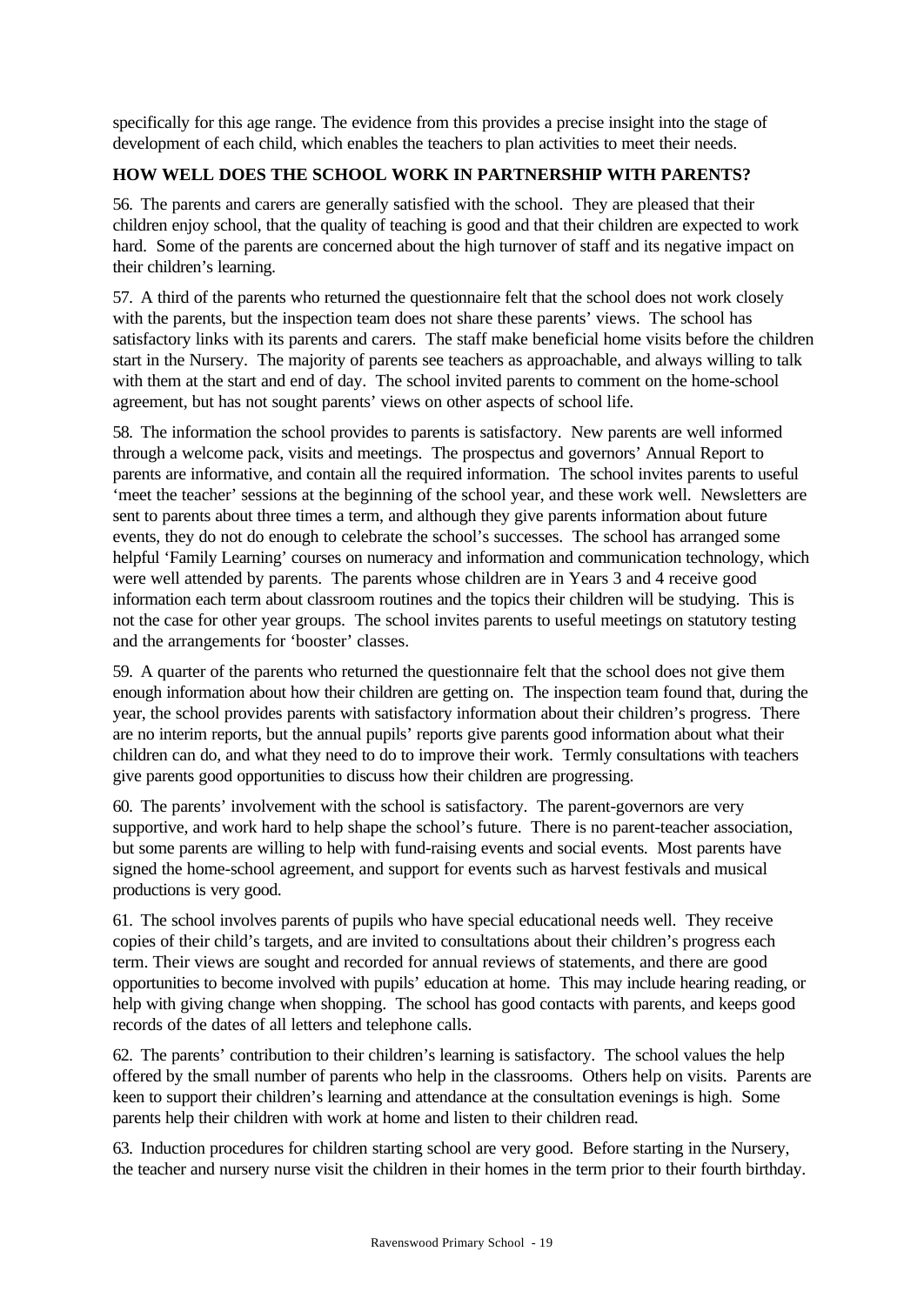specifically for this age range. The evidence from this provides a precise insight into the stage of development of each child, which enables the teachers to plan activities to meet their needs.

## HOW WELL DOES THE SCHOOL WORK IN PARTNERSHIP WITH PARENTS?

56. The parents and carers are generally satisfied with the school. They are pleased that their children enjoy school, that the quality of teaching is good and that their children are expected to work hard. Some of the parents are concerned about the high turnover of staff and its negative impact on their children's learning.

57. A third of the parents who returned the questionnaire felt that the school does not work closely with the parents, but the inspection team does not share these parents' views. The school has satisfactory links with its parents and carers. The staff make beneficial home visits before the children start in the Nursery. The majority of parents see teachers as approachable, and always willing to talk with them at the start and end of day. The school invited parents to comment on the home-school agreement, but has not sought parents' views on other aspects of school life.

58. The information the school provides to parents is satisfactory. New parents are well informed through a welcome pack, visits and meetings. The prospectus and governors' Annual Report to parents are informative, and contain all the required information. The school invites parents to useful 'meet the teacher' sessions at the beginning of the school year, and these work well. Newsletters are sent to parents about three times a term, and although they give parents information about future events, they do not do enough to celebrate the school's successes. The school has arranged some helpful 'Family Learning' courses on numeracy and information and communication technology, which were well attended by parents. The parents whose children are in Years 3 and 4 receive good information each term about classroom routines and the topics their children will be studying. This is not the case for other year groups. The school invites parents to useful meetings on statutory testing and the arrangements for 'booster' classes.

59. A quarter of the parents who returned the questionnaire felt that the school does not give them enough information about how their children are getting on. The inspection team found that, during the year, the school provides parents with satisfactory information about their children's progress. There are no interim reports, but the annual pupils' reports give parents good information about what their children can do, and what they need to do to improve their work. Termly consultations with teachers give parents good opportunities to discuss how their children are progressing.

60. The parents' involvement with the school is satisfactory. The parent-governors are very supportive, and work hard to help shape the school's future. There is no parent-teacher association, but some parents are willing to help with fund-raising events and social events. Most parents have signed the home-school agreement, and support for events such as harvest festivals and musical productions is very good.

61. The school involves parents of pupils who have special educational needs well. They receive copies of their child's targets, and are invited to consultations about their children's progress each term. Their views are sought and recorded for annual reviews of statements, and there are good opportunities to become involved with pupils' education at home. This may include hearing reading, or help with giving change when shopping. The school has good contacts with parents, and keeps good records of the dates of all letters and telephone calls.

62. The parents' contribution to their children's learning is satisfactory. The school values the help offered by the small number of parents who help in the classrooms. Others help on visits. Parents are keen to support their children's learning and attendance at the consultation evenings is high. Some parents help their children with work at home and listen to their children read.

63. Induction procedures for children starting school are very good. Before starting in the Nursery, the teacher and nursery nurse visit the children in their homes in the term prior to their fourth birthday.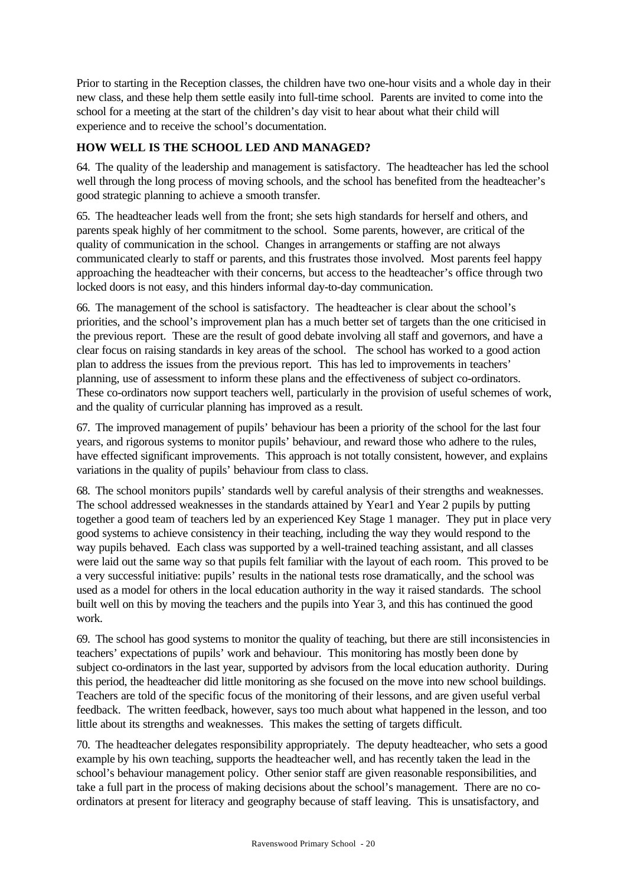Prior to starting in the Reception classes, the children have two one-hour visits and a whole day in their new class, and these help them settle easily into full-time school. Parents are invited to come into the school for a meeting at the start of the children's day visit to hear about what their child will experience and to receive the school's documentation.

## HOW WELL IS THE SCHOOL LED AND MANAGED?

64. The quality of the leadership and management is satisfactory. The headteacher has led the school well through the long process of moving schools, and the school has benefited from the headteacher's good strategic planning to achieve a smooth transfer.

65. The headteacher leads well from the front; she sets high standards for herself and others, and parents speak highly of her commitment to the school. Some parents, however, are critical of the quality of communication in the school. Changes in arrangements or staffing are not always communicated clearly to staff or parents, and this frustrates those involved. Most parents feel happy approaching the headteacher with their concerns, but access to the headteacher's office through two locked doors is not easy, and this hinders informal day-to-day communication.

66. The management of the school is satisfactory. The headteacher is clear about the school's priorities, and the school's improvement plan has a much better set of targets than the one criticised in the previous report. These are the result of good debate involving all staff and governors, and have a clear focus on raising standards in key areas of the school. The school has worked to a good action plan to address the issues from the previous report. This has led to improvements in teachers' planning, use of assessment to inform these plans and the effectiveness of subject co-ordinators. These co-ordinators now support teachers well, particularly in the provision of useful schemes of work, and the quality of curricular planning has improved as a result.

67. The improved management of pupils' behaviour has been a priority of the school for the last four years, and rigorous systems to monitor pupils' behaviour, and reward those who adhere to the rules, have effected significant improvements. This approach is not totally consistent, however, and explains variations in the quality of pupils' behaviour from class to class.

68. The school monitors pupils' standards well by careful analysis of their strengths and weaknesses. The school addressed weaknesses in the standards attained by Year1 and Year 2 pupils by putting together a good team of teachers led by an experienced Key Stage 1 manager. They put in place very good systems to achieve consistency in their teaching, including the way they would respond to the way pupils behaved. Each class was supported by a well-trained teaching assistant, and all classes were laid out the same way so that pupils felt familiar with the layout of each room. This proved to be a very successful initiative: pupils' results in the national tests rose dramatically, and the school was used as a model for others in the local education authority in the way it raised standards. The school built well on this by moving the teachers and the pupils into Year 3, and this has continued the good work.

69. The school has good systems to monitor the quality of teaching, but there are still inconsistencies in teachers' expectations of pupils' work and behaviour. This monitoring has mostly been done by subject co-ordinators in the last year, supported by advisors from the local education authority. During this period, the headteacher did little monitoring as she focused on the move into new school buildings. Teachers are told of the specific focus of the monitoring of their lessons, and are given useful verbal feedback. The written feedback, however, says too much about what happened in the lesson, and too little about its strengths and weaknesses. This makes the setting of targets difficult.

70. The headteacher delegates responsibility appropriately. The deputy headteacher, who sets a good example by his own teaching, supports the headteacher well, and has recently taken the lead in the school's behaviour management policy. Other senior staff are given reasonable responsibilities, and take a full part in the process of making decisions about the school's management. There are no co-ordinators at present for literacy and geography because of staff leaving. This is unsatisfactory, and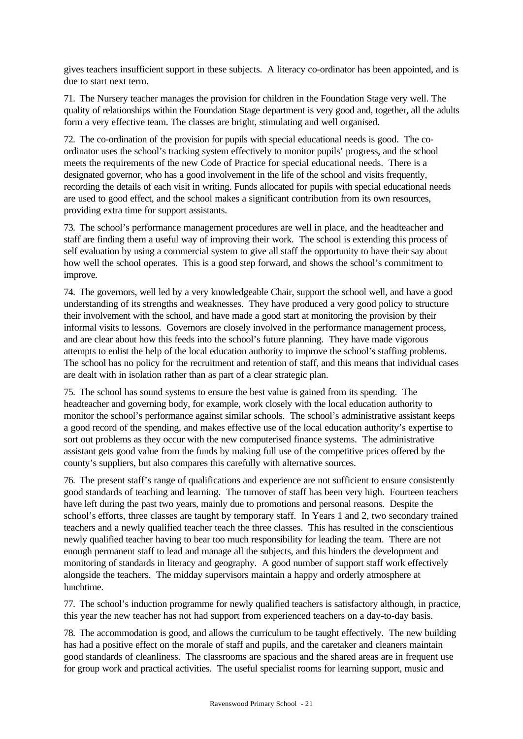gives teachers insufficient support in these subjects. A literacy co-ordinator has been appointed, and is due to start next term.

71. The Nursery teacher manages the provision for children in the Foundation Stage very well. The quality of relationships within the Foundation Stage department is very good and, together, all the adults form a very effective team. The classes are bright, stimulating and well organised.

72. The co-ordination of the provision for pupils with special educational needs is good. The co-ordinator uses the school's tracking system effectively to monitor pupils' progress, and the school meets the requirements of the new Code of Practice for special educational needs. There is a designated governor, who has a good involvement in the life of the school and visits frequently, recording the details of each visit in writing. Funds allocated for pupils with special educational needs are used to good effect, and the school makes a significant contribution from its own resources, providing extra time for support assistants.

73. The school's performance management procedures are well in place, and the headteacher and staff are finding them a useful way of improving their work. The school is extending this process of self evaluation by using a commercial system to give all staff the opportunity to have their say about how well the school operates. This is a good step forward, and shows the school's commitment to improve.

74. The governors, well led by a very knowledgeable Chair, support the school well, and have a good understanding of its strengths and weaknesses. They have produced a very good policy to structure their involvement with the school, and have made a good start at monitoring the provision by their informal visits to lessons. Governors are closely involved in the performance management process, and are clear about how this feeds into the school's future planning. They have made vigorous attempts to enlist the help of the local education authority to improve the school's staffing problems. The school has no policy for the recruitment and retention of staff, and this means that individual cases are dealt with in isolation rather than as part of a clear strategic plan.

75. The school has sound systems to ensure the best value is gained from its spending. The headteacher and governing body, for example, work closely with the local education authority to monitor the school's performance against similar schools. The school's administrative assistant keeps a good record of the spending, and makes effective use of the local education authority's expertise to sort out problems as they occur with the new computerised finance systems. The administrative assistant gets good value from the funds by making full use of the competitive prices offered by the county's suppliers, but also compares this carefully with alternative sources.

76. The present staff's range of qualifications and experience are not sufficient to ensure consistently good standards of teaching and learning. The turnover of staff has been very high. Fourteen teachers have left during the past two years, mainly due to promotions and personal reasons. Despite the school's efforts, three classes are taught by temporary staff. In Years 1 and 2, two secondary trained teachers and a newly qualified teacher teach the three classes. This has resulted in the conscientious newly qualified teacher having to bear too much responsibility for leading the team. There are not enough permanent staff to lead and manage all the subjects, and this hinders the development and monitoring of standards in literacy and geography. A good number of support staff work effectively alongside the teachers. The midday supervisors maintain a happy and orderly atmosphere at lunchtime.

77. The school's induction programme for newly qualified teachers is satisfactory although, in practice, this year the new teacher has not had support from experienced teachers on a day-to-day basis.

78. The accommodation is good, and allows the curriculum to be taught effectively. The new building has had a positive effect on the morale of staff and pupils, and the caretaker and cleaners maintain good standards of cleanliness. The classrooms are spacious and the shared areas are in frequent use for group work and practical activities. The useful specialist rooms for learning support, music and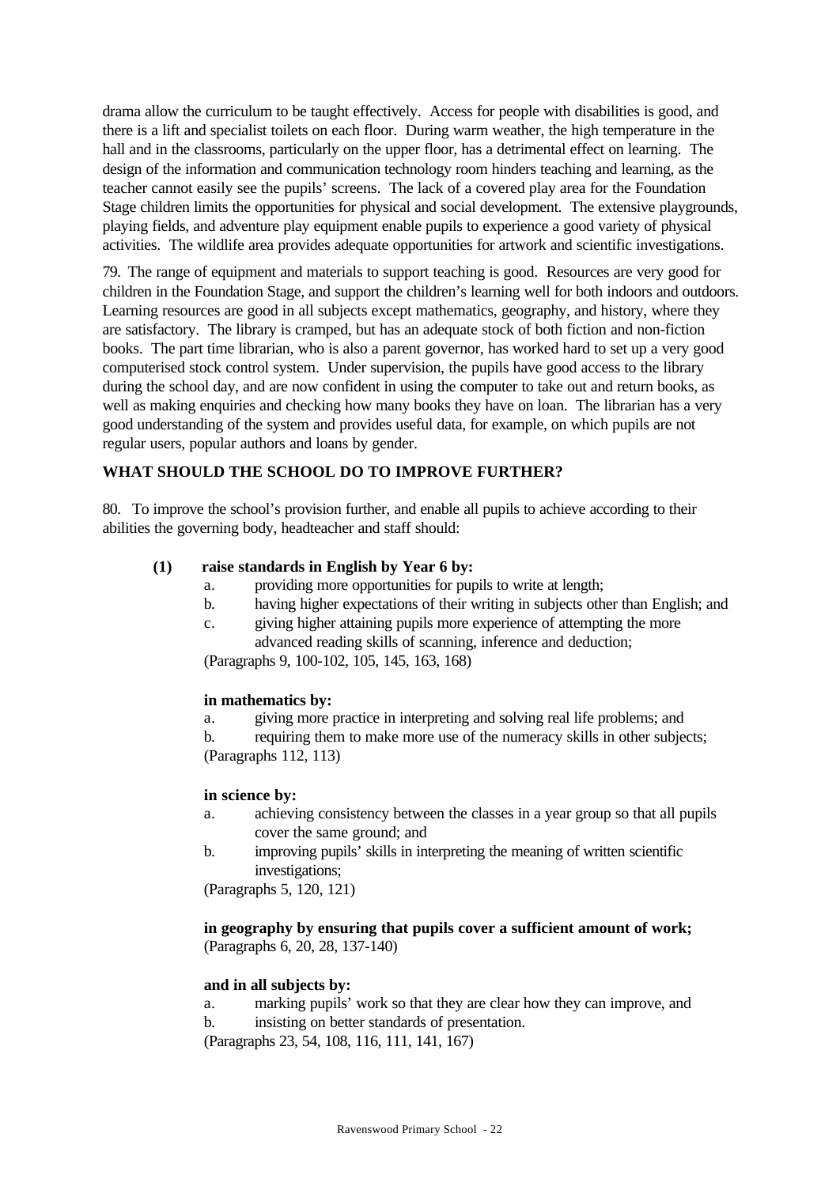drama allow the curriculum to be taught effectively. Access for people with disabilities is good, and there is a lift and specialist toilets on each floor. During warm weather, the high temperature in the hall and in the classrooms, particularly on the upper floor, has a detrimental effect on learning. The design of the information and communication technology room hinders teaching and learning, as the teacher cannot easily see the pupils' screens. The lack of a covered play area for the Foundation Stage children limits the opportunities for physical and social development. The extensive playgrounds, playing fields, and adventure play equipment enable pupils to experience a good variety of physical activities. The wildlife area provides adequate opportunities for artwork and scientific investigations.

79. The range of equipment and materials to support teaching is good. Resources are very good for children in the Foundation Stage, and support the children's learning well for both indoors and outdoors. Learning resources are good in all subjects except mathematics, geography, and history, where they are satisfactory. The library is cramped, but has an adequate stock of both fiction and non-fiction books. The part time librarian, who is also a parent governor, has worked hard to set up a very good computerised stock control system. Under supervision, the pupils have good access to the library during the school day, and are now confident in using the computer to take out and return books, as well as making enquiries and checking how many books they have on loan. The librarian has a very good understanding of the system and provides useful data, for example, on which pupils are not regular users, popular authors and loans by gender.

## WHAT SHOULD THE SCHOOL DO TO IMPROVE FURTHER?

80. To improve the school's provision further, and enable all pupils to achieve according to their abilities the governing body, headteacher and staff should:

**(1) raise standards in English by Year 6 by:**

a. providing more opportunities for pupils to write at length;
b. having higher expectations of their writing in subjects other than English; and
c. giving higher attaining pupils more experience of attempting the more advanced reading skills of scanning, inference and deduction;

(Paragraphs 9, 100-102, 105, 145, 163, 168)

**in mathematics by:**

a. giving more practice in interpreting and solving real life problems; and
b. requiring them to make more use of the numeracy skills in other subjects;

(Paragraphs 112, 113)

**in science by:**

a. achieving consistency between the classes in a year group so that all pupils cover the same ground; and
b. improving pupils' skills in interpreting the meaning of written scientific investigations;

(Paragraphs 5, 120, 121)

**in geography by ensuring that pupils cover a sufficient amount of work;**
(Paragraphs 6, 20, 28, 137-140)

**and in all subjects by:**

a. marking pupils' work so that they are clear how they can improve, and
b. insisting on better standards of presentation.

(Paragraphs 23, 54, 108, 116, 111, 141, 167)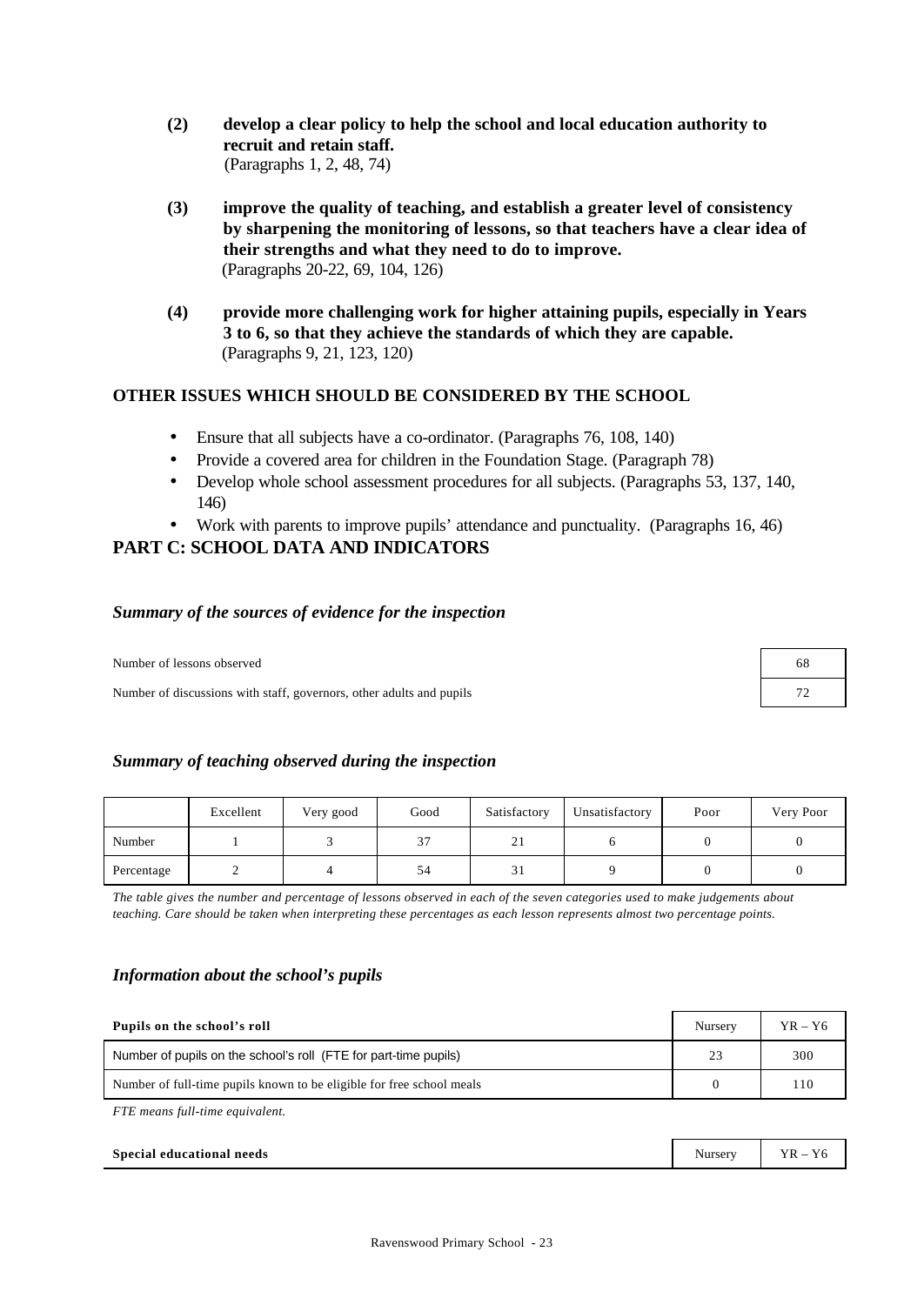**(2)** **develop a clear policy to help the school and local education authority to recruit and retain staff.**
(Paragraphs 1, 2, 48, 74)

**(3)** **improve the quality of teaching, and establish a greater level of consistency by sharpening the monitoring of lessons, so that teachers have a clear idea of their strengths and what they need to do to improve.**
(Paragraphs 20-22, 69, 104, 126)

**(4)** **provide more challenging work for higher attaining pupils, especially in Years 3 to 6, so that they achieve the standards of which they are capable.**
(Paragraphs 9, 21, 123, 120)

## OTHER ISSUES WHICH SHOULD BE CONSIDERED BY THE SCHOOL

- Ensure that all subjects have a co-ordinator. (Paragraphs 76, 108, 140)
- Provide a covered area for children in the Foundation Stage. (Paragraph 78)
- Develop whole school assessment procedures for all subjects. (Paragraphs 53, 137, 140, 146)
- Work with parents to improve pupils' attendance and punctuality. (Paragraphs 16, 46)

# PART C: SCHOOL DATA AND INDICATORS

### *Summary of the sources of evidence for the inspection*

| | |
|---|---|
| Number of lessons observed | 68 |
| Number of discussions with staff, governors, other adults and pupils | 72 |

### *Summary of teaching observed during the inspection*

| | Excellent | Very good | Good | Satisfactory | Unsatisfactory | Poor | Very Poor |
|---|---|---|---|---|---|---|---|
| Number | 1 | 3 | 37 | 21 | 6 | 0 | 0 |
| Percentage | 2 | 4 | 54 | 31 | 9 | 0 | 0 |

*The table gives the number and percentage of lessons observed in each of the seven categories used to make judgements about teaching. Care should be taken when interpreting these percentages as each lesson represents almost two percentage points.*

### *Information about the school's pupils*

| **Pupils on the school's roll** | Nursery | YR – Y6 |
|---|---|---|
| Number of pupils on the school's roll (FTE for part-time pupils) | 23 | 300 |
| Number of full-time pupils known to be eligible for free school meals | 0 | 110 |

*FTE means full-time equivalent.*

| **Special educational needs** | Nursery | YR – Y6 |
|---|---|---|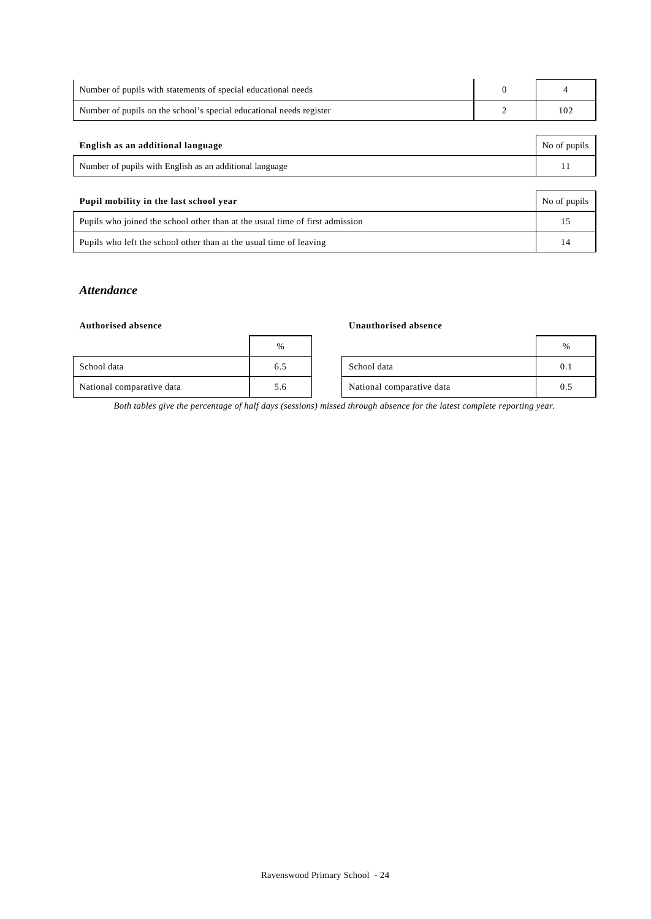| | | |
|---|---|---|
| Number of pupils with statements of special educational needs | 0 | 4 |
| Number of pupils on the school's special educational needs register | 2 | 102 |

| English as an additional language | No of pupils |
|---|---|
| Number of pupils with English as an additional language | 11 |

| Pupil mobility in the last school year | No of pupils |
|---|---|
| Pupils who joined the school other than at the usual time of first admission | 15 |
| Pupils who left the school other than at the usual time of leaving | 14 |

## *Attendance*

**Authorised absence**

| | % |
|---|---|
| School data | 6.5 |
| National comparative data | 5.6 |

**Unauthorised absence**

| | % |
|---|---|
| School data | 0.1 |
| National comparative data | 0.5 |

*Both tables give the percentage of half days (sessions) missed through absence for the latest complete reporting year.*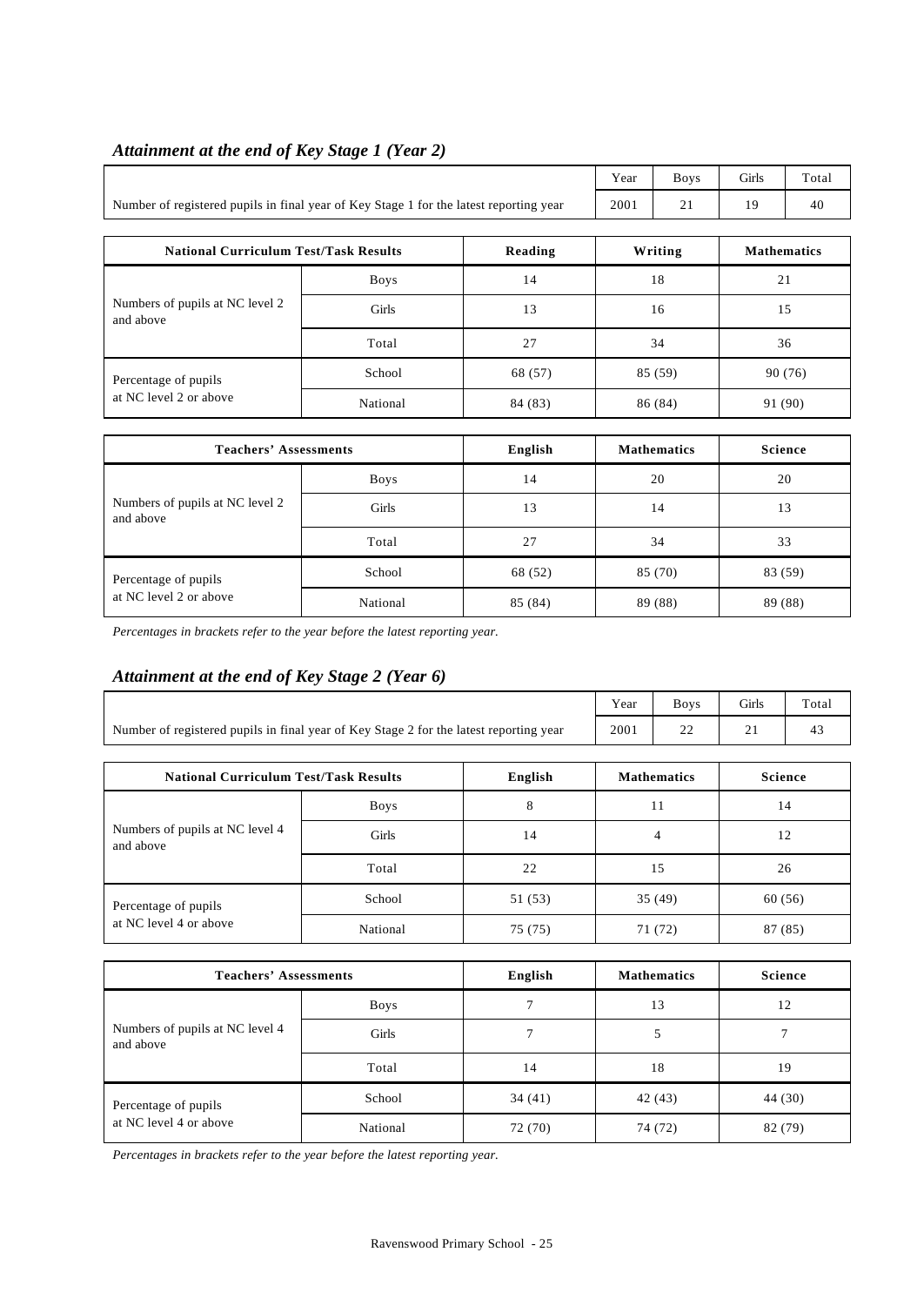## *Attainment at the end of Key Stage 1 (Year 2)*

| | Year | Boys | Girls | Total |
|---|---|---|---|---|
| Number of registered pupils in final year of Key Stage 1 for the latest reporting year | 2001 | 21 | 19 | 40 |

| National Curriculum Test/Task Results | | Reading | Writing | Mathematics |
|---|---|---|---|---|
| Numbers of pupils at NC level 2 and above | Boys | 14 | 18 | 21 |
| | Girls | 13 | 16 | 15 |
| | Total | 27 | 34 | 36 |
| Percentage of pupils at NC level 2 or above | School | 68 (57) | 85 (59) | 90 (76) |
| | National | 84 (83) | 86 (84) | 91 (90) |

| Teachers' Assessments | | English | Mathematics | Science |
|---|---|---|---|---|
| Numbers of pupils at NC level 2 and above | Boys | 14 | 20 | 20 |
| | Girls | 13 | 14 | 13 |
| | Total | 27 | 34 | 33 |
| Percentage of pupils at NC level 2 or above | School | 68 (52) | 85 (70) | 83 (59) |
| | National | 85 (84) | 89 (88) | 89 (88) |

*Percentages in brackets refer to the year before the latest reporting year.*

## *Attainment at the end of Key Stage 2 (Year 6)*

| | Year | Boys | Girls | Total |
|---|---|---|---|---|
| Number of registered pupils in final year of Key Stage 2 for the latest reporting year | 2001 | 22 | 21 | 43 |

| National Curriculum Test/Task Results | | English | Mathematics | Science |
|---|---|---|---|---|
| Numbers of pupils at NC level 4 and above | Boys | 8 | 11 | 14 |
| | Girls | 14 | 4 | 12 |
| | Total | 22 | 15 | 26 |
| Percentage of pupils at NC level 4 or above | School | 51 (53) | 35 (49) | 60 (56) |
| | National | 75 (75) | 71 (72) | 87 (85) |

| Teachers' Assessments | | English | Mathematics | Science |
|---|---|---|---|---|
| Numbers of pupils at NC level 4 and above | Boys | 7 | 13 | 12 |
| | Girls | 7 | 5 | 7 |
| | Total | 14 | 18 | 19 |
| Percentage of pupils at NC level 4 or above | School | 34 (41) | 42 (43) | 44 (30) |
| | National | 72 (70) | 74 (72) | 82 (79) |

*Percentages in brackets refer to the year before the latest reporting year.*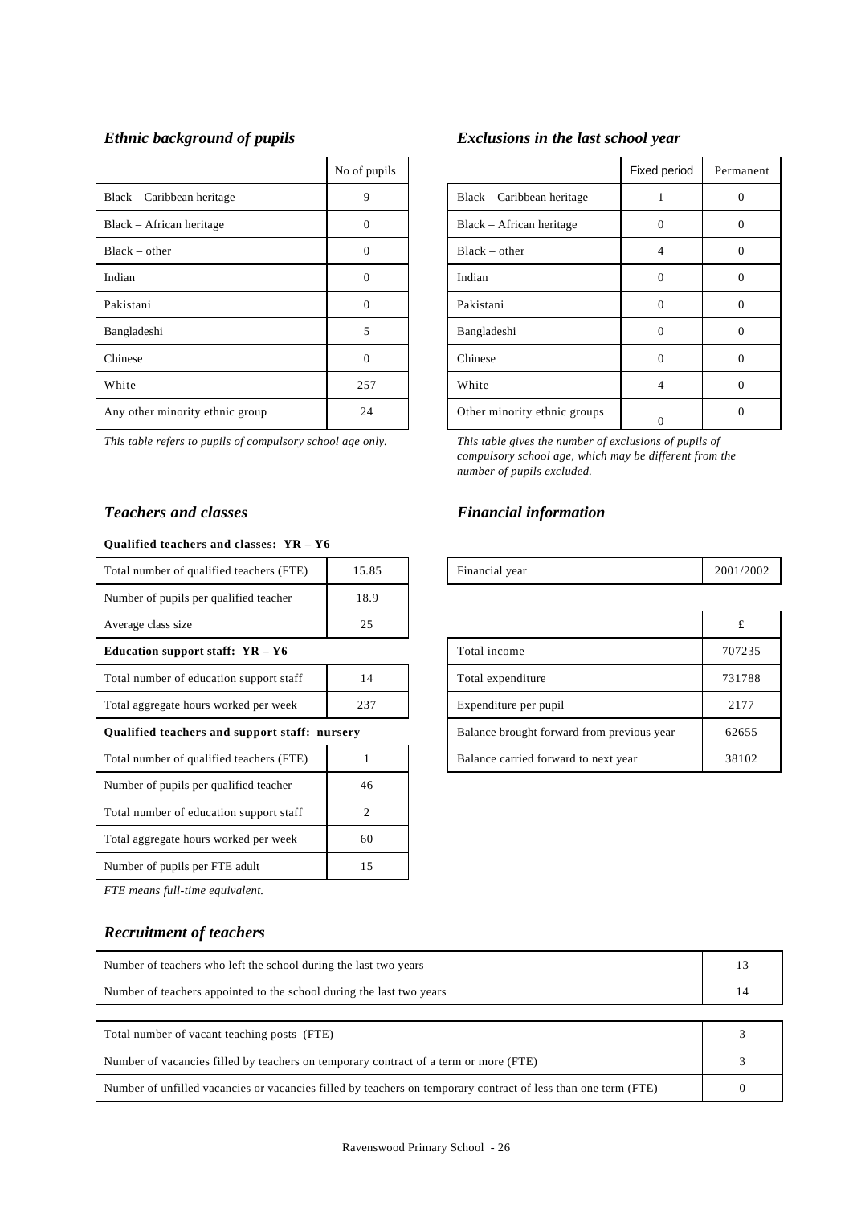### *Ethnic background of pupils*

| | No of pupils |
|---|---|
| Black – Caribbean heritage | 9 |
| Black – African heritage | 0 |
| Black – other | 0 |
| Indian | 0 |
| Pakistani | 0 |
| Bangladeshi | 5 |
| Chinese | 0 |
| White | 257 |
| Any other minority ethnic group | 24 |

*This table refers to pupils of compulsory school age only.*

### *Exclusions in the last school year*

| | Fixed period | Permanent |
|---|---|---|
| Black – Caribbean heritage | 1 | 0 |
| Black – African heritage | 0 | 0 |
| Black – other | 4 | 0 |
| Indian | 0 | 0 |
| Pakistani | 0 | 0 |
| Bangladeshi | 0 | 0 |
| Chinese | 0 | 0 |
| White | 4 | 0 |
| Other minority ethnic groups | 0 | 0 |

*This table gives the number of exclusions of pupils of compulsory school age, which may be different from the number of pupils excluded.*

### *Teachers and classes*

**Qualified teachers and classes: YR – Y6**

| | |
|---|---|
| Total number of qualified teachers (FTE) | 15.85 |
| Number of pupils per qualified teacher | 18.9 |
| Average class size | 25 |

**Education support staff: YR – Y6**

| | |
|---|---|
| Total number of education support staff | 14 |
| Total aggregate hours worked per week | 237 |

**Qualified teachers and support staff: nursery**

| | |
|---|---|
| Total number of qualified teachers (FTE) | 1 |
| Number of pupils per qualified teacher | 46 |
| Total number of education support staff | 2 |
| Total aggregate hours worked per week | 60 |
| Number of pupils per FTE adult | 15 |

*FTE means full-time equivalent.*

### *Financial information*

| | |
|---|---|
| Financial year | 2001/2002 |

| | £ |
|---|---|
| Total income | 707235 |
| Total expenditure | 731788 |
| Expenditure per pupil | 2177 |
| Balance brought forward from previous year | 62655 |
| Balance carried forward to next year | 38102 |

### *Recruitment of teachers*

| | |
|---|---|
| Number of teachers who left the school during the last two years | 13 |
| Number of teachers appointed to the school during the last two years | 14 |

| | |
|---|---|
| Total number of vacant teaching posts (FTE) | 3 |
| Number of vacancies filled by teachers on temporary contract of a term or more (FTE) | 3 |
| Number of unfilled vacancies or vacancies filled by teachers on temporary contract of less than one term (FTE) | 0 |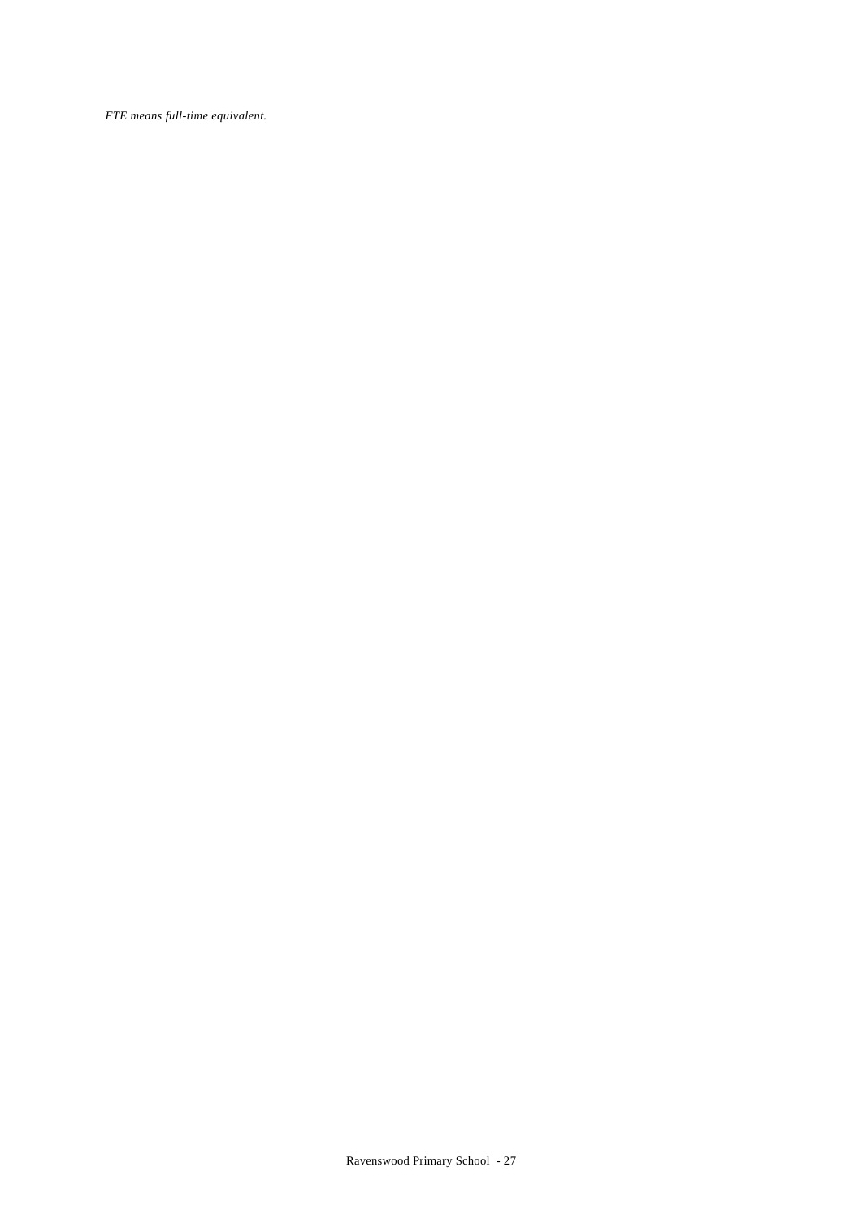*FTE means full-time equivalent.*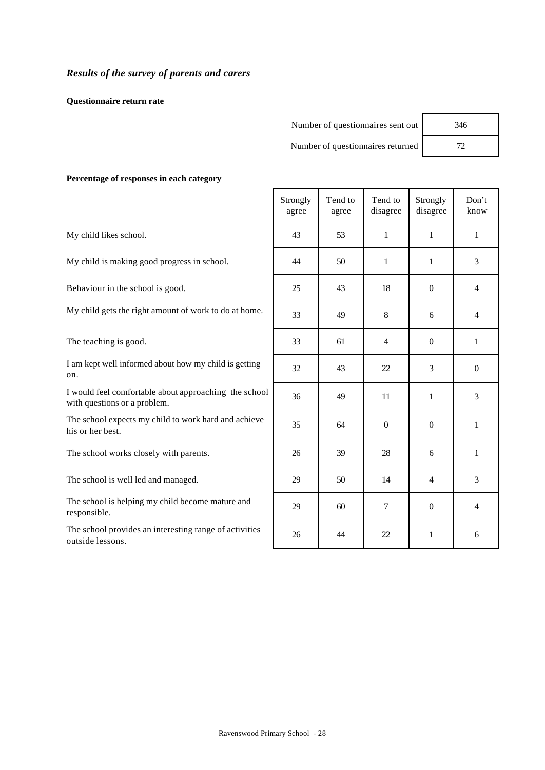## *Results of the survey of parents and carers*

**Questionnaire return rate**

| | |
|---|---|
| Number of questionnaires sent out | 346 |
| Number of questionnaires returned | 72 |

**Percentage of responses in each category**

| | Strongly agree | Tend to agree | Tend to disagree | Strongly disagree | Don't know |
|---|---|---|---|---|---|
| My child likes school. | 43 | 53 | 1 | 1 | 1 |
| My child is making good progress in school. | 44 | 50 | 1 | 1 | 3 |
| Behaviour in the school is good. | 25 | 43 | 18 | 0 | 4 |
| My child gets the right amount of work to do at home. | 33 | 49 | 8 | 6 | 4 |
| The teaching is good. | 33 | 61 | 4 | 0 | 1 |
| I am kept well informed about how my child is getting on. | 32 | 43 | 22 | 3 | 0 |
| I would feel comfortable about approaching the school with questions or a problem. | 36 | 49 | 11 | 1 | 3 |
| The school expects my child to work hard and achieve his or her best. | 35 | 64 | 0 | 0 | 1 |
| The school works closely with parents. | 26 | 39 | 28 | 6 | 1 |
| The school is well led and managed. | 29 | 50 | 14 | 4 | 3 |
| The school is helping my child become mature and responsible. | 29 | 60 | 7 | 0 | 4 |
| The school provides an interesting range of activities outside lessons. | 26 | 44 | 22 | 1 | 6 |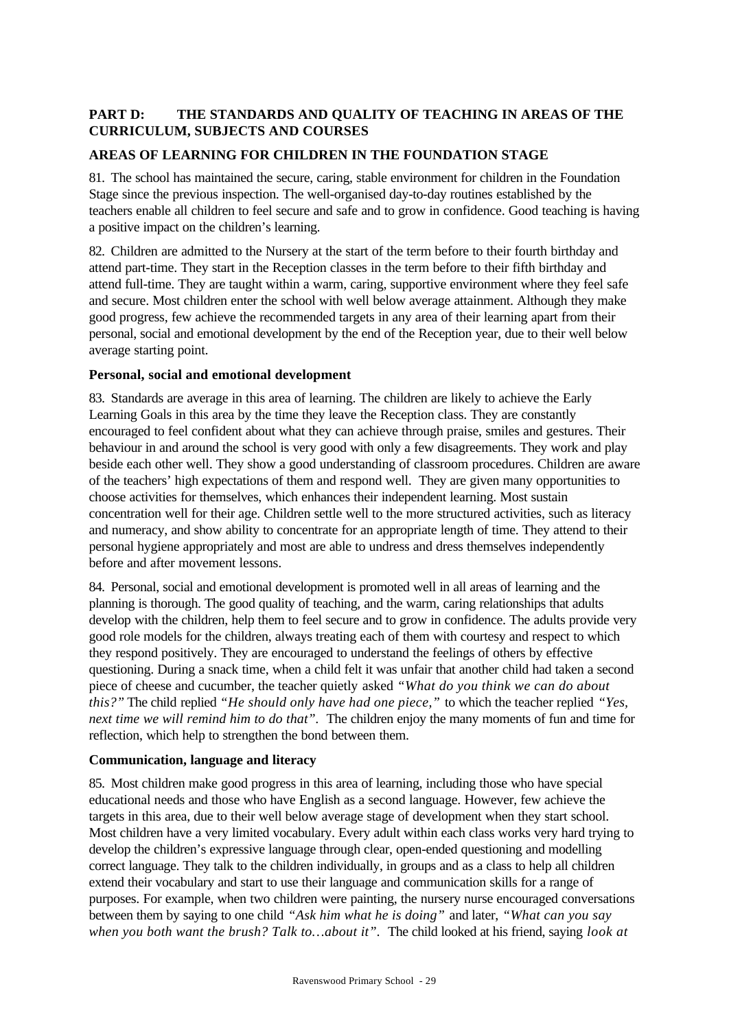## PART D: THE STANDARDS AND QUALITY OF TEACHING IN AREAS OF THE CURRICULUM, SUBJECTS AND COURSES

### AREAS OF LEARNING FOR CHILDREN IN THE FOUNDATION STAGE

81. The school has maintained the secure, caring, stable environment for children in the Foundation Stage since the previous inspection. The well-organised day-to-day routines established by the teachers enable all children to feel secure and safe and to grow in confidence. Good teaching is having a positive impact on the children's learning.

82. Children are admitted to the Nursery at the start of the term before to their fourth birthday and attend part-time. They start in the Reception classes in the term before to their fifth birthday and attend full-time. They are taught within a warm, caring, supportive environment where they feel safe and secure. Most children enter the school with well below average attainment. Although they make good progress, few achieve the recommended targets in any area of their learning apart from their personal, social and emotional development by the end of the Reception year, due to their well below average starting point.

#### Personal, social and emotional development

83. Standards are average in this area of learning. The children are likely to achieve the Early Learning Goals in this area by the time they leave the Reception class. They are constantly encouraged to feel confident about what they can achieve through praise, smiles and gestures. Their behaviour in and around the school is very good with only a few disagreements. They work and play beside each other well. They show a good understanding of classroom procedures. Children are aware of the teachers' high expectations of them and respond well. They are given many opportunities to choose activities for themselves, which enhances their independent learning. Most sustain concentration well for their age. Children settle well to the more structured activities, such as literacy and numeracy, and show ability to concentrate for an appropriate length of time. They attend to their personal hygiene appropriately and most are able to undress and dress themselves independently before and after movement lessons.

84. Personal, social and emotional development is promoted well in all areas of learning and the planning is thorough. The good quality of teaching, and the warm, caring relationships that adults develop with the children, help them to feel secure and to grow in confidence. The adults provide very good role models for the children, always treating each of them with courtesy and respect to which they respond positively. They are encouraged to understand the feelings of others by effective questioning. During a snack time, when a child felt it was unfair that another child had taken a second piece of cheese and cucumber, the teacher quietly asked *"What do you think we can do about this?"* The child replied *"He should only have had one piece,"* to which the teacher replied *"Yes, next time we will remind him to do that".* The children enjoy the many moments of fun and time for reflection, which help to strengthen the bond between them.

#### Communication, language and literacy

85. Most children make good progress in this area of learning, including those who have special educational needs and those who have English as a second language. However, few achieve the targets in this area, due to their well below average stage of development when they start school. Most children have a very limited vocabulary. Every adult within each class works very hard trying to develop the children's expressive language through clear, open-ended questioning and modelling correct language. They talk to the children individually, in groups and as a class to help all children extend their vocabulary and start to use their language and communication skills for a range of purposes. For example, when two children were painting, the nursery nurse encouraged conversations between them by saying to one child *"Ask him what he is doing"* and later, *"What can you say when you both want the brush? Talk to…about it".* The child looked at his friend, saying *look at*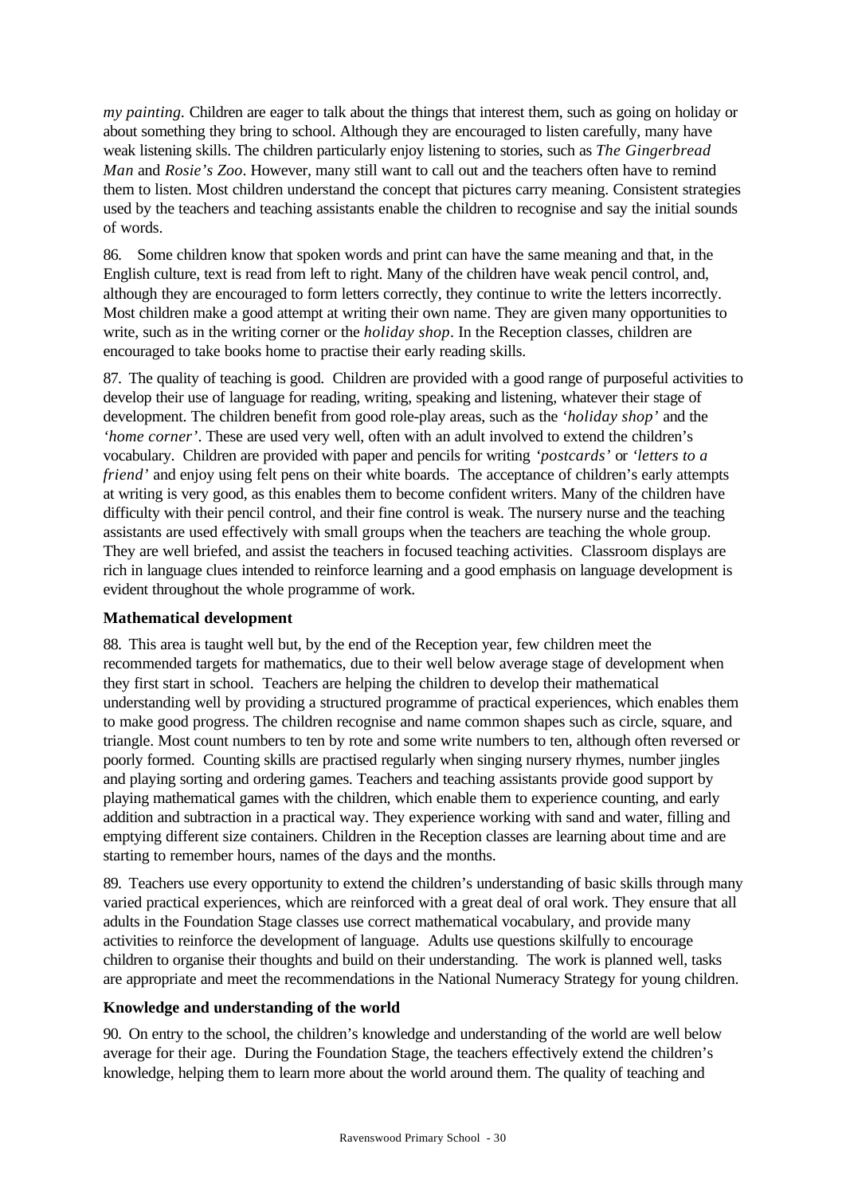*my painting.* Children are eager to talk about the things that interest them, such as going on holiday or about something they bring to school. Although they are encouraged to listen carefully, many have weak listening skills. The children particularly enjoy listening to stories, such as *The Gingerbread Man* and *Rosie's Zoo*. However, many still want to call out and the teachers often have to remind them to listen. Most children understand the concept that pictures carry meaning. Consistent strategies used by the teachers and teaching assistants enable the children to recognise and say the initial sounds of words.

86. Some children know that spoken words and print can have the same meaning and that, in the English culture, text is read from left to right. Many of the children have weak pencil control, and, although they are encouraged to form letters correctly, they continue to write the letters incorrectly. Most children make a good attempt at writing their own name. They are given many opportunities to write, such as in the writing corner or the *holiday shop*. In the Reception classes, children are encouraged to take books home to practise their early reading skills.

87. The quality of teaching is good. Children are provided with a good range of purposeful activities to develop their use of language for reading, writing, speaking and listening, whatever their stage of development. The children benefit from good role-play areas, such as the *'holiday shop'* and the *'home corner'*. These are used very well, often with an adult involved to extend the children's vocabulary. Children are provided with paper and pencils for writing *'postcards'* or *'letters to a friend'* and enjoy using felt pens on their white boards. The acceptance of children's early attempts at writing is very good, as this enables them to become confident writers. Many of the children have difficulty with their pencil control, and their fine control is weak. The nursery nurse and the teaching assistants are used effectively with small groups when the teachers are teaching the whole group. They are well briefed, and assist the teachers in focused teaching activities. Classroom displays are rich in language clues intended to reinforce learning and a good emphasis on language development is evident throughout the whole programme of work.

**Mathematical development**

88. This area is taught well but, by the end of the Reception year, few children meet the recommended targets for mathematics, due to their well below average stage of development when they first start in school. Teachers are helping the children to develop their mathematical understanding well by providing a structured programme of practical experiences, which enables them to make good progress. The children recognise and name common shapes such as circle, square, and triangle. Most count numbers to ten by rote and some write numbers to ten, although often reversed or poorly formed. Counting skills are practised regularly when singing nursery rhymes, number jingles and playing sorting and ordering games. Teachers and teaching assistants provide good support by playing mathematical games with the children, which enable them to experience counting, and early addition and subtraction in a practical way. They experience working with sand and water, filling and emptying different size containers. Children in the Reception classes are learning about time and are starting to remember hours, names of the days and the months.

89. Teachers use every opportunity to extend the children's understanding of basic skills through many varied practical experiences, which are reinforced with a great deal of oral work. They ensure that all adults in the Foundation Stage classes use correct mathematical vocabulary, and provide many activities to reinforce the development of language. Adults use questions skilfully to encourage children to organise their thoughts and build on their understanding. The work is planned well, tasks are appropriate and meet the recommendations in the National Numeracy Strategy for young children.

**Knowledge and understanding of the world**

90. On entry to the school, the children's knowledge and understanding of the world are well below average for their age. During the Foundation Stage, the teachers effectively extend the children's knowledge, helping them to learn more about the world around them. The quality of teaching and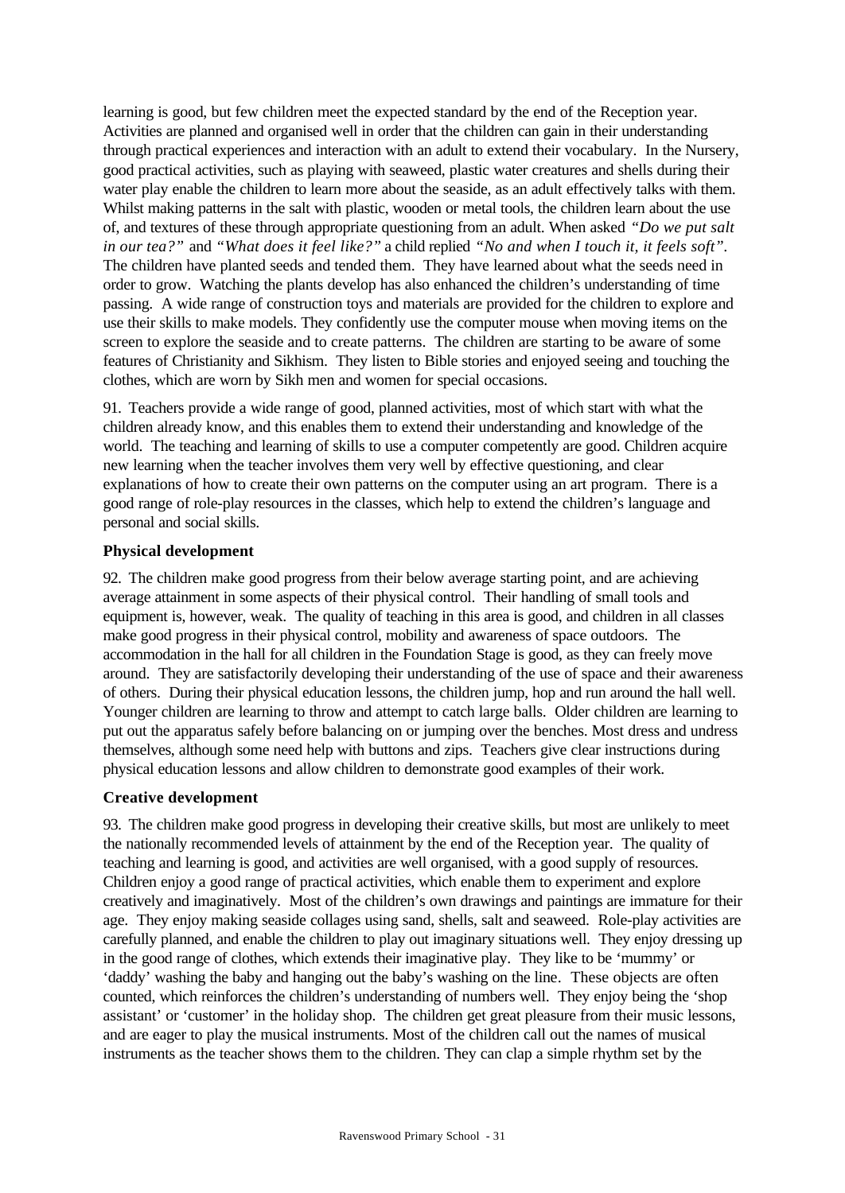learning is good, but few children meet the expected standard by the end of the Reception year. Activities are planned and organised well in order that the children can gain in their understanding through practical experiences and interaction with an adult to extend their vocabulary. In the Nursery, good practical activities, such as playing with seaweed, plastic water creatures and shells during their water play enable the children to learn more about the seaside, as an adult effectively talks with them. Whilst making patterns in the salt with plastic, wooden or metal tools, the children learn about the use of, and textures of these through appropriate questioning from an adult. When asked *"Do we put salt in our tea?"* and *"What does it feel like?"* a child replied *"No and when I touch it, it feels soft".* The children have planted seeds and tended them. They have learned about what the seeds need in order to grow. Watching the plants develop has also enhanced the children's understanding of time passing. A wide range of construction toys and materials are provided for the children to explore and use their skills to make models. They confidently use the computer mouse when moving items on the screen to explore the seaside and to create patterns. The children are starting to be aware of some features of Christianity and Sikhism. They listen to Bible stories and enjoyed seeing and touching the clothes, which are worn by Sikh men and women for special occasions.

91. Teachers provide a wide range of good, planned activities, most of which start with what the children already know, and this enables them to extend their understanding and knowledge of the world. The teaching and learning of skills to use a computer competently are good. Children acquire new learning when the teacher involves them very well by effective questioning, and clear explanations of how to create their own patterns on the computer using an art program. There is a good range of role-play resources in the classes, which help to extend the children's language and personal and social skills.

**Physical development**

92. The children make good progress from their below average starting point, and are achieving average attainment in some aspects of their physical control. Their handling of small tools and equipment is, however, weak. The quality of teaching in this area is good, and children in all classes make good progress in their physical control, mobility and awareness of space outdoors. The accommodation in the hall for all children in the Foundation Stage is good, as they can freely move around. They are satisfactorily developing their understanding of the use of space and their awareness of others. During their physical education lessons, the children jump, hop and run around the hall well. Younger children are learning to throw and attempt to catch large balls. Older children are learning to put out the apparatus safely before balancing on or jumping over the benches. Most dress and undress themselves, although some need help with buttons and zips. Teachers give clear instructions during physical education lessons and allow children to demonstrate good examples of their work.

**Creative development**

93. The children make good progress in developing their creative skills, but most are unlikely to meet the nationally recommended levels of attainment by the end of the Reception year. The quality of teaching and learning is good, and activities are well organised, with a good supply of resources. Children enjoy a good range of practical activities, which enable them to experiment and explore creatively and imaginatively. Most of the children's own drawings and paintings are immature for their age. They enjoy making seaside collages using sand, shells, salt and seaweed. Role-play activities are carefully planned, and enable the children to play out imaginary situations well. They enjoy dressing up in the good range of clothes, which extends their imaginative play. They like to be 'mummy' or 'daddy' washing the baby and hanging out the baby's washing on the line. These objects are often counted, which reinforces the children's understanding of numbers well. They enjoy being the 'shop assistant' or 'customer' in the holiday shop. The children get great pleasure from their music lessons, and are eager to play the musical instruments. Most of the children call out the names of musical instruments as the teacher shows them to the children. They can clap a simple rhythm set by the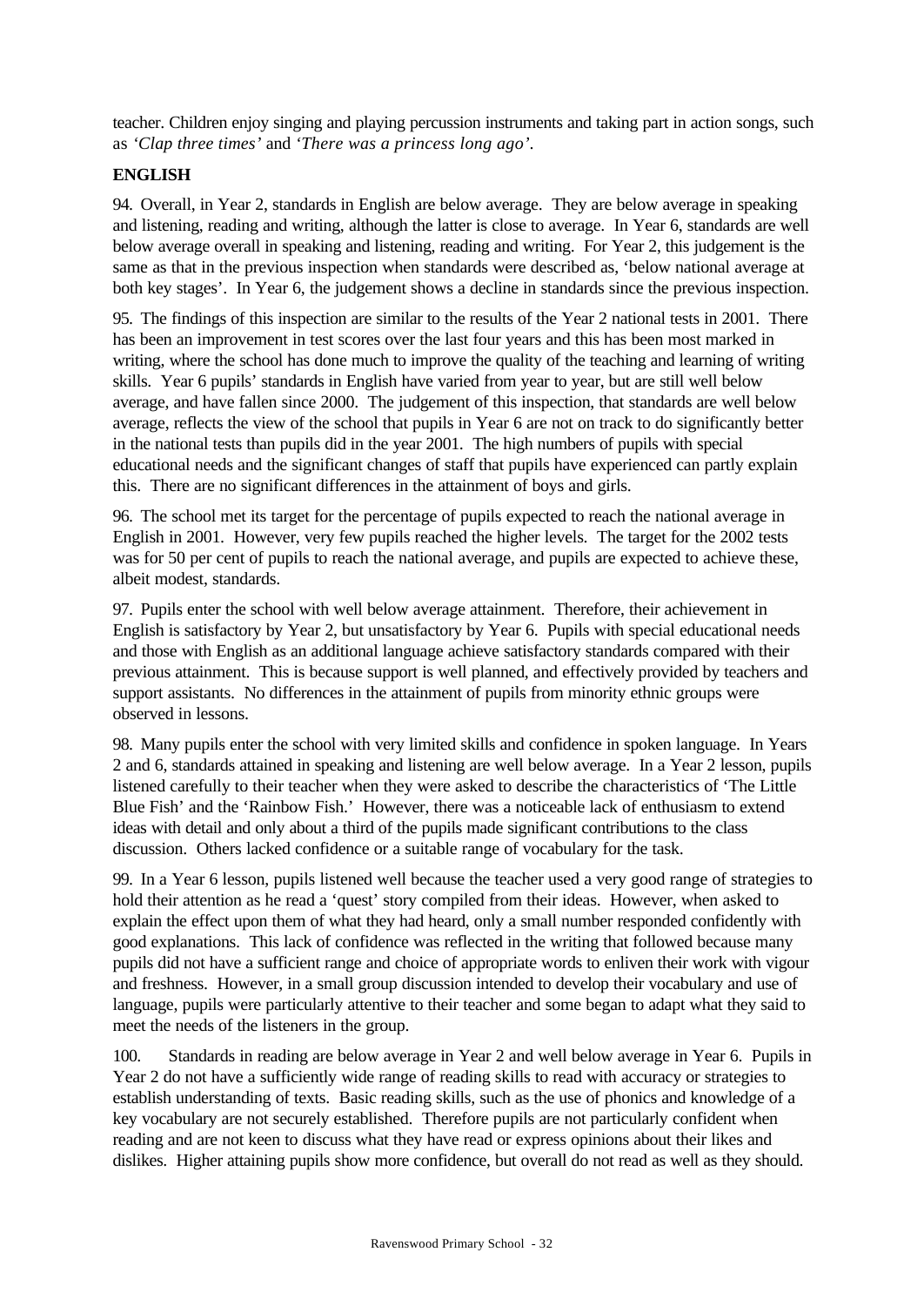teacher. Children enjoy singing and playing percussion instruments and taking part in action songs, such as *'Clap three times'* and *'There was a princess long ago'*.

**ENGLISH**

94. Overall, in Year 2, standards in English are below average. They are below average in speaking and listening, reading and writing, although the latter is close to average. In Year 6, standards are well below average overall in speaking and listening, reading and writing. For Year 2, this judgement is the same as that in the previous inspection when standards were described as, 'below national average at both key stages'. In Year 6, the judgement shows a decline in standards since the previous inspection.

95. The findings of this inspection are similar to the results of the Year 2 national tests in 2001. There has been an improvement in test scores over the last four years and this has been most marked in writing, where the school has done much to improve the quality of the teaching and learning of writing skills. Year 6 pupils' standards in English have varied from year to year, but are still well below average, and have fallen since 2000. The judgement of this inspection, that standards are well below average, reflects the view of the school that pupils in Year 6 are not on track to do significantly better in the national tests than pupils did in the year 2001. The high numbers of pupils with special educational needs and the significant changes of staff that pupils have experienced can partly explain this. There are no significant differences in the attainment of boys and girls.

96. The school met its target for the percentage of pupils expected to reach the national average in English in 2001. However, very few pupils reached the higher levels. The target for the 2002 tests was for 50 per cent of pupils to reach the national average, and pupils are expected to achieve these, albeit modest, standards.

97. Pupils enter the school with well below average attainment. Therefore, their achievement in English is satisfactory by Year 2, but unsatisfactory by Year 6. Pupils with special educational needs and those with English as an additional language achieve satisfactory standards compared with their previous attainment. This is because support is well planned, and effectively provided by teachers and support assistants. No differences in the attainment of pupils from minority ethnic groups were observed in lessons.

98. Many pupils enter the school with very limited skills and confidence in spoken language. In Years 2 and 6, standards attained in speaking and listening are well below average. In a Year 2 lesson, pupils listened carefully to their teacher when they were asked to describe the characteristics of 'The Little Blue Fish' and the 'Rainbow Fish.' However, there was a noticeable lack of enthusiasm to extend ideas with detail and only about a third of the pupils made significant contributions to the class discussion. Others lacked confidence or a suitable range of vocabulary for the task.

99. In a Year 6 lesson, pupils listened well because the teacher used a very good range of strategies to hold their attention as he read a 'quest' story compiled from their ideas. However, when asked to explain the effect upon them of what they had heard, only a small number responded confidently with good explanations. This lack of confidence was reflected in the writing that followed because many pupils did not have a sufficient range and choice of appropriate words to enliven their work with vigour and freshness. However, in a small group discussion intended to develop their vocabulary and use of language, pupils were particularly attentive to their teacher and some began to adapt what they said to meet the needs of the listeners in the group.

100. Standards in reading are below average in Year 2 and well below average in Year 6. Pupils in Year 2 do not have a sufficiently wide range of reading skills to read with accuracy or strategies to establish understanding of texts. Basic reading skills, such as the use of phonics and knowledge of a key vocabulary are not securely established. Therefore pupils are not particularly confident when reading and are not keen to discuss what they have read or express opinions about their likes and dislikes. Higher attaining pupils show more confidence, but overall do not read as well as they should.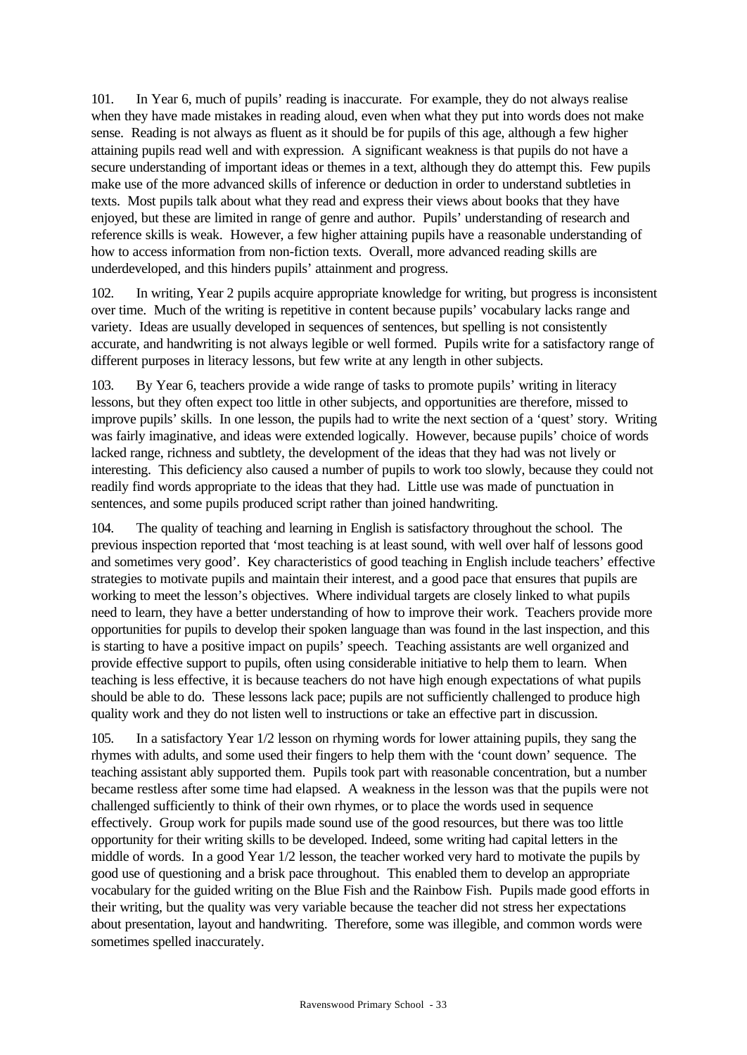101. In Year 6, much of pupils' reading is inaccurate. For example, they do not always realise when they have made mistakes in reading aloud, even when what they put into words does not make sense. Reading is not always as fluent as it should be for pupils of this age, although a few higher attaining pupils read well and with expression. A significant weakness is that pupils do not have a secure understanding of important ideas or themes in a text, although they do attempt this. Few pupils make use of the more advanced skills of inference or deduction in order to understand subtleties in texts. Most pupils talk about what they read and express their views about books that they have enjoyed, but these are limited in range of genre and author. Pupils' understanding of research and reference skills is weak. However, a few higher attaining pupils have a reasonable understanding of how to access information from non-fiction texts. Overall, more advanced reading skills are underdeveloped, and this hinders pupils' attainment and progress.

102. In writing, Year 2 pupils acquire appropriate knowledge for writing, but progress is inconsistent over time. Much of the writing is repetitive in content because pupils' vocabulary lacks range and variety. Ideas are usually developed in sequences of sentences, but spelling is not consistently accurate, and handwriting is not always legible or well formed. Pupils write for a satisfactory range of different purposes in literacy lessons, but few write at any length in other subjects.

103. By Year 6, teachers provide a wide range of tasks to promote pupils' writing in literacy lessons, but they often expect too little in other subjects, and opportunities are therefore, missed to improve pupils' skills. In one lesson, the pupils had to write the next section of a 'quest' story. Writing was fairly imaginative, and ideas were extended logically. However, because pupils' choice of words lacked range, richness and subtlety, the development of the ideas that they had was not lively or interesting. This deficiency also caused a number of pupils to work too slowly, because they could not readily find words appropriate to the ideas that they had. Little use was made of punctuation in sentences, and some pupils produced script rather than joined handwriting.

104. The quality of teaching and learning in English is satisfactory throughout the school. The previous inspection reported that 'most teaching is at least sound, with well over half of lessons good and sometimes very good'. Key characteristics of good teaching in English include teachers' effective strategies to motivate pupils and maintain their interest, and a good pace that ensures that pupils are working to meet the lesson's objectives. Where individual targets are closely linked to what pupils need to learn, they have a better understanding of how to improve their work. Teachers provide more opportunities for pupils to develop their spoken language than was found in the last inspection, and this is starting to have a positive impact on pupils' speech. Teaching assistants are well organized and provide effective support to pupils, often using considerable initiative to help them to learn. When teaching is less effective, it is because teachers do not have high enough expectations of what pupils should be able to do. These lessons lack pace; pupils are not sufficiently challenged to produce high quality work and they do not listen well to instructions or take an effective part in discussion.

105. In a satisfactory Year 1/2 lesson on rhyming words for lower attaining pupils, they sang the rhymes with adults, and some used their fingers to help them with the 'count down' sequence. The teaching assistant ably supported them. Pupils took part with reasonable concentration, but a number became restless after some time had elapsed. A weakness in the lesson was that the pupils were not challenged sufficiently to think of their own rhymes, or to place the words used in sequence effectively. Group work for pupils made sound use of the good resources, but there was too little opportunity for their writing skills to be developed. Indeed, some writing had capital letters in the middle of words. In a good Year 1/2 lesson, the teacher worked very hard to motivate the pupils by good use of questioning and a brisk pace throughout. This enabled them to develop an appropriate vocabulary for the guided writing on the Blue Fish and the Rainbow Fish. Pupils made good efforts in their writing, but the quality was very variable because the teacher did not stress her expectations about presentation, layout and handwriting. Therefore, some was illegible, and common words were sometimes spelled inaccurately.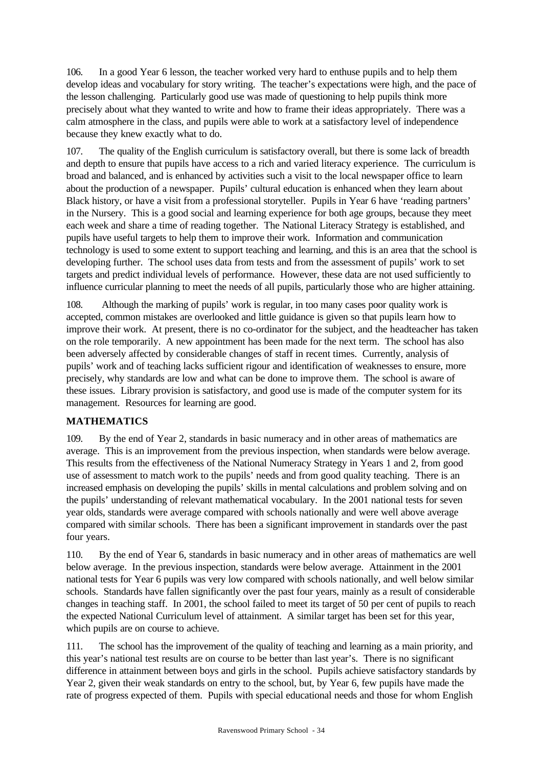106. In a good Year 6 lesson, the teacher worked very hard to enthuse pupils and to help them develop ideas and vocabulary for story writing. The teacher's expectations were high, and the pace of the lesson challenging. Particularly good use was made of questioning to help pupils think more precisely about what they wanted to write and how to frame their ideas appropriately. There was a calm atmosphere in the class, and pupils were able to work at a satisfactory level of independence because they knew exactly what to do.

107. The quality of the English curriculum is satisfactory overall, but there is some lack of breadth and depth to ensure that pupils have access to a rich and varied literacy experience. The curriculum is broad and balanced, and is enhanced by activities such a visit to the local newspaper office to learn about the production of a newspaper. Pupils' cultural education is enhanced when they learn about Black history, or have a visit from a professional storyteller. Pupils in Year 6 have 'reading partners' in the Nursery. This is a good social and learning experience for both age groups, because they meet each week and share a time of reading together. The National Literacy Strategy is established, and pupils have useful targets to help them to improve their work. Information and communication technology is used to some extent to support teaching and learning, and this is an area that the school is developing further. The school uses data from tests and from the assessment of pupils' work to set targets and predict individual levels of performance. However, these data are not used sufficiently to influence curricular planning to meet the needs of all pupils, particularly those who are higher attaining.

108. Although the marking of pupils' work is regular, in too many cases poor quality work is accepted, common mistakes are overlooked and little guidance is given so that pupils learn how to improve their work. At present, there is no co-ordinator for the subject, and the headteacher has taken on the role temporarily. A new appointment has been made for the next term. The school has also been adversely affected by considerable changes of staff in recent times. Currently, analysis of pupils' work and of teaching lacks sufficient rigour and identification of weaknesses to ensure, more precisely, why standards are low and what can be done to improve them. The school is aware of these issues. Library provision is satisfactory, and good use is made of the computer system for its management. Resources for learning are good.

## MATHEMATICS

109. By the end of Year 2, standards in basic numeracy and in other areas of mathematics are average. This is an improvement from the previous inspection, when standards were below average. This results from the effectiveness of the National Numeracy Strategy in Years 1 and 2, from good use of assessment to match work to the pupils' needs and from good quality teaching. There is an increased emphasis on developing the pupils' skills in mental calculations and problem solving and on the pupils' understanding of relevant mathematical vocabulary. In the 2001 national tests for seven year olds, standards were average compared with schools nationally and were well above average compared with similar schools. There has been a significant improvement in standards over the past four years.

110. By the end of Year 6, standards in basic numeracy and in other areas of mathematics are well below average. In the previous inspection, standards were below average. Attainment in the 2001 national tests for Year 6 pupils was very low compared with schools nationally, and well below similar schools. Standards have fallen significantly over the past four years, mainly as a result of considerable changes in teaching staff. In 2001, the school failed to meet its target of 50 per cent of pupils to reach the expected National Curriculum level of attainment. A similar target has been set for this year, which pupils are on course to achieve.

111. The school has the improvement of the quality of teaching and learning as a main priority, and this year's national test results are on course to be better than last year's. There is no significant difference in attainment between boys and girls in the school. Pupils achieve satisfactory standards by Year 2, given their weak standards on entry to the school, but, by Year 6, few pupils have made the rate of progress expected of them. Pupils with special educational needs and those for whom English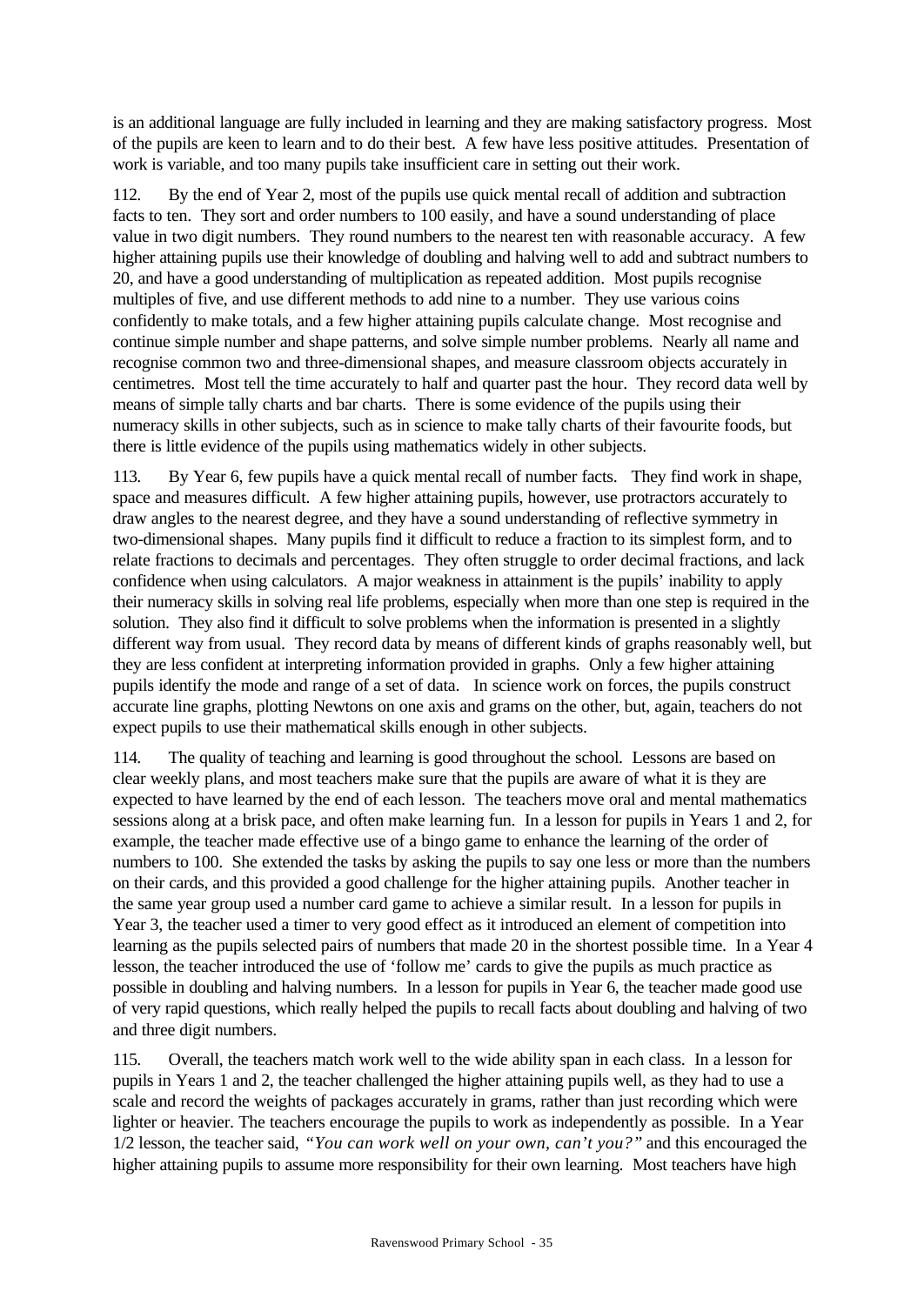is an additional language are fully included in learning and they are making satisfactory progress. Most of the pupils are keen to learn and to do their best. A few have less positive attitudes. Presentation of work is variable, and too many pupils take insufficient care in setting out their work.

112. By the end of Year 2, most of the pupils use quick mental recall of addition and subtraction facts to ten. They sort and order numbers to 100 easily, and have a sound understanding of place value in two digit numbers. They round numbers to the nearest ten with reasonable accuracy. A few higher attaining pupils use their knowledge of doubling and halving well to add and subtract numbers to 20, and have a good understanding of multiplication as repeated addition. Most pupils recognise multiples of five, and use different methods to add nine to a number. They use various coins confidently to make totals, and a few higher attaining pupils calculate change. Most recognise and continue simple number and shape patterns, and solve simple number problems. Nearly all name and recognise common two and three-dimensional shapes, and measure classroom objects accurately in centimetres. Most tell the time accurately to half and quarter past the hour. They record data well by means of simple tally charts and bar charts. There is some evidence of the pupils using their numeracy skills in other subjects, such as in science to make tally charts of their favourite foods, but there is little evidence of the pupils using mathematics widely in other subjects.

113. By Year 6, few pupils have a quick mental recall of number facts. They find work in shape, space and measures difficult. A few higher attaining pupils, however, use protractors accurately to draw angles to the nearest degree, and they have a sound understanding of reflective symmetry in two-dimensional shapes. Many pupils find it difficult to reduce a fraction to its simplest form, and to relate fractions to decimals and percentages. They often struggle to order decimal fractions, and lack confidence when using calculators. A major weakness in attainment is the pupils' inability to apply their numeracy skills in solving real life problems, especially when more than one step is required in the solution. They also find it difficult to solve problems when the information is presented in a slightly different way from usual. They record data by means of different kinds of graphs reasonably well, but they are less confident at interpreting information provided in graphs. Only a few higher attaining pupils identify the mode and range of a set of data. In science work on forces, the pupils construct accurate line graphs, plotting Newtons on one axis and grams on the other, but, again, teachers do not expect pupils to use their mathematical skills enough in other subjects.

114. The quality of teaching and learning is good throughout the school. Lessons are based on clear weekly plans, and most teachers make sure that the pupils are aware of what it is they are expected to have learned by the end of each lesson. The teachers move oral and mental mathematics sessions along at a brisk pace, and often make learning fun. In a lesson for pupils in Years 1 and 2, for example, the teacher made effective use of a bingo game to enhance the learning of the order of numbers to 100. She extended the tasks by asking the pupils to say one less or more than the numbers on their cards, and this provided a good challenge for the higher attaining pupils. Another teacher in the same year group used a number card game to achieve a similar result. In a lesson for pupils in Year 3, the teacher used a timer to very good effect as it introduced an element of competition into learning as the pupils selected pairs of numbers that made 20 in the shortest possible time. In a Year 4 lesson, the teacher introduced the use of 'follow me' cards to give the pupils as much practice as possible in doubling and halving numbers. In a lesson for pupils in Year 6, the teacher made good use of very rapid questions, which really helped the pupils to recall facts about doubling and halving of two and three digit numbers.

115. Overall, the teachers match work well to the wide ability span in each class. In a lesson for pupils in Years 1 and 2, the teacher challenged the higher attaining pupils well, as they had to use a scale and record the weights of packages accurately in grams, rather than just recording which were lighter or heavier. The teachers encourage the pupils to work as independently as possible. In a Year 1/2 lesson, the teacher said, *"You can work well on your own, can't you?"* and this encouraged the higher attaining pupils to assume more responsibility for their own learning. Most teachers have high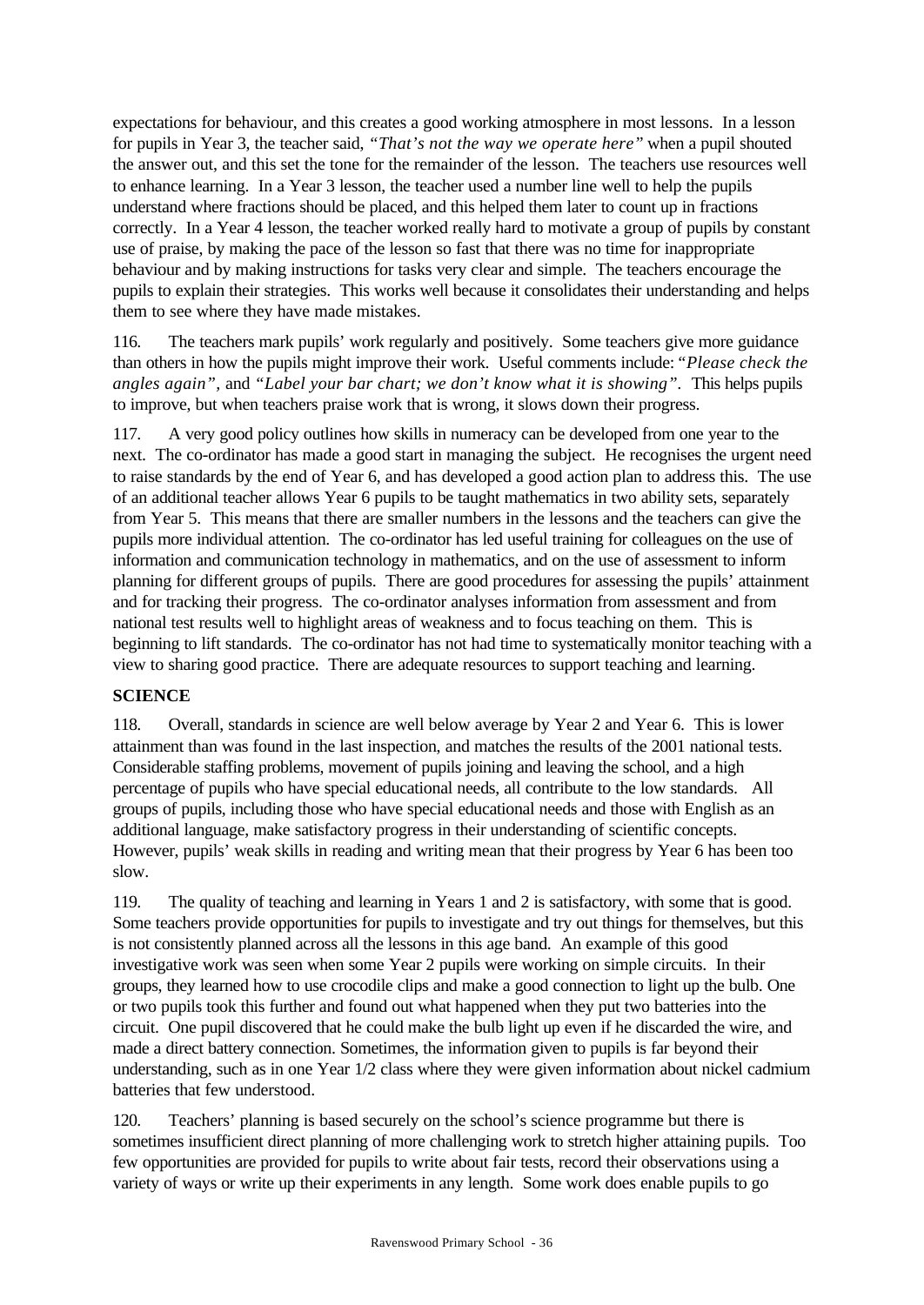expectations for behaviour, and this creates a good working atmosphere in most lessons. In a lesson for pupils in Year 3, the teacher said, *"That's not the way we operate here"* when a pupil shouted the answer out, and this set the tone for the remainder of the lesson. The teachers use resources well to enhance learning. In a Year 3 lesson, the teacher used a number line well to help the pupils understand where fractions should be placed, and this helped them later to count up in fractions correctly. In a Year 4 lesson, the teacher worked really hard to motivate a group of pupils by constant use of praise, by making the pace of the lesson so fast that there was no time for inappropriate behaviour and by making instructions for tasks very clear and simple. The teachers encourage the pupils to explain their strategies. This works well because it consolidates their understanding and helps them to see where they have made mistakes.

116. The teachers mark pupils' work regularly and positively. Some teachers give more guidance than others in how the pupils might improve their work. Useful comments include: *"Please check the angles again"*, and *"Label your bar chart; we don't know what it is showing"*. This helps pupils to improve, but when teachers praise work that is wrong, it slows down their progress.

117. A very good policy outlines how skills in numeracy can be developed from one year to the next. The co-ordinator has made a good start in managing the subject. He recognises the urgent need to raise standards by the end of Year 6, and has developed a good action plan to address this. The use of an additional teacher allows Year 6 pupils to be taught mathematics in two ability sets, separately from Year 5. This means that there are smaller numbers in the lessons and the teachers can give the pupils more individual attention. The co-ordinator has led useful training for colleagues on the use of information and communication technology in mathematics, and on the use of assessment to inform planning for different groups of pupils. There are good procedures for assessing the pupils' attainment and for tracking their progress. The co-ordinator analyses information from assessment and from national test results well to highlight areas of weakness and to focus teaching on them. This is beginning to lift standards. The co-ordinator has not had time to systematically monitor teaching with a view to sharing good practice. There are adequate resources to support teaching and learning.

**SCIENCE**

118. Overall, standards in science are well below average by Year 2 and Year 6. This is lower attainment than was found in the last inspection, and matches the results of the 2001 national tests. Considerable staffing problems, movement of pupils joining and leaving the school, and a high percentage of pupils who have special educational needs, all contribute to the low standards. All groups of pupils, including those who have special educational needs and those with English as an additional language, make satisfactory progress in their understanding of scientific concepts. However, pupils' weak skills in reading and writing mean that their progress by Year 6 has been too slow.

119. The quality of teaching and learning in Years 1 and 2 is satisfactory, with some that is good. Some teachers provide opportunities for pupils to investigate and try out things for themselves, but this is not consistently planned across all the lessons in this age band. An example of this good investigative work was seen when some Year 2 pupils were working on simple circuits. In their groups, they learned how to use crocodile clips and make a good connection to light up the bulb. One or two pupils took this further and found out what happened when they put two batteries into the circuit. One pupil discovered that he could make the bulb light up even if he discarded the wire, and made a direct battery connection. Sometimes, the information given to pupils is far beyond their understanding, such as in one Year 1/2 class where they were given information about nickel cadmium batteries that few understood.

120. Teachers' planning is based securely on the school's science programme but there is sometimes insufficient direct planning of more challenging work to stretch higher attaining pupils. Too few opportunities are provided for pupils to write about fair tests, record their observations using a variety of ways or write up their experiments in any length. Some work does enable pupils to go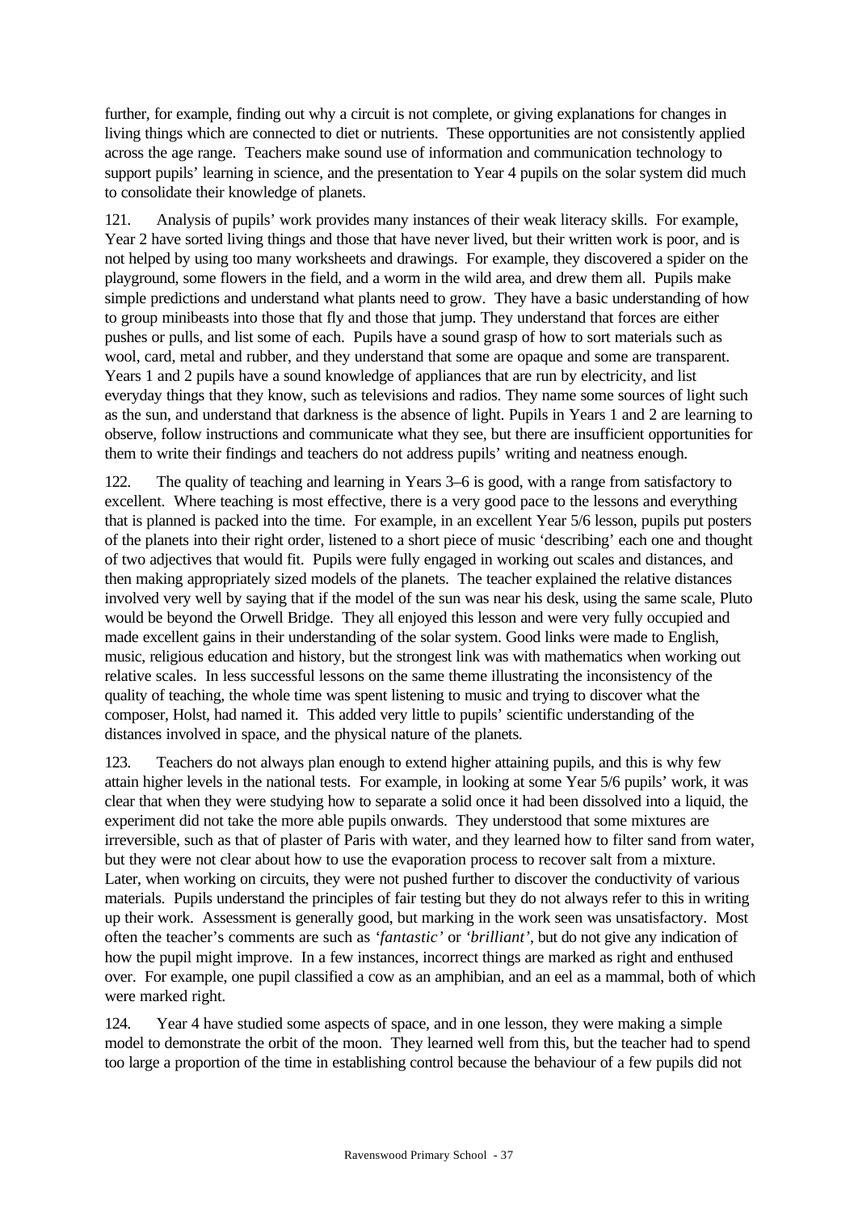further, for example, finding out why a circuit is not complete, or giving explanations for changes in living things which are connected to diet or nutrients. These opportunities are not consistently applied across the age range. Teachers make sound use of information and communication technology to support pupils' learning in science, and the presentation to Year 4 pupils on the solar system did much to consolidate their knowledge of planets.

121. Analysis of pupils' work provides many instances of their weak literacy skills. For example, Year 2 have sorted living things and those that have never lived, but their written work is poor, and is not helped by using too many worksheets and drawings. For example, they discovered a spider on the playground, some flowers in the field, and a worm in the wild area, and drew them all. Pupils make simple predictions and understand what plants need to grow. They have a basic understanding of how to group minibeasts into those that fly and those that jump. They understand that forces are either pushes or pulls, and list some of each. Pupils have a sound grasp of how to sort materials such as wool, card, metal and rubber, and they understand that some are opaque and some are transparent. Years 1 and 2 pupils have a sound knowledge of appliances that are run by electricity, and list everyday things that they know, such as televisions and radios. They name some sources of light such as the sun, and understand that darkness is the absence of light. Pupils in Years 1 and 2 are learning to observe, follow instructions and communicate what they see, but there are insufficient opportunities for them to write their findings and teachers do not address pupils' writing and neatness enough.

122. The quality of teaching and learning in Years 3–6 is good, with a range from satisfactory to excellent. Where teaching is most effective, there is a very good pace to the lessons and everything that is planned is packed into the time. For example, in an excellent Year 5/6 lesson, pupils put posters of the planets into their right order, listened to a short piece of music 'describing' each one and thought of two adjectives that would fit. Pupils were fully engaged in working out scales and distances, and then making appropriately sized models of the planets. The teacher explained the relative distances involved very well by saying that if the model of the sun was near his desk, using the same scale, Pluto would be beyond the Orwell Bridge. They all enjoyed this lesson and were very fully occupied and made excellent gains in their understanding of the solar system. Good links were made to English, music, religious education and history, but the strongest link was with mathematics when working out relative scales. In less successful lessons on the same theme illustrating the inconsistency of the quality of teaching, the whole time was spent listening to music and trying to discover what the composer, Holst, had named it. This added very little to pupils' scientific understanding of the distances involved in space, and the physical nature of the planets.

123. Teachers do not always plan enough to extend higher attaining pupils, and this is why few attain higher levels in the national tests. For example, in looking at some Year 5/6 pupils' work, it was clear that when they were studying how to separate a solid once it had been dissolved into a liquid, the experiment did not take the more able pupils onwards. They understood that some mixtures are irreversible, such as that of plaster of Paris with water, and they learned how to filter sand from water, but they were not clear about how to use the evaporation process to recover salt from a mixture. Later, when working on circuits, they were not pushed further to discover the conductivity of various materials. Pupils understand the principles of fair testing but they do not always refer to this in writing up their work. Assessment is generally good, but marking in the work seen was unsatisfactory. Most often the teacher's comments are such as *'fantastic'* or *'brilliant'*, but do not give any indication of how the pupil might improve. In a few instances, incorrect things are marked as right and enthused over. For example, one pupil classified a cow as an amphibian, and an eel as a mammal, both of which were marked right.

124. Year 4 have studied some aspects of space, and in one lesson, they were making a simple model to demonstrate the orbit of the moon. They learned well from this, but the teacher had to spend too large a proportion of the time in establishing control because the behaviour of a few pupils did not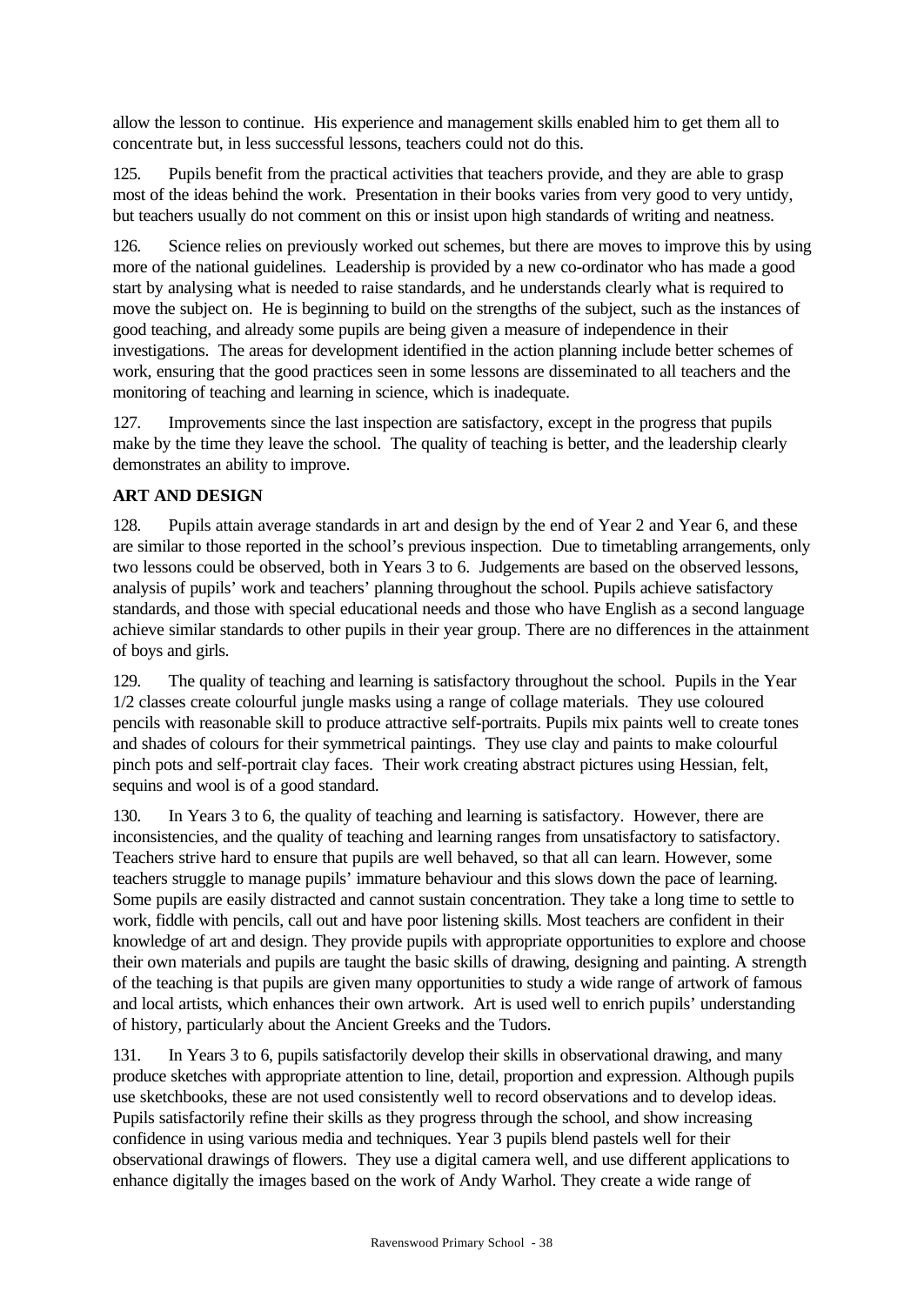allow the lesson to continue. His experience and management skills enabled him to get them all to concentrate but, in less successful lessons, teachers could not do this.

125. Pupils benefit from the practical activities that teachers provide, and they are able to grasp most of the ideas behind the work. Presentation in their books varies from very good to very untidy, but teachers usually do not comment on this or insist upon high standards of writing and neatness.

126. Science relies on previously worked out schemes, but there are moves to improve this by using more of the national guidelines. Leadership is provided by a new co-ordinator who has made a good start by analysing what is needed to raise standards, and he understands clearly what is required to move the subject on. He is beginning to build on the strengths of the subject, such as the instances of good teaching, and already some pupils are being given a measure of independence in their investigations. The areas for development identified in the action planning include better schemes of work, ensuring that the good practices seen in some lessons are disseminated to all teachers and the monitoring of teaching and learning in science, which is inadequate.

127. Improvements since the last inspection are satisfactory, except in the progress that pupils make by the time they leave the school. The quality of teaching is better, and the leadership clearly demonstrates an ability to improve.

## ART AND DESIGN

128. Pupils attain average standards in art and design by the end of Year 2 and Year 6, and these are similar to those reported in the school's previous inspection. Due to timetabling arrangements, only two lessons could be observed, both in Years 3 to 6. Judgements are based on the observed lessons, analysis of pupils' work and teachers' planning throughout the school. Pupils achieve satisfactory standards, and those with special educational needs and those who have English as a second language achieve similar standards to other pupils in their year group. There are no differences in the attainment of boys and girls.

129. The quality of teaching and learning is satisfactory throughout the school. Pupils in the Year 1/2 classes create colourful jungle masks using a range of collage materials. They use coloured pencils with reasonable skill to produce attractive self-portraits. Pupils mix paints well to create tones and shades of colours for their symmetrical paintings. They use clay and paints to make colourful pinch pots and self-portrait clay faces. Their work creating abstract pictures using Hessian, felt, sequins and wool is of a good standard.

130. In Years 3 to 6, the quality of teaching and learning is satisfactory. However, there are inconsistencies, and the quality of teaching and learning ranges from unsatisfactory to satisfactory. Teachers strive hard to ensure that pupils are well behaved, so that all can learn. However, some teachers struggle to manage pupils' immature behaviour and this slows down the pace of learning. Some pupils are easily distracted and cannot sustain concentration. They take a long time to settle to work, fiddle with pencils, call out and have poor listening skills. Most teachers are confident in their knowledge of art and design. They provide pupils with appropriate opportunities to explore and choose their own materials and pupils are taught the basic skills of drawing, designing and painting. A strength of the teaching is that pupils are given many opportunities to study a wide range of artwork of famous and local artists, which enhances their own artwork. Art is used well to enrich pupils' understanding of history, particularly about the Ancient Greeks and the Tudors.

131. In Years 3 to 6, pupils satisfactorily develop their skills in observational drawing, and many produce sketches with appropriate attention to line, detail, proportion and expression. Although pupils use sketchbooks, these are not used consistently well to record observations and to develop ideas. Pupils satisfactorily refine their skills as they progress through the school, and show increasing confidence in using various media and techniques. Year 3 pupils blend pastels well for their observational drawings of flowers. They use a digital camera well, and use different applications to enhance digitally the images based on the work of Andy Warhol. They create a wide range of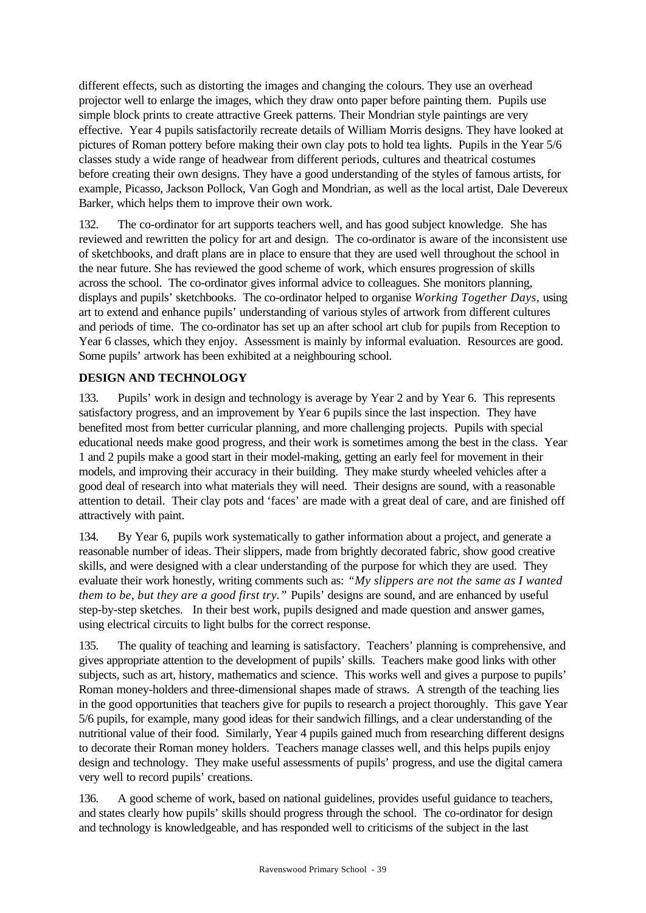different effects, such as distorting the images and changing the colours. They use an overhead projector well to enlarge the images, which they draw onto paper before painting them. Pupils use simple block prints to create attractive Greek patterns. Their Mondrian style paintings are very effective. Year 4 pupils satisfactorily recreate details of William Morris designs. They have looked at pictures of Roman pottery before making their own clay pots to hold tea lights. Pupils in the Year 5/6 classes study a wide range of headwear from different periods, cultures and theatrical costumes before creating their own designs. They have a good understanding of the styles of famous artists, for example, Picasso, Jackson Pollock, Van Gogh and Mondrian, as well as the local artist, Dale Devereux Barker, which helps them to improve their own work.

132. The co-ordinator for art supports teachers well, and has good subject knowledge. She has reviewed and rewritten the policy for art and design. The co-ordinator is aware of the inconsistent use of sketchbooks, and draft plans are in place to ensure that they are used well throughout the school in the near future. She has reviewed the good scheme of work, which ensures progression of skills across the school. The co-ordinator gives informal advice to colleagues. She monitors planning, displays and pupils' sketchbooks. The co-ordinator helped to organise *Working Together Days*, using art to extend and enhance pupils' understanding of various styles of artwork from different cultures and periods of time. The co-ordinator has set up an after school art club for pupils from Reception to Year 6 classes, which they enjoy. Assessment is mainly by informal evaluation. Resources are good. Some pupils' artwork has been exhibited at a neighbouring school.

## DESIGN AND TECHNOLOGY

133. Pupils' work in design and technology is average by Year 2 and by Year 6. This represents satisfactory progress, and an improvement by Year 6 pupils since the last inspection. They have benefited most from better curricular planning, and more challenging projects. Pupils with special educational needs make good progress, and their work is sometimes among the best in the class. Year 1 and 2 pupils make a good start in their model-making, getting an early feel for movement in their models, and improving their accuracy in their building. They make sturdy wheeled vehicles after a good deal of research into what materials they will need. Their designs are sound, with a reasonable attention to detail. Their clay pots and 'faces' are made with a great deal of care, and are finished off attractively with paint.

134. By Year 6, pupils work systematically to gather information about a project, and generate a reasonable number of ideas. Their slippers, made from brightly decorated fabric, show good creative skills, and were designed with a clear understanding of the purpose for which they are used. They evaluate their work honestly, writing comments such as: *"My slippers are not the same as I wanted them to be, but they are a good first try."* Pupils' designs are sound, and are enhanced by useful step-by-step sketches. In their best work, pupils designed and made question and answer games, using electrical circuits to light bulbs for the correct response.

135. The quality of teaching and learning is satisfactory. Teachers' planning is comprehensive, and gives appropriate attention to the development of pupils' skills. Teachers make good links with other subjects, such as art, history, mathematics and science. This works well and gives a purpose to pupils' Roman money-holders and three-dimensional shapes made of straws. A strength of the teaching lies in the good opportunities that teachers give for pupils to research a project thoroughly. This gave Year 5/6 pupils, for example, many good ideas for their sandwich fillings, and a clear understanding of the nutritional value of their food. Similarly, Year 4 pupils gained much from researching different designs to decorate their Roman money holders. Teachers manage classes well, and this helps pupils enjoy design and technology. They make useful assessments of pupils' progress, and use the digital camera very well to record pupils' creations.

136. A good scheme of work, based on national guidelines, provides useful guidance to teachers, and states clearly how pupils' skills should progress through the school. The co-ordinator for design and technology is knowledgeable, and has responded well to criticisms of the subject in the last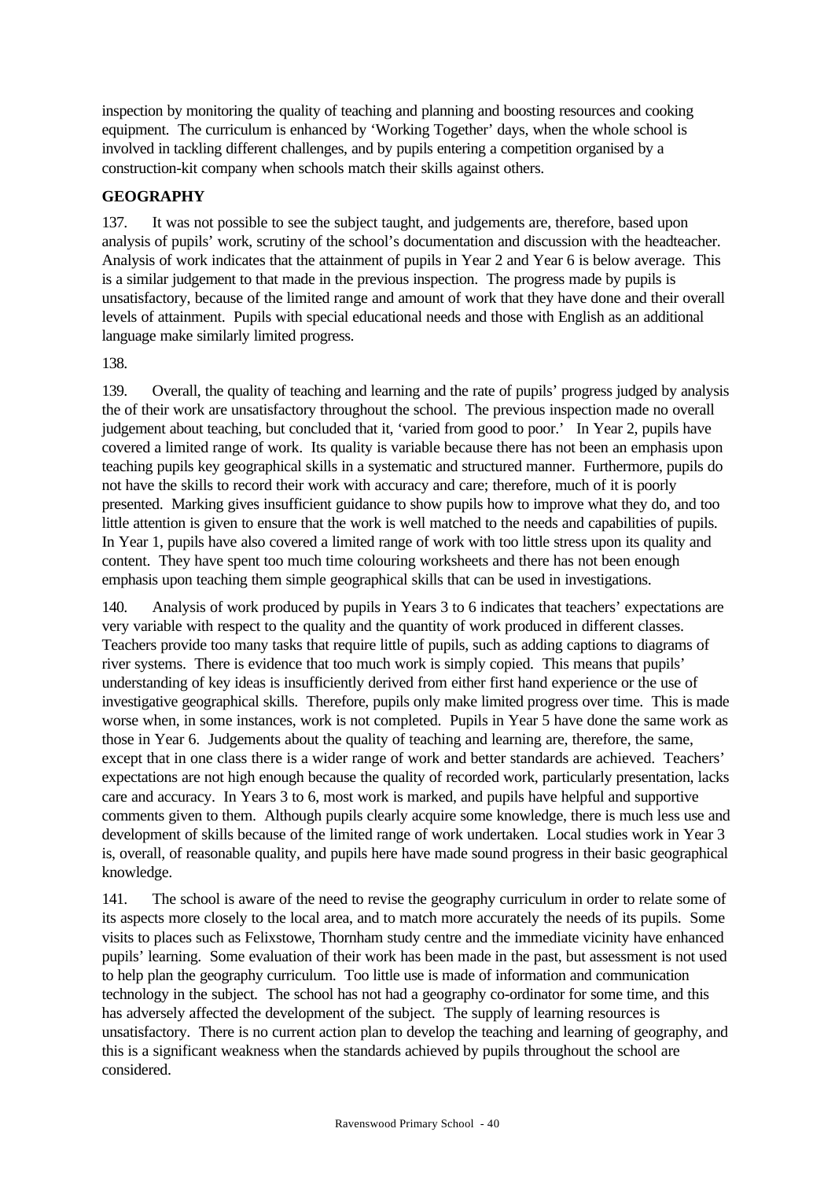inspection by monitoring the quality of teaching and planning and boosting resources and cooking equipment. The curriculum is enhanced by 'Working Together' days, when the whole school is involved in tackling different challenges, and by pupils entering a competition organised by a construction-kit company when schools match their skills against others.

## GEOGRAPHY

137. It was not possible to see the subject taught, and judgements are, therefore, based upon analysis of pupils' work, scrutiny of the school's documentation and discussion with the headteacher. Analysis of work indicates that the attainment of pupils in Year 2 and Year 6 is below average. This is a similar judgement to that made in the previous inspection. The progress made by pupils is unsatisfactory, because of the limited range and amount of work that they have done and their overall levels of attainment. Pupils with special educational needs and those with English as an additional language make similarly limited progress.

138.

139. Overall, the quality of teaching and learning and the rate of pupils' progress judged by analysis the of their work are unsatisfactory throughout the school. The previous inspection made no overall judgement about teaching, but concluded that it, 'varied from good to poor.' In Year 2, pupils have covered a limited range of work. Its quality is variable because there has not been an emphasis upon teaching pupils key geographical skills in a systematic and structured manner. Furthermore, pupils do not have the skills to record their work with accuracy and care; therefore, much of it is poorly presented. Marking gives insufficient guidance to show pupils how to improve what they do, and too little attention is given to ensure that the work is well matched to the needs and capabilities of pupils. In Year 1, pupils have also covered a limited range of work with too little stress upon its quality and content. They have spent too much time colouring worksheets and there has not been enough emphasis upon teaching them simple geographical skills that can be used in investigations.

140. Analysis of work produced by pupils in Years 3 to 6 indicates that teachers' expectations are very variable with respect to the quality and the quantity of work produced in different classes. Teachers provide too many tasks that require little of pupils, such as adding captions to diagrams of river systems. There is evidence that too much work is simply copied. This means that pupils' understanding of key ideas is insufficiently derived from either first hand experience or the use of investigative geographical skills. Therefore, pupils only make limited progress over time. This is made worse when, in some instances, work is not completed. Pupils in Year 5 have done the same work as those in Year 6. Judgements about the quality of teaching and learning are, therefore, the same, except that in one class there is a wider range of work and better standards are achieved. Teachers' expectations are not high enough because the quality of recorded work, particularly presentation, lacks care and accuracy. In Years 3 to 6, most work is marked, and pupils have helpful and supportive comments given to them. Although pupils clearly acquire some knowledge, there is much less use and development of skills because of the limited range of work undertaken. Local studies work in Year 3 is, overall, of reasonable quality, and pupils here have made sound progress in their basic geographical knowledge.

141. The school is aware of the need to revise the geography curriculum in order to relate some of its aspects more closely to the local area, and to match more accurately the needs of its pupils. Some visits to places such as Felixstowe, Thornham study centre and the immediate vicinity have enhanced pupils' learning. Some evaluation of their work has been made in the past, but assessment is not used to help plan the geography curriculum. Too little use is made of information and communication technology in the subject. The school has not had a geography co-ordinator for some time, and this has adversely affected the development of the subject. The supply of learning resources is unsatisfactory. There is no current action plan to develop the teaching and learning of geography, and this is a significant weakness when the standards achieved by pupils throughout the school are considered.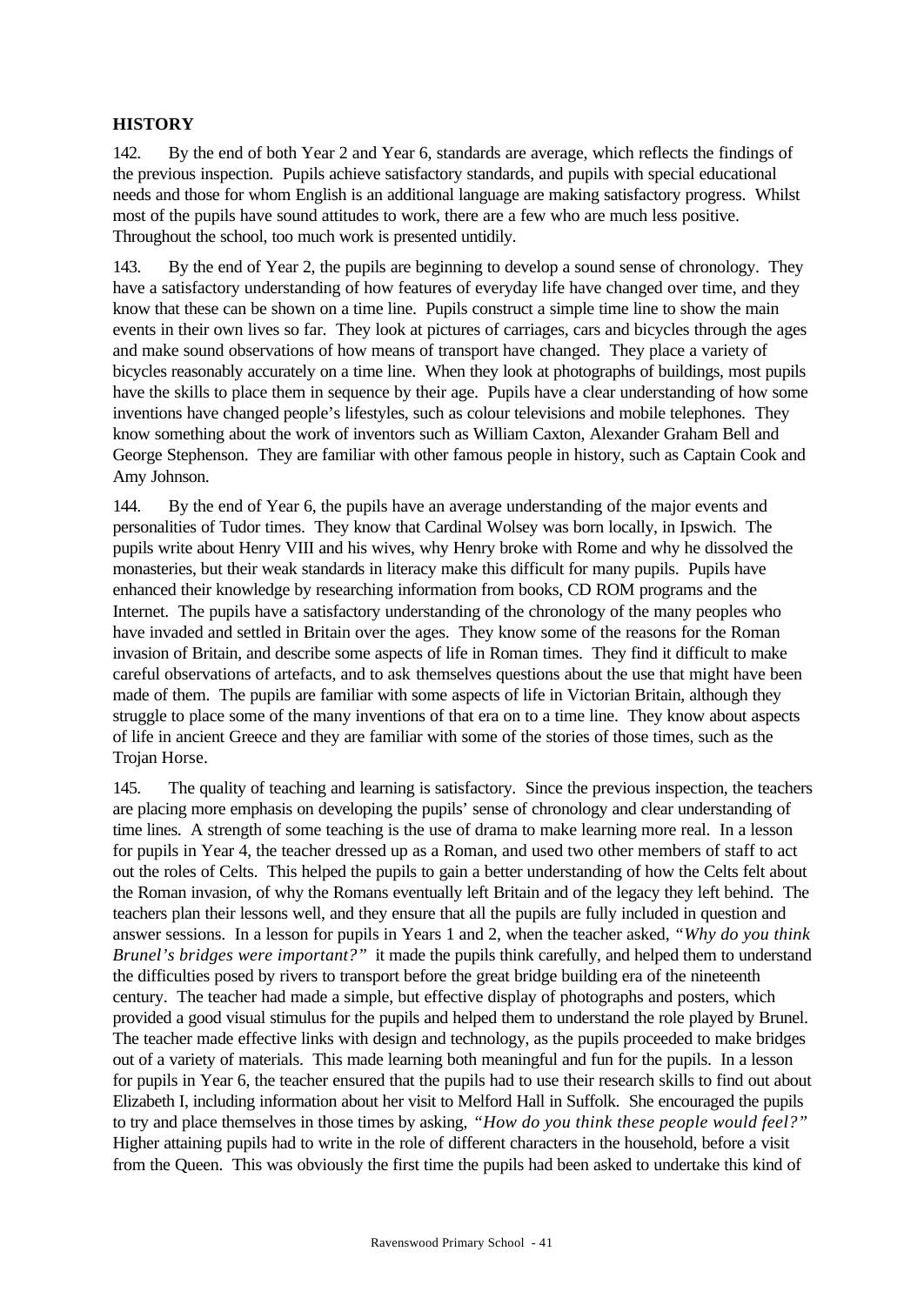## HISTORY

142. By the end of both Year 2 and Year 6, standards are average, which reflects the findings of the previous inspection. Pupils achieve satisfactory standards, and pupils with special educational needs and those for whom English is an additional language are making satisfactory progress. Whilst most of the pupils have sound attitudes to work, there are a few who are much less positive. Throughout the school, too much work is presented untidily.

143. By the end of Year 2, the pupils are beginning to develop a sound sense of chronology. They have a satisfactory understanding of how features of everyday life have changed over time, and they know that these can be shown on a time line. Pupils construct a simple time line to show the main events in their own lives so far. They look at pictures of carriages, cars and bicycles through the ages and make sound observations of how means of transport have changed. They place a variety of bicycles reasonably accurately on a time line. When they look at photographs of buildings, most pupils have the skills to place them in sequence by their age. Pupils have a clear understanding of how some inventions have changed people's lifestyles, such as colour televisions and mobile telephones. They know something about the work of inventors such as William Caxton, Alexander Graham Bell and George Stephenson. They are familiar with other famous people in history, such as Captain Cook and Amy Johnson.

144. By the end of Year 6, the pupils have an average understanding of the major events and personalities of Tudor times. They know that Cardinal Wolsey was born locally, in Ipswich. The pupils write about Henry VIII and his wives, why Henry broke with Rome and why he dissolved the monasteries, but their weak standards in literacy make this difficult for many pupils. Pupils have enhanced their knowledge by researching information from books, CD ROM programs and the Internet. The pupils have a satisfactory understanding of the chronology of the many peoples who have invaded and settled in Britain over the ages. They know some of the reasons for the Roman invasion of Britain, and describe some aspects of life in Roman times. They find it difficult to make careful observations of artefacts, and to ask themselves questions about the use that might have been made of them. The pupils are familiar with some aspects of life in Victorian Britain, although they struggle to place some of the many inventions of that era on to a time line. They know about aspects of life in ancient Greece and they are familiar with some of the stories of those times, such as the Trojan Horse.

145. The quality of teaching and learning is satisfactory. Since the previous inspection, the teachers are placing more emphasis on developing the pupils' sense of chronology and clear understanding of time lines. A strength of some teaching is the use of drama to make learning more real. In a lesson for pupils in Year 4, the teacher dressed up as a Roman, and used two other members of staff to act out the roles of Celts. This helped the pupils to gain a better understanding of how the Celts felt about the Roman invasion, of why the Romans eventually left Britain and of the legacy they left behind. The teachers plan their lessons well, and they ensure that all the pupils are fully included in question and answer sessions. In a lesson for pupils in Years 1 and 2, when the teacher asked, *"Why do you think Brunel's bridges were important?"* it made the pupils think carefully, and helped them to understand the difficulties posed by rivers to transport before the great bridge building era of the nineteenth century. The teacher had made a simple, but effective display of photographs and posters, which provided a good visual stimulus for the pupils and helped them to understand the role played by Brunel. The teacher made effective links with design and technology, as the pupils proceeded to make bridges out of a variety of materials. This made learning both meaningful and fun for the pupils. In a lesson for pupils in Year 6, the teacher ensured that the pupils had to use their research skills to find out about Elizabeth I, including information about her visit to Melford Hall in Suffolk. She encouraged the pupils to try and place themselves in those times by asking, *"How do you think these people would feel?"* Higher attaining pupils had to write in the role of different characters in the household, before a visit from the Queen. This was obviously the first time the pupils had been asked to undertake this kind of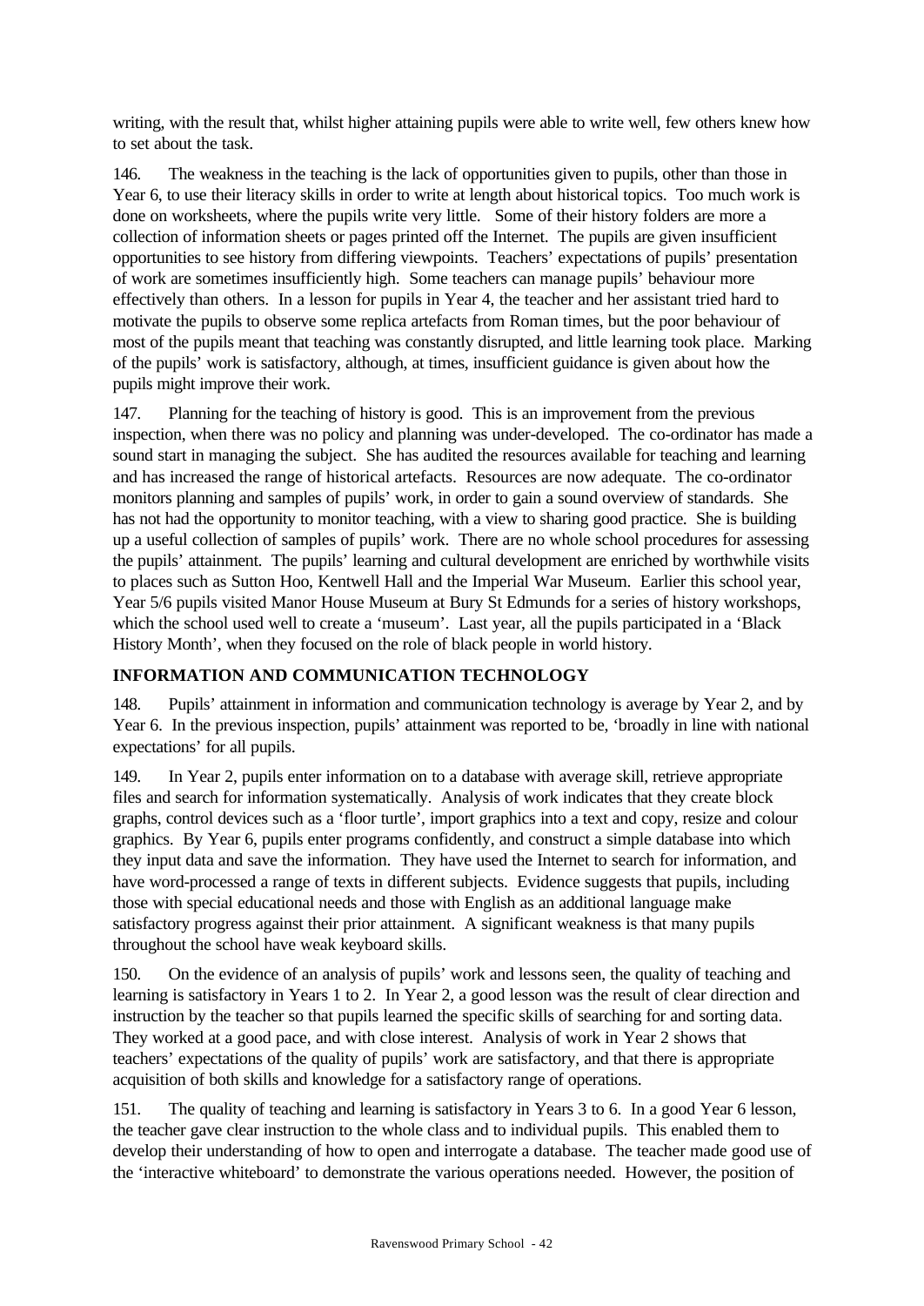writing, with the result that, whilst higher attaining pupils were able to write well, few others knew how to set about the task.

146. The weakness in the teaching is the lack of opportunities given to pupils, other than those in Year 6, to use their literacy skills in order to write at length about historical topics. Too much work is done on worksheets, where the pupils write very little. Some of their history folders are more a collection of information sheets or pages printed off the Internet. The pupils are given insufficient opportunities to see history from differing viewpoints. Teachers' expectations of pupils' presentation of work are sometimes insufficiently high. Some teachers can manage pupils' behaviour more effectively than others. In a lesson for pupils in Year 4, the teacher and her assistant tried hard to motivate the pupils to observe some replica artefacts from Roman times, but the poor behaviour of most of the pupils meant that teaching was constantly disrupted, and little learning took place. Marking of the pupils' work is satisfactory, although, at times, insufficient guidance is given about how the pupils might improve their work.

147. Planning for the teaching of history is good. This is an improvement from the previous inspection, when there was no policy and planning was under-developed. The co-ordinator has made a sound start in managing the subject. She has audited the resources available for teaching and learning and has increased the range of historical artefacts. Resources are now adequate. The co-ordinator monitors planning and samples of pupils' work, in order to gain a sound overview of standards. She has not had the opportunity to monitor teaching, with a view to sharing good practice. She is building up a useful collection of samples of pupils' work. There are no whole school procedures for assessing the pupils' attainment. The pupils' learning and cultural development are enriched by worthwhile visits to places such as Sutton Hoo, Kentwell Hall and the Imperial War Museum. Earlier this school year, Year 5/6 pupils visited Manor House Museum at Bury St Edmunds for a series of history workshops, which the school used well to create a 'museum'. Last year, all the pupils participated in a 'Black History Month', when they focused on the role of black people in world history.

## INFORMATION AND COMMUNICATION TECHNOLOGY

148. Pupils' attainment in information and communication technology is average by Year 2, and by Year 6. In the previous inspection, pupils' attainment was reported to be, 'broadly in line with national expectations' for all pupils.

149. In Year 2, pupils enter information on to a database with average skill, retrieve appropriate files and search for information systematically. Analysis of work indicates that they create block graphs, control devices such as a 'floor turtle', import graphics into a text and copy, resize and colour graphics. By Year 6, pupils enter programs confidently, and construct a simple database into which they input data and save the information. They have used the Internet to search for information, and have word-processed a range of texts in different subjects. Evidence suggests that pupils, including those with special educational needs and those with English as an additional language make satisfactory progress against their prior attainment. A significant weakness is that many pupils throughout the school have weak keyboard skills.

150. On the evidence of an analysis of pupils' work and lessons seen, the quality of teaching and learning is satisfactory in Years 1 to 2. In Year 2, a good lesson was the result of clear direction and instruction by the teacher so that pupils learned the specific skills of searching for and sorting data. They worked at a good pace, and with close interest. Analysis of work in Year 2 shows that teachers' expectations of the quality of pupils' work are satisfactory, and that there is appropriate acquisition of both skills and knowledge for a satisfactory range of operations.

151. The quality of teaching and learning is satisfactory in Years 3 to 6. In a good Year 6 lesson, the teacher gave clear instruction to the whole class and to individual pupils. This enabled them to develop their understanding of how to open and interrogate a database. The teacher made good use of the 'interactive whiteboard' to demonstrate the various operations needed. However, the position of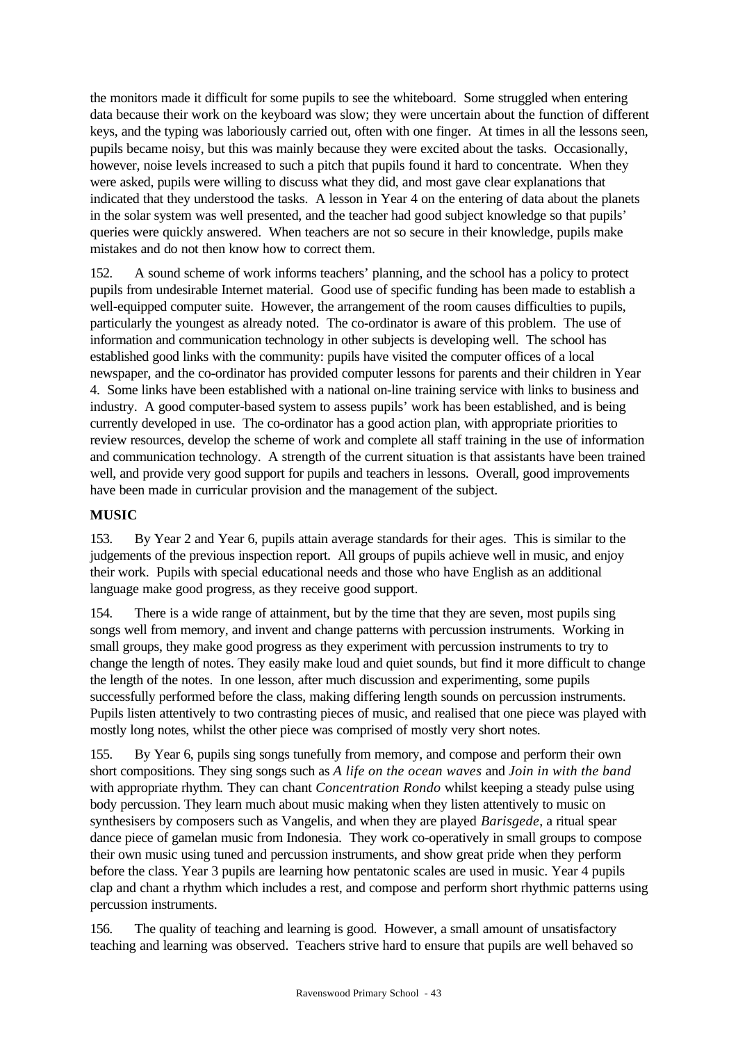the monitors made it difficult for some pupils to see the whiteboard. Some struggled when entering data because their work on the keyboard was slow; they were uncertain about the function of different keys, and the typing was laboriously carried out, often with one finger. At times in all the lessons seen, pupils became noisy, but this was mainly because they were excited about the tasks. Occasionally, however, noise levels increased to such a pitch that pupils found it hard to concentrate. When they were asked, pupils were willing to discuss what they did, and most gave clear explanations that indicated that they understood the tasks. A lesson in Year 4 on the entering of data about the planets in the solar system was well presented, and the teacher had good subject knowledge so that pupils' queries were quickly answered. When teachers are not so secure in their knowledge, pupils make mistakes and do not then know how to correct them.

152. A sound scheme of work informs teachers' planning, and the school has a policy to protect pupils from undesirable Internet material. Good use of specific funding has been made to establish a well-equipped computer suite. However, the arrangement of the room causes difficulties to pupils, particularly the youngest as already noted. The co-ordinator is aware of this problem. The use of information and communication technology in other subjects is developing well. The school has established good links with the community: pupils have visited the computer offices of a local newspaper, and the co-ordinator has provided computer lessons for parents and their children in Year 4. Some links have been established with a national on-line training service with links to business and industry. A good computer-based system to assess pupils' work has been established, and is being currently developed in use. The co-ordinator has a good action plan, with appropriate priorities to review resources, develop the scheme of work and complete all staff training in the use of information and communication technology. A strength of the current situation is that assistants have been trained well, and provide very good support for pupils and teachers in lessons. Overall, good improvements have been made in curricular provision and the management of the subject.

## MUSIC

153. By Year 2 and Year 6, pupils attain average standards for their ages. This is similar to the judgements of the previous inspection report. All groups of pupils achieve well in music, and enjoy their work. Pupils with special educational needs and those who have English as an additional language make good progress, as they receive good support.

154. There is a wide range of attainment, but by the time that they are seven, most pupils sing songs well from memory, and invent and change patterns with percussion instruments. Working in small groups, they make good progress as they experiment with percussion instruments to try to change the length of notes. They easily make loud and quiet sounds, but find it more difficult to change the length of the notes. In one lesson, after much discussion and experimenting, some pupils successfully performed before the class, making differing length sounds on percussion instruments. Pupils listen attentively to two contrasting pieces of music, and realised that one piece was played with mostly long notes, whilst the other piece was comprised of mostly very short notes.

155. By Year 6, pupils sing songs tunefully from memory, and compose and perform their own short compositions. They sing songs such as *A life on the ocean waves* and *Join in with the band* with appropriate rhythm. They can chant *Concentration Rondo* whilst keeping a steady pulse using body percussion. They learn much about music making when they listen attentively to music on synthesisers by composers such as Vangelis, and when they are played *Barisgede*, a ritual spear dance piece of gamelan music from Indonesia. They work co-operatively in small groups to compose their own music using tuned and percussion instruments, and show great pride when they perform before the class. Year 3 pupils are learning how pentatonic scales are used in music. Year 4 pupils clap and chant a rhythm which includes a rest, and compose and perform short rhythmic patterns using percussion instruments.

156. The quality of teaching and learning is good. However, a small amount of unsatisfactory teaching and learning was observed. Teachers strive hard to ensure that pupils are well behaved so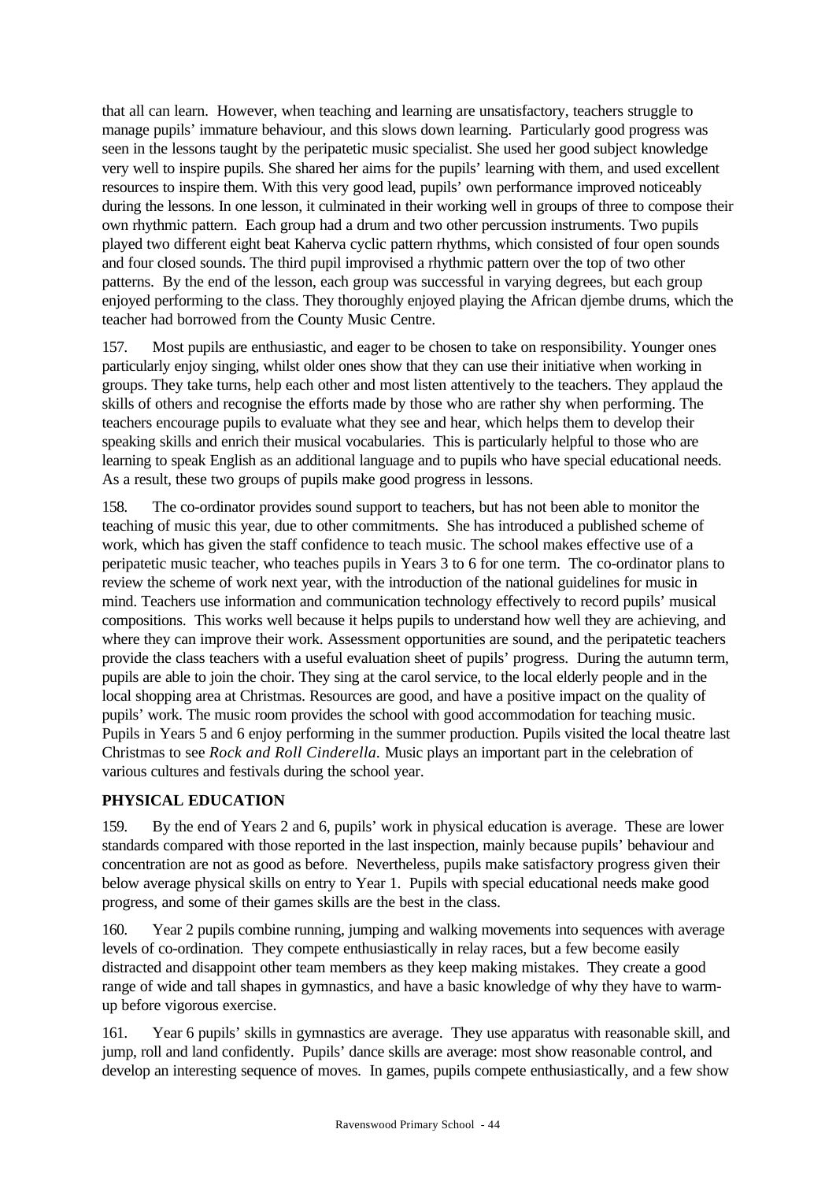that all can learn. However, when teaching and learning are unsatisfactory, teachers struggle to manage pupils' immature behaviour, and this slows down learning. Particularly good progress was seen in the lessons taught by the peripatetic music specialist. She used her good subject knowledge very well to inspire pupils. She shared her aims for the pupils' learning with them, and used excellent resources to inspire them. With this very good lead, pupils' own performance improved noticeably during the lessons. In one lesson, it culminated in their working well in groups of three to compose their own rhythmic pattern. Each group had a drum and two other percussion instruments. Two pupils played two different eight beat Kaherva cyclic pattern rhythms, which consisted of four open sounds and four closed sounds. The third pupil improvised a rhythmic pattern over the top of two other patterns. By the end of the lesson, each group was successful in varying degrees, but each group enjoyed performing to the class. They thoroughly enjoyed playing the African djembe drums, which the teacher had borrowed from the County Music Centre.

157. Most pupils are enthusiastic, and eager to be chosen to take on responsibility. Younger ones particularly enjoy singing, whilst older ones show that they can use their initiative when working in groups. They take turns, help each other and most listen attentively to the teachers. They applaud the skills of others and recognise the efforts made by those who are rather shy when performing. The teachers encourage pupils to evaluate what they see and hear, which helps them to develop their speaking skills and enrich their musical vocabularies. This is particularly helpful to those who are learning to speak English as an additional language and to pupils who have special educational needs. As a result, these two groups of pupils make good progress in lessons.

158. The co-ordinator provides sound support to teachers, but has not been able to monitor the teaching of music this year, due to other commitments. She has introduced a published scheme of work, which has given the staff confidence to teach music. The school makes effective use of a peripatetic music teacher, who teaches pupils in Years 3 to 6 for one term. The co-ordinator plans to review the scheme of work next year, with the introduction of the national guidelines for music in mind. Teachers use information and communication technology effectively to record pupils' musical compositions. This works well because it helps pupils to understand how well they are achieving, and where they can improve their work. Assessment opportunities are sound, and the peripatetic teachers provide the class teachers with a useful evaluation sheet of pupils' progress. During the autumn term, pupils are able to join the choir. They sing at the carol service, to the local elderly people and in the local shopping area at Christmas. Resources are good, and have a positive impact on the quality of pupils' work. The music room provides the school with good accommodation for teaching music. Pupils in Years 5 and 6 enjoy performing in the summer production. Pupils visited the local theatre last Christmas to see *Rock and Roll Cinderella*. Music plays an important part in the celebration of various cultures and festivals during the school year.

## PHYSICAL EDUCATION

159. By the end of Years 2 and 6, pupils' work in physical education is average. These are lower standards compared with those reported in the last inspection, mainly because pupils' behaviour and concentration are not as good as before. Nevertheless, pupils make satisfactory progress given their below average physical skills on entry to Year 1. Pupils with special educational needs make good progress, and some of their games skills are the best in the class.

160. Year 2 pupils combine running, jumping and walking movements into sequences with average levels of co-ordination. They compete enthusiastically in relay races, but a few become easily distracted and disappoint other team members as they keep making mistakes. They create a good range of wide and tall shapes in gymnastics, and have a basic knowledge of why they have to warm-up before vigorous exercise.

161. Year 6 pupils' skills in gymnastics are average. They use apparatus with reasonable skill, and jump, roll and land confidently. Pupils' dance skills are average: most show reasonable control, and develop an interesting sequence of moves. In games, pupils compete enthusiastically, and a few show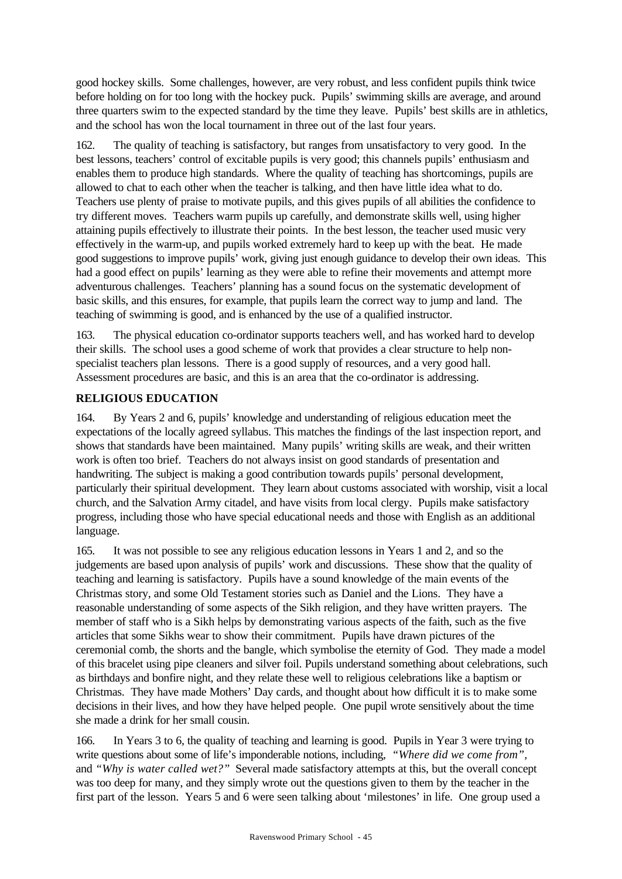good hockey skills. Some challenges, however, are very robust, and less confident pupils think twice before holding on for too long with the hockey puck. Pupils' swimming skills are average, and around three quarters swim to the expected standard by the time they leave. Pupils' best skills are in athletics, and the school has won the local tournament in three out of the last four years.

162. The quality of teaching is satisfactory, but ranges from unsatisfactory to very good. In the best lessons, teachers' control of excitable pupils is very good; this channels pupils' enthusiasm and enables them to produce high standards. Where the quality of teaching has shortcomings, pupils are allowed to chat to each other when the teacher is talking, and then have little idea what to do. Teachers use plenty of praise to motivate pupils, and this gives pupils of all abilities the confidence to try different moves. Teachers warm pupils up carefully, and demonstrate skills well, using higher attaining pupils effectively to illustrate their points. In the best lesson, the teacher used music very effectively in the warm-up, and pupils worked extremely hard to keep up with the beat. He made good suggestions to improve pupils' work, giving just enough guidance to develop their own ideas. This had a good effect on pupils' learning as they were able to refine their movements and attempt more adventurous challenges. Teachers' planning has a sound focus on the systematic development of basic skills, and this ensures, for example, that pupils learn the correct way to jump and land. The teaching of swimming is good, and is enhanced by the use of a qualified instructor.

163. The physical education co-ordinator supports teachers well, and has worked hard to develop their skills. The school uses a good scheme of work that provides a clear structure to help non-specialist teachers plan lessons. There is a good supply of resources, and a very good hall. Assessment procedures are basic, and this is an area that the co-ordinator is addressing.

## RELIGIOUS EDUCATION

164. By Years 2 and 6, pupils' knowledge and understanding of religious education meet the expectations of the locally agreed syllabus. This matches the findings of the last inspection report, and shows that standards have been maintained. Many pupils' writing skills are weak, and their written work is often too brief. Teachers do not always insist on good standards of presentation and handwriting. The subject is making a good contribution towards pupils' personal development, particularly their spiritual development. They learn about customs associated with worship, visit a local church, and the Salvation Army citadel, and have visits from local clergy. Pupils make satisfactory progress, including those who have special educational needs and those with English as an additional language.

165. It was not possible to see any religious education lessons in Years 1 and 2, and so the judgements are based upon analysis of pupils' work and discussions. These show that the quality of teaching and learning is satisfactory. Pupils have a sound knowledge of the main events of the Christmas story, and some Old Testament stories such as Daniel and the Lions. They have a reasonable understanding of some aspects of the Sikh religion, and they have written prayers. The member of staff who is a Sikh helps by demonstrating various aspects of the faith, such as the five articles that some Sikhs wear to show their commitment. Pupils have drawn pictures of the ceremonial comb, the shorts and the bangle, which symbolise the eternity of God. They made a model of this bracelet using pipe cleaners and silver foil. Pupils understand something about celebrations, such as birthdays and bonfire night, and they relate these well to religious celebrations like a baptism or Christmas. They have made Mothers' Day cards, and thought about how difficult it is to make some decisions in their lives, and how they have helped people. One pupil wrote sensitively about the time she made a drink for her small cousin.

166. In Years 3 to 6, the quality of teaching and learning is good. Pupils in Year 3 were trying to write questions about some of life's imponderable notions, including, *"Where did we come from"*, and *"Why is water called wet?"* Several made satisfactory attempts at this, but the overall concept was too deep for many, and they simply wrote out the questions given to them by the teacher in the first part of the lesson. Years 5 and 6 were seen talking about 'milestones' in life. One group used a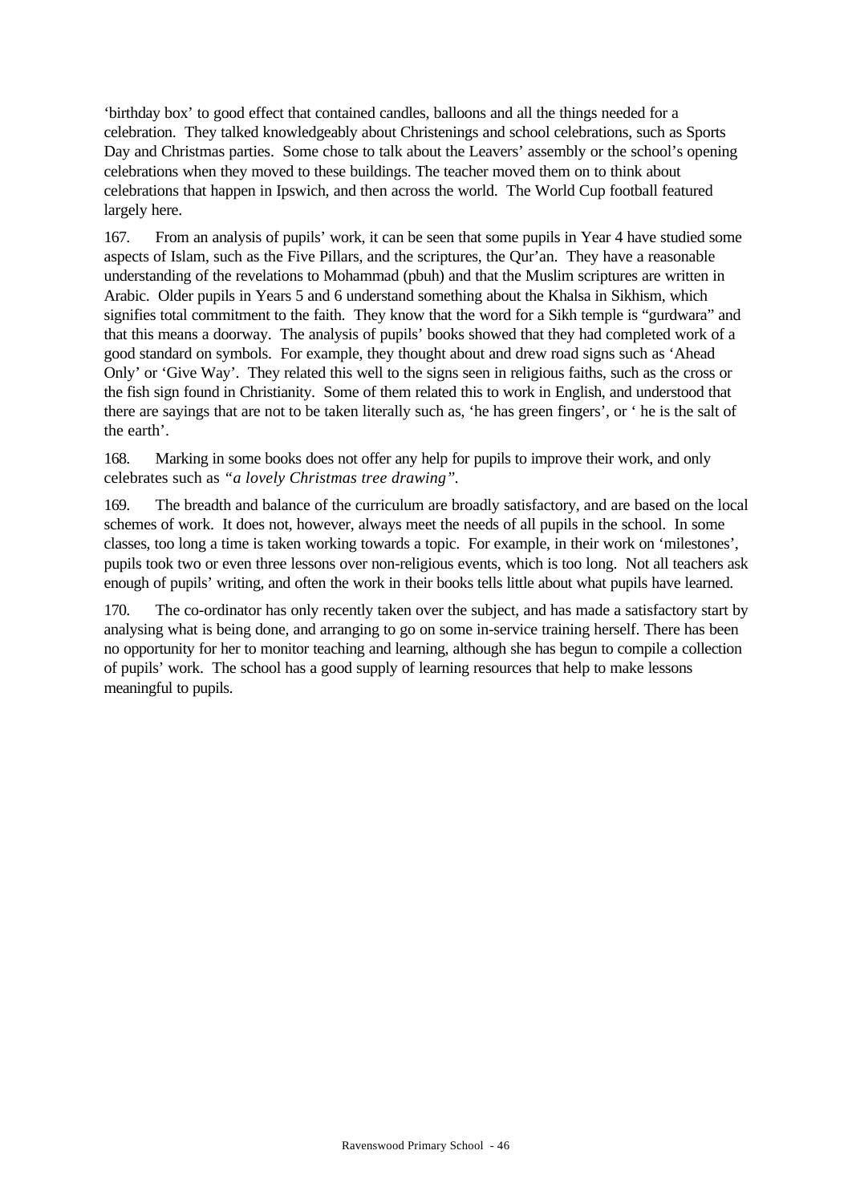'birthday box' to good effect that contained candles, balloons and all the things needed for a celebration. They talked knowledgeably about Christenings and school celebrations, such as Sports Day and Christmas parties. Some chose to talk about the Leavers' assembly or the school's opening celebrations when they moved to these buildings. The teacher moved them on to think about celebrations that happen in Ipswich, and then across the world. The World Cup football featured largely here.

167. From an analysis of pupils' work, it can be seen that some pupils in Year 4 have studied some aspects of Islam, such as the Five Pillars, and the scriptures, the Qur'an. They have a reasonable understanding of the revelations to Mohammad (pbuh) and that the Muslim scriptures are written in Arabic. Older pupils in Years 5 and 6 understand something about the Khalsa in Sikhism, which signifies total commitment to the faith. They know that the word for a Sikh temple is "gurdwara" and that this means a doorway. The analysis of pupils' books showed that they had completed work of a good standard on symbols. For example, they thought about and drew road signs such as 'Ahead Only' or 'Give Way'. They related this well to the signs seen in religious faiths, such as the cross or the fish sign found in Christianity. Some of them related this to work in English, and understood that there are sayings that are not to be taken literally such as, 'he has green fingers', or ' he is the salt of the earth'.

168. Marking in some books does not offer any help for pupils to improve their work, and only celebrates such as *"a lovely Christmas tree drawing"*.

169. The breadth and balance of the curriculum are broadly satisfactory, and are based on the local schemes of work. It does not, however, always meet the needs of all pupils in the school. In some classes, too long a time is taken working towards a topic. For example, in their work on 'milestones', pupils took two or even three lessons over non-religious events, which is too long. Not all teachers ask enough of pupils' writing, and often the work in their books tells little about what pupils have learned.

170. The co-ordinator has only recently taken over the subject, and has made a satisfactory start by analysing what is being done, and arranging to go on some in-service training herself. There has been no opportunity for her to monitor teaching and learning, although she has begun to compile a collection of pupils' work. The school has a good supply of learning resources that help to make lessons meaningful to pupils.